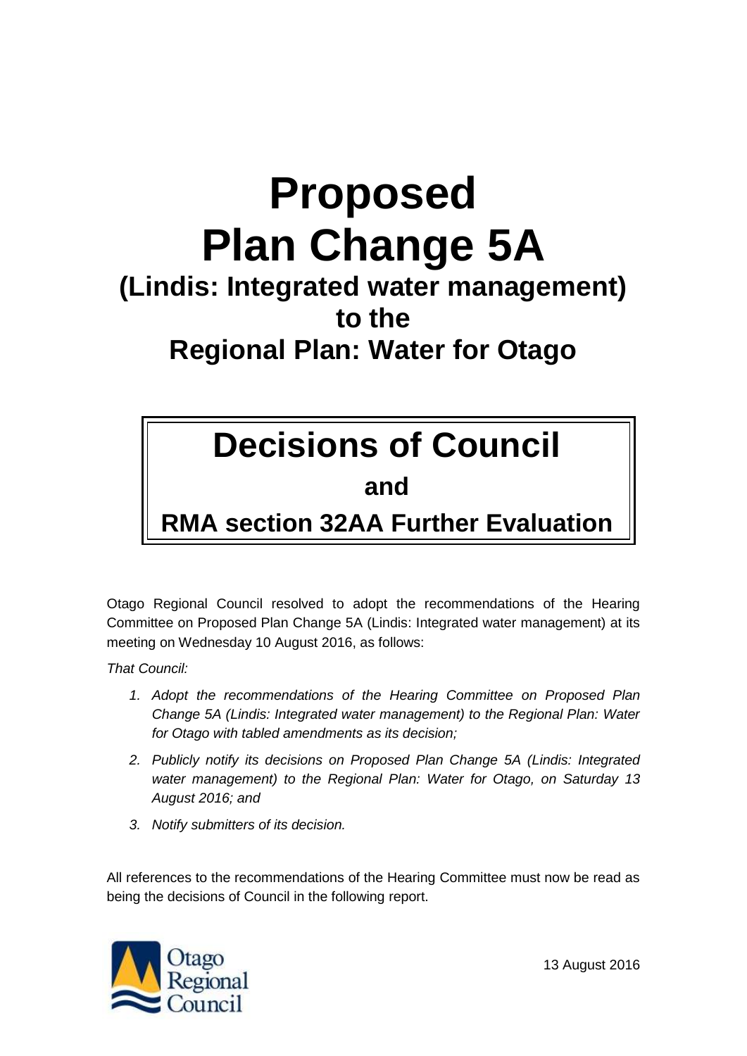# Proposed Plan Change 5A

## (Lindis: Integrated water management) to the Regional Plan: Water for Otago

# Decisions of Council

## and

## RMA section 32AA Further Evaluation

Otago Regional Council resolved to adopt the recommendations of the Hearing Committee on Proposed Plan Change 5A (Lindis: Integrated water management) at its meeting on Wednesday 10 August 2016, as follows:

*That Council:*

1. *Adopt the recommendations of the Hearing Committee on Proposed Plan Change 5A (Lindis: Integrated water management) to the Regional Plan: Water for Otago with tabled amendments as its decision;*
2. *Publicly notify its decisions on Proposed Plan Change 5A (Lindis: Integrated water management) to the Regional Plan: Water for Otago, on Saturday 13 August 2016; and*
3. *Notify submitters of its decision.*

All references to the recommendations of the Hearing Committee must now be read as being the decisions of Council in the following report.

Otago Regional Council

13 August 2016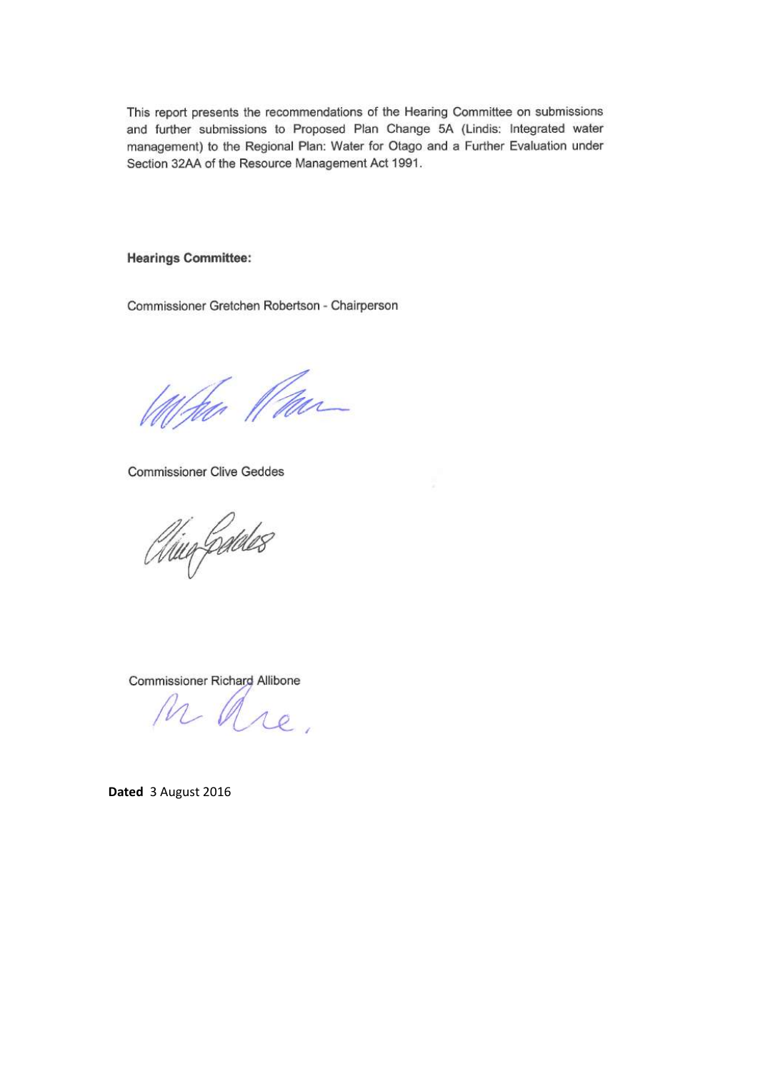This report presents the recommendations of the Hearing Committee on submissions and further submissions to Proposed Plan Change 5A (Lindis: Integrated water management) to the Regional Plan: Water for Otago and a Further Evaluation under Section 32AA of the Resource Management Act 1991.

**Hearings Committee:**

Commissioner Gretchen Robertson - Chairperson

Commissioner Clive Geddes

Commissioner Richard Allibone

**Dated** 3 August 2016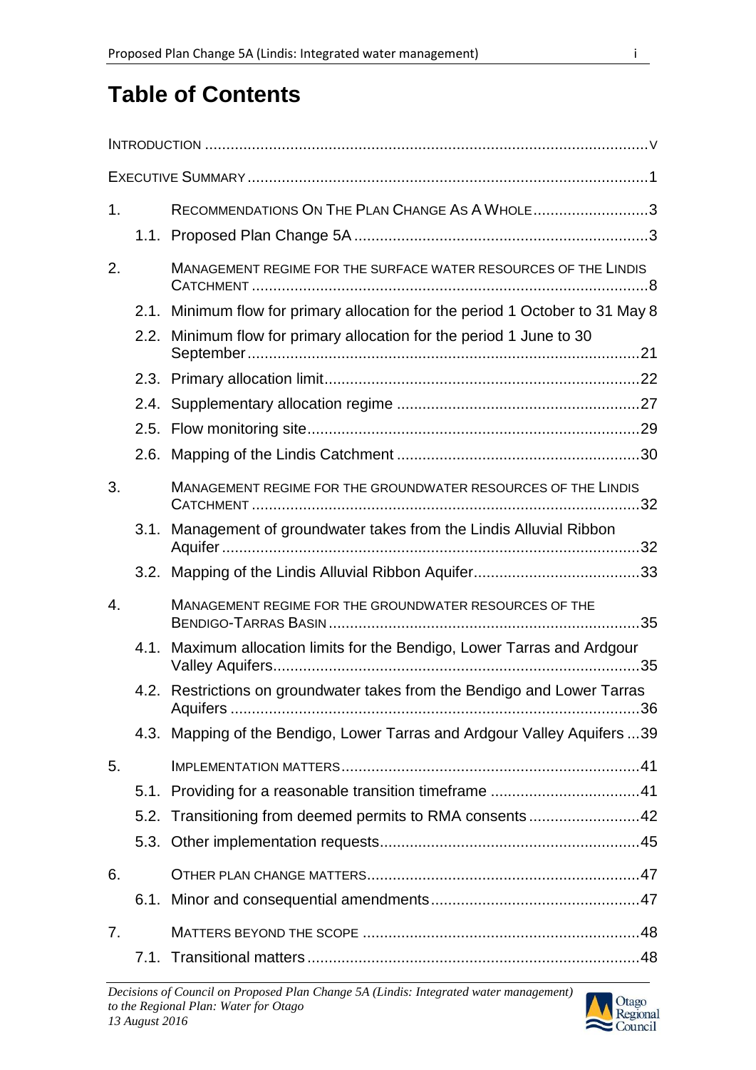# Table of Contents

INTRODUCTION .......................................................................................................v

EXECUTIVE SUMMARY .............................................................................................1

1. RECOMMENDATIONS ON THE PLAN CHANGE AS A WHOLE ...........................3
   - 1.1. Proposed Plan Change 5A .....................................................................3
2. MANAGEMENT REGIME FOR THE SURFACE WATER RESOURCES OF THE LINDIS CATCHMENT .............................................................................................8
   - 2.1. Minimum flow for primary allocation for the period 1 October to 31 May 8
   - 2.2. Minimum flow for primary allocation for the period 1 June to 30 September ...........................................................................................21
   - 2.3. Primary allocation limit.........................................................................22
   - 2.4. Supplementary allocation regime .........................................................27
   - 2.5. Flow monitoring site.............................................................................29
   - 2.6. Mapping of the Lindis Catchment .........................................................30
3. MANAGEMENT REGIME FOR THE GROUNDWATER RESOURCES OF THE LINDIS CATCHMENT ...........................................................................................32
   - 3.1. Management of groundwater takes from the Lindis Alluvial Ribbon Aquifer .................................................................................................32
   - 3.2. Mapping of the Lindis Alluvial Ribbon Aquifer.......................................33
4. MANAGEMENT REGIME FOR THE GROUNDWATER RESOURCES OF THE BENDIGO-TARRAS BASIN .........................................................................35
   - 4.1. Maximum allocation limits for the Bendigo, Lower Tarras and Ardgour Valley Aquifers.....................................................................................35
   - 4.2. Restrictions on groundwater takes from the Bendigo and Lower Tarras Aquifers ...............................................................................................36
   - 4.3. Mapping of the Bendigo, Lower Tarras and Ardgour Valley Aquifers ...39
5. IMPLEMENTATION MATTERS.....................................................................41
   - 5.1. Providing for a reasonable transition timeframe ...................................41
   - 5.2. Transitioning from deemed permits to RMA consents..........................42
   - 5.3. Other implementation requests............................................................45
6. OTHER PLAN CHANGE MATTERS................................................................47
   - 6.1. Minor and consequential amendments................................................47
7. MATTERS BEYOND THE SCOPE ................................................................48
   - 7.1. Transitional matters ..............................................................................48

*Decisions of Council on Proposed Plan Change 5A (Lindis: Integrated water management) to the Regional Plan: Water for Otago*
*13 August 2016*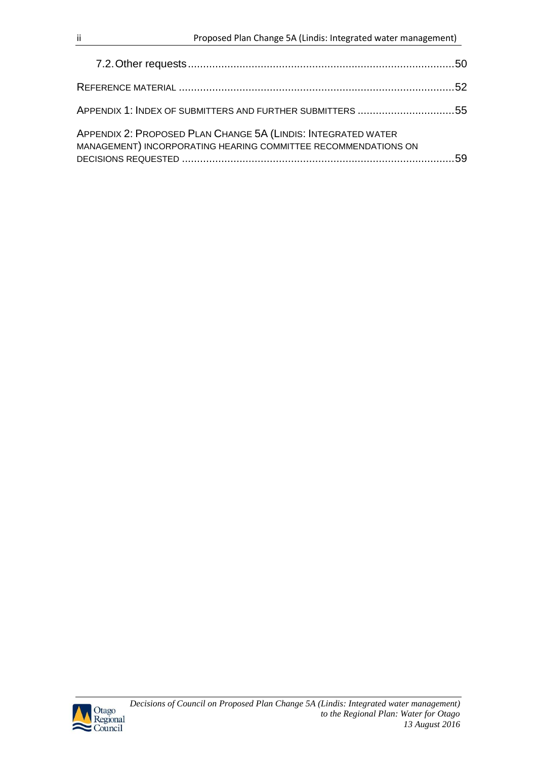7.2. Other requests ........................................................................................50

REFERENCE MATERIAL ..........................................................................................52

APPENDIX 1: INDEX OF SUBMITTERS AND FURTHER SUBMITTERS ................................55

APPENDIX 2: PROPOSED PLAN CHANGE 5A (LINDIS: INTEGRATED WATER MANAGEMENT) INCORPORATING HEARING COMMITTEE RECOMMENDATIONS ON DECISIONS REQUESTED ..........................................................................................59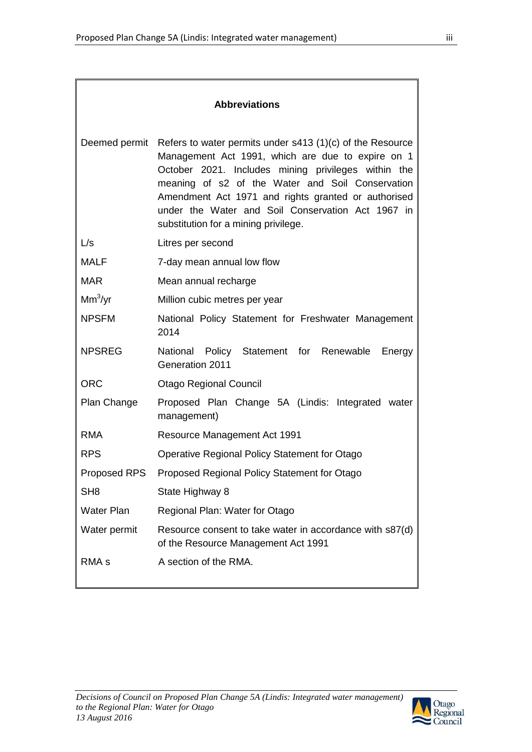## Abbreviations

| | |
|---|---|
| Deemed permit | Refers to water permits under s413 (1)(c) of the Resource Management Act 1991, which are due to expire on 1 October 2021. Includes mining privileges within the meaning of s2 of the Water and Soil Conservation Amendment Act 1971 and rights granted or authorised under the Water and Soil Conservation Act 1967 in substitution for a mining privilege. |
| L/s | Litres per second |
| MALF | 7-day mean annual low flow |
| MAR | Mean annual recharge |
| $Mm^3/yr$ | Million cubic metres per year |
| NPSFM | National Policy Statement for Freshwater Management 2014 |
| NPSREG | National Policy Statement for Renewable Energy Generation 2011 |
| ORC | Otago Regional Council |
| Plan Change | Proposed Plan Change 5A (Lindis: Integrated water management) |
| RMA | Resource Management Act 1991 |
| RPS | Operative Regional Policy Statement for Otago |
| Proposed RPS | Proposed Regional Policy Statement for Otago |
| SH8 | State Highway 8 |
| Water Plan | Regional Plan: Water for Otago |
| Water permit | Resource consent to take water in accordance with s87(d) of the Resource Management Act 1991 |
| RMA s | A section of the RMA. |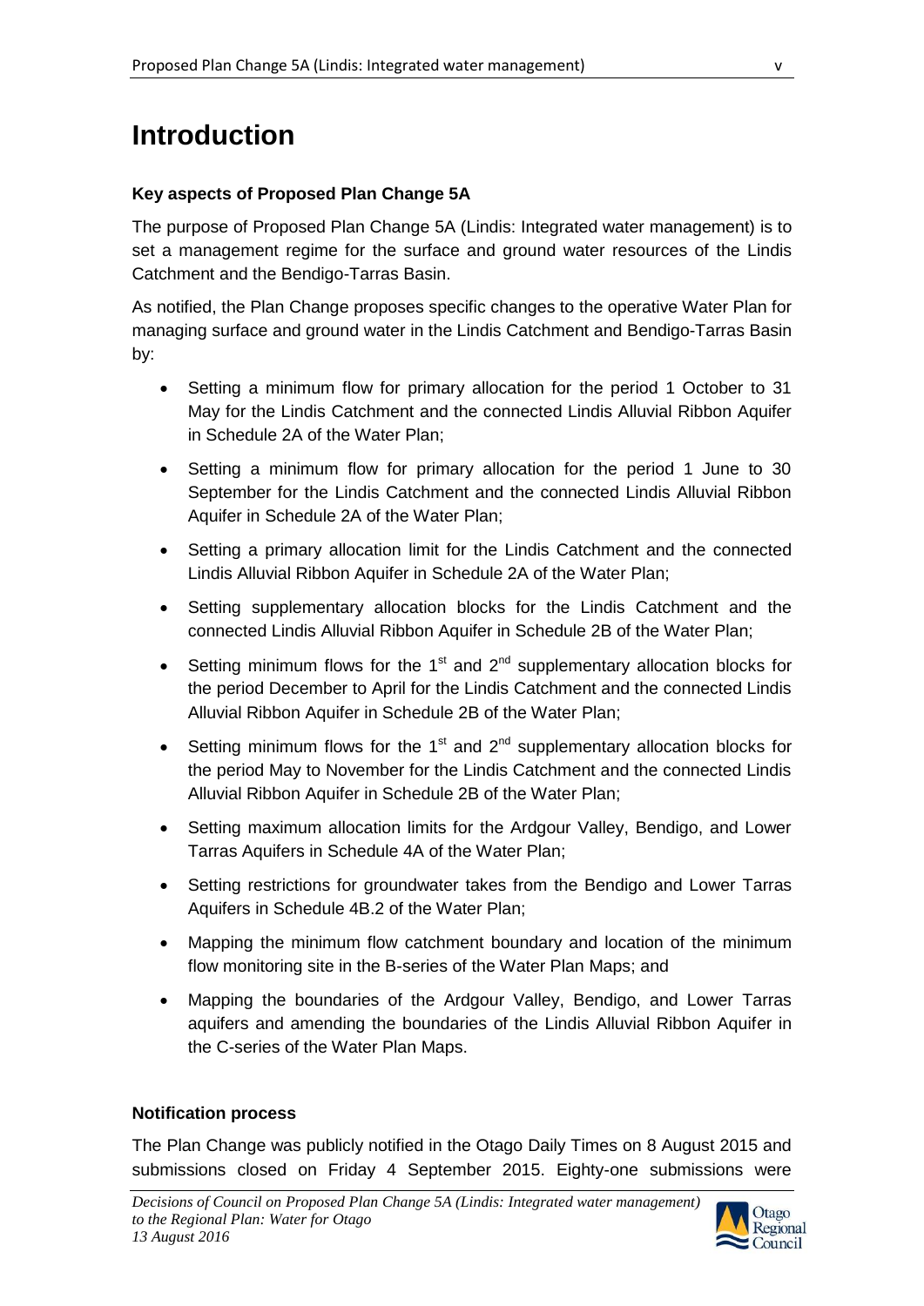# Introduction

### Key aspects of Proposed Plan Change 5A

The purpose of Proposed Plan Change 5A (Lindis: Integrated water management) is to set a management regime for the surface and ground water resources of the Lindis Catchment and the Bendigo-Tarras Basin.

As notified, the Plan Change proposes specific changes to the operative Water Plan for managing surface and ground water in the Lindis Catchment and Bendigo-Tarras Basin by:

- Setting a minimum flow for primary allocation for the period 1 October to 31 May for the Lindis Catchment and the connected Lindis Alluvial Ribbon Aquifer in Schedule 2A of the Water Plan;
- Setting a minimum flow for primary allocation for the period 1 June to 30 September for the Lindis Catchment and the connected Lindis Alluvial Ribbon Aquifer in Schedule 2A of the Water Plan;
- Setting a primary allocation limit for the Lindis Catchment and the connected Lindis Alluvial Ribbon Aquifer in Schedule 2A of the Water Plan;
- Setting supplementary allocation blocks for the Lindis Catchment and the connected Lindis Alluvial Ribbon Aquifer in Schedule 2B of the Water Plan;
- Setting minimum flows for the 1st and 2nd supplementary allocation blocks for the period December to April for the Lindis Catchment and the connected Lindis Alluvial Ribbon Aquifer in Schedule 2B of the Water Plan;
- Setting minimum flows for the 1st and 2nd supplementary allocation blocks for the period May to November for the Lindis Catchment and the connected Lindis Alluvial Ribbon Aquifer in Schedule 2B of the Water Plan;
- Setting maximum allocation limits for the Ardgour Valley, Bendigo, and Lower Tarras Aquifers in Schedule 4A of the Water Plan;
- Setting restrictions for groundwater takes from the Bendigo and Lower Tarras Aquifers in Schedule 4B.2 of the Water Plan;
- Mapping the minimum flow catchment boundary and location of the minimum flow monitoring site in the B-series of the Water Plan Maps; and
- Mapping the boundaries of the Ardgour Valley, Bendigo, and Lower Tarras aquifers and amending the boundaries of the Lindis Alluvial Ribbon Aquifer in the C-series of the Water Plan Maps.

### Notification process

The Plan Change was publicly notified in the Otago Daily Times on 8 August 2015 and submissions closed on Friday 4 September 2015. Eighty-one submissions were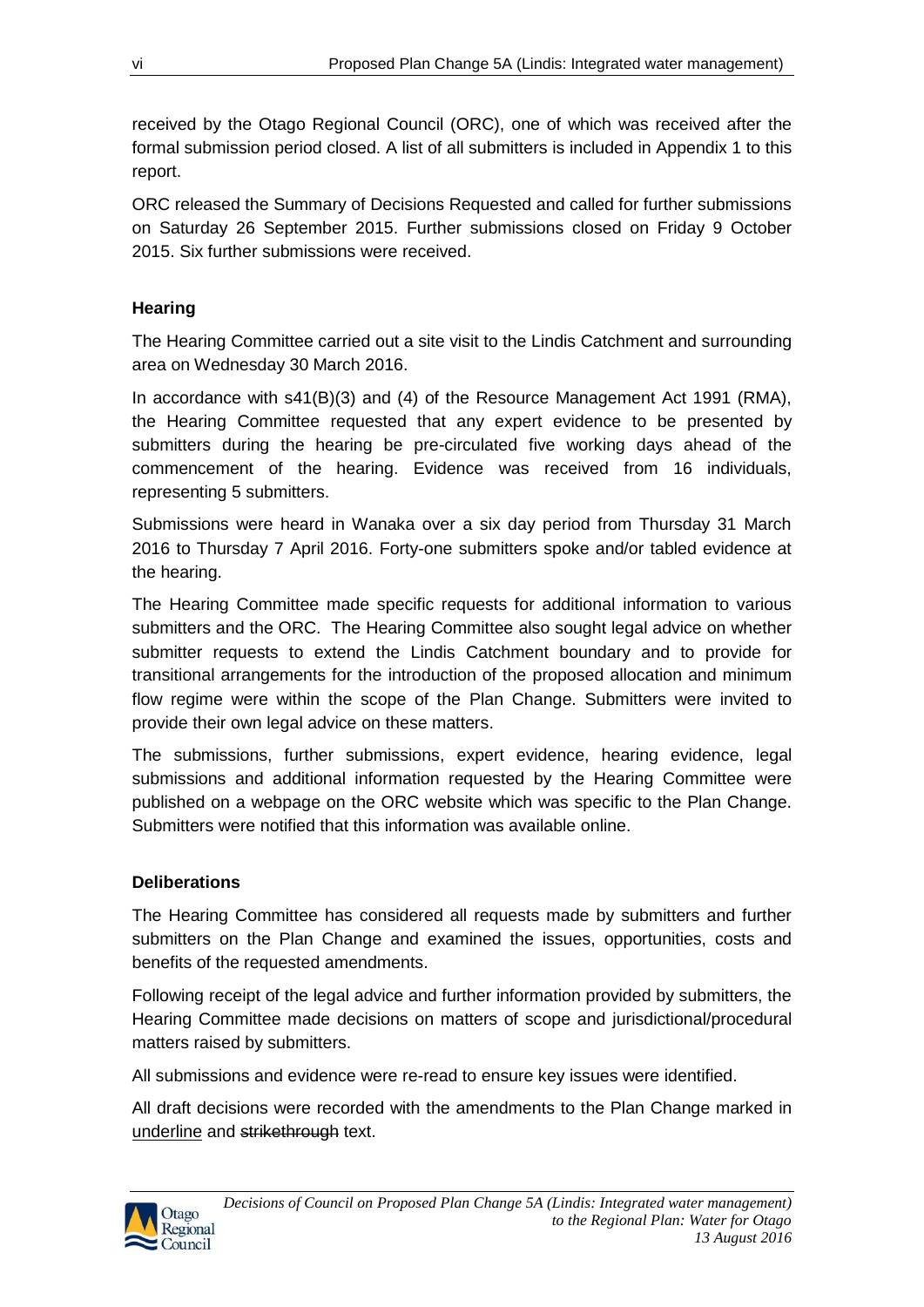received by the Otago Regional Council (ORC), one of which was received after the formal submission period closed. A list of all submitters is included in Appendix 1 to this report.

ORC released the Summary of Decisions Requested and called for further submissions on Saturday 26 September 2015. Further submissions closed on Friday 9 October 2015. Six further submissions were received.

**Hearing**

The Hearing Committee carried out a site visit to the Lindis Catchment and surrounding area on Wednesday 30 March 2016.

In accordance with s41(B)(3) and (4) of the Resource Management Act 1991 (RMA), the Hearing Committee requested that any expert evidence to be presented by submitters during the hearing be pre-circulated five working days ahead of the commencement of the hearing. Evidence was received from 16 individuals, representing 5 submitters.

Submissions were heard in Wanaka over a six day period from Thursday 31 March 2016 to Thursday 7 April 2016. Forty-one submitters spoke and/or tabled evidence at the hearing.

The Hearing Committee made specific requests for additional information to various submitters and the ORC. The Hearing Committee also sought legal advice on whether submitter requests to extend the Lindis Catchment boundary and to provide for transitional arrangements for the introduction of the proposed allocation and minimum flow regime were within the scope of the Plan Change. Submitters were invited to provide their own legal advice on these matters.

The submissions, further submissions, expert evidence, hearing evidence, legal submissions and additional information requested by the Hearing Committee were published on a webpage on the ORC website which was specific to the Plan Change. Submitters were notified that this information was available online.

**Deliberations**

The Hearing Committee has considered all requests made by submitters and further submitters on the Plan Change and examined the issues, opportunities, costs and benefits of the requested amendments.

Following receipt of the legal advice and further information provided by submitters, the Hearing Committee made decisions on matters of scope and jurisdictional/procedural matters raised by submitters.

All submissions and evidence were re-read to ensure key issues were identified.

All draft decisions were recorded with the amendments to the Plan Change marked in <u>underline</u> and ~~strikethrough~~ text.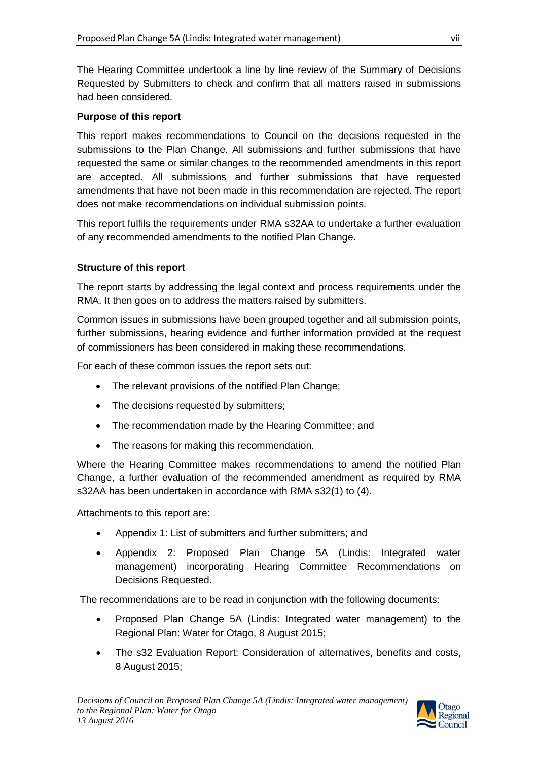The Hearing Committee undertook a line by line review of the Summary of Decisions Requested by Submitters to check and confirm that all matters raised in submissions had been considered.

**Purpose of this report**

This report makes recommendations to Council on the decisions requested in the submissions to the Plan Change. All submissions and further submissions that have requested the same or similar changes to the recommended amendments in this report are accepted. All submissions and further submissions that have requested amendments that have not been made in this recommendation are rejected. The report does not make recommendations on individual submission points.

This report fulfils the requirements under RMA s32AA to undertake a further evaluation of any recommended amendments to the notified Plan Change.

**Structure of this report**

The report starts by addressing the legal context and process requirements under the RMA. It then goes on to address the matters raised by submitters.

Common issues in submissions have been grouped together and all submission points, further submissions, hearing evidence and further information provided at the request of commissioners has been considered in making these recommendations.

For each of these common issues the report sets out:

- The relevant provisions of the notified Plan Change;
- The decisions requested by submitters;
- The recommendation made by the Hearing Committee; and
- The reasons for making this recommendation.

Where the Hearing Committee makes recommendations to amend the notified Plan Change, a further evaluation of the recommended amendment as required by RMA s32AA has been undertaken in accordance with RMA s32(1) to (4).

Attachments to this report are:

- Appendix 1: List of submitters and further submitters; and
- Appendix 2: Proposed Plan Change 5A (Lindis: Integrated water management) incorporating Hearing Committee Recommendations on Decisions Requested.

The recommendations are to be read in conjunction with the following documents:

- Proposed Plan Change 5A (Lindis: Integrated water management) to the Regional Plan: Water for Otago, 8 August 2015;
- The s32 Evaluation Report: Consideration of alternatives, benefits and costs, 8 August 2015;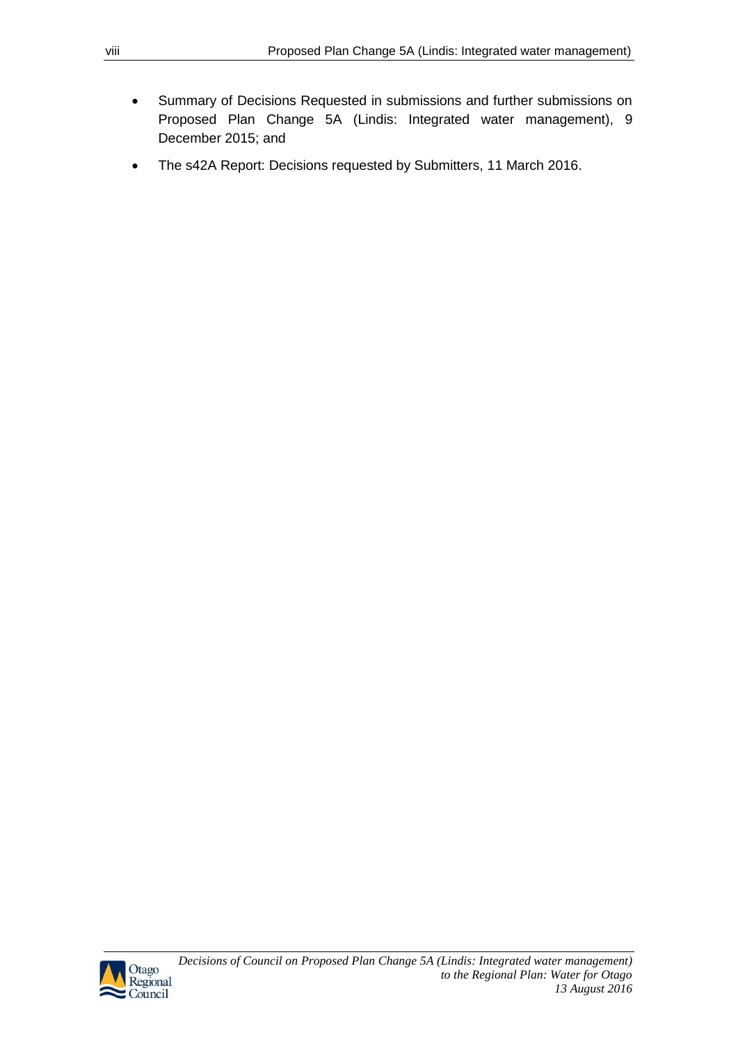- Summary of Decisions Requested in submissions and further submissions on Proposed Plan Change 5A (Lindis: Integrated water management), 9 December 2015; and
- The s42A Report: Decisions requested by Submitters, 11 March 2016.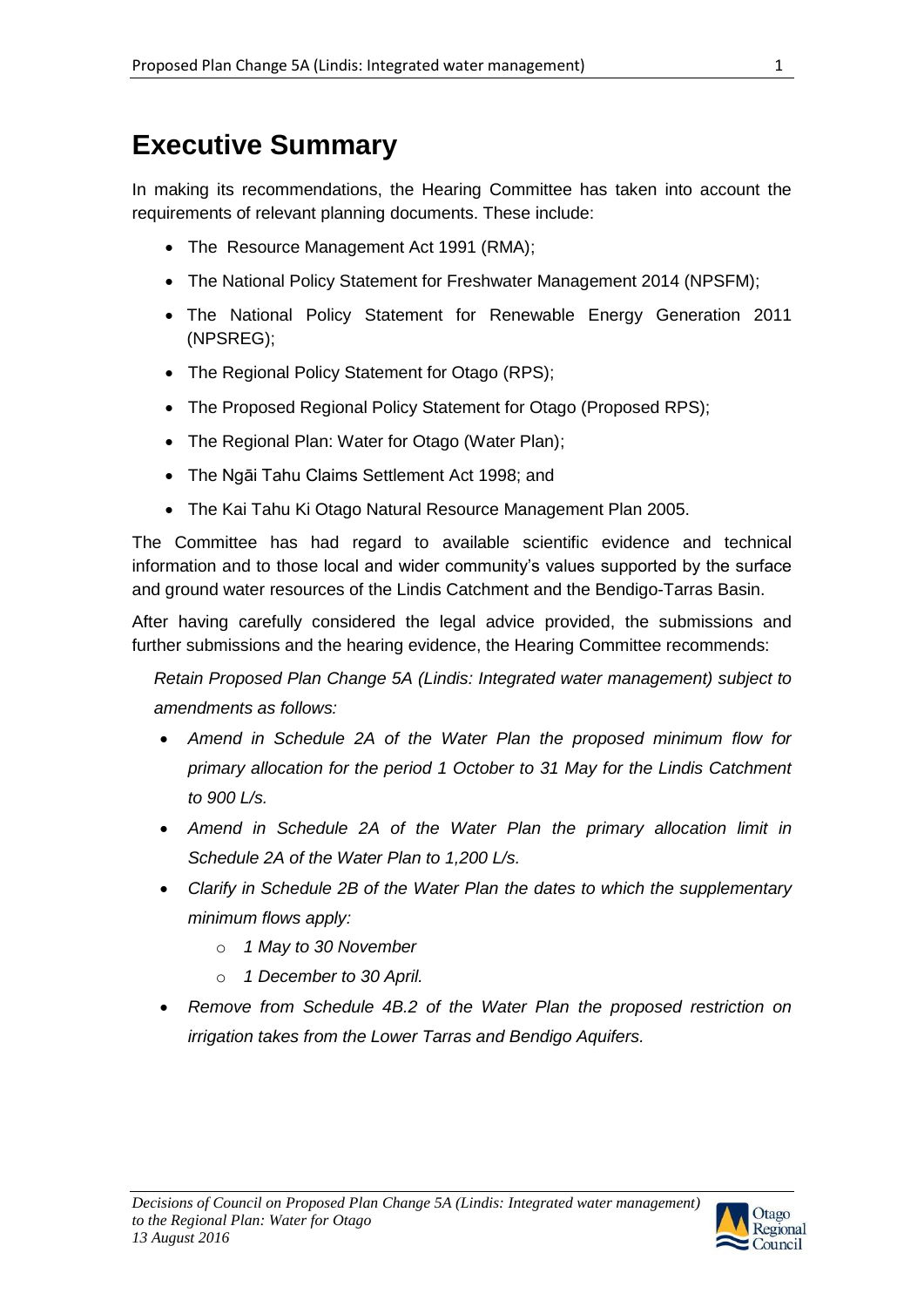# Executive Summary

In making its recommendations, the Hearing Committee has taken into account the requirements of relevant planning documents. These include:

- The Resource Management Act 1991 (RMA);
- The National Policy Statement for Freshwater Management 2014 (NPSFM);
- The National Policy Statement for Renewable Energy Generation 2011 (NPSREG);
- The Regional Policy Statement for Otago (RPS);
- The Proposed Regional Policy Statement for Otago (Proposed RPS);
- The Regional Plan: Water for Otago (Water Plan);
- The Ngāi Tahu Claims Settlement Act 1998; and
- The Kai Tahu Ki Otago Natural Resource Management Plan 2005.

The Committee has had regard to available scientific evidence and technical information and to those local and wider community's values supported by the surface and ground water resources of the Lindis Catchment and the Bendigo-Tarras Basin.

After having carefully considered the legal advice provided, the submissions and further submissions and the hearing evidence, the Hearing Committee recommends:

*Retain Proposed Plan Change 5A (Lindis: Integrated water management) subject to amendments as follows:*

- *Amend in Schedule 2A of the Water Plan the proposed minimum flow for primary allocation for the period 1 October to 31 May for the Lindis Catchment to 900 L/s.*
- *Amend in Schedule 2A of the Water Plan the primary allocation limit in Schedule 2A of the Water Plan to 1,200 L/s.*
- *Clarify in Schedule 2B of the Water Plan the dates to which the supplementary minimum flows apply:*
  - *1 May to 30 November*
  - *1 December to 30 April.*
- *Remove from Schedule 4B.2 of the Water Plan the proposed restriction on irrigation takes from the Lower Tarras and Bendigo Aquifers.*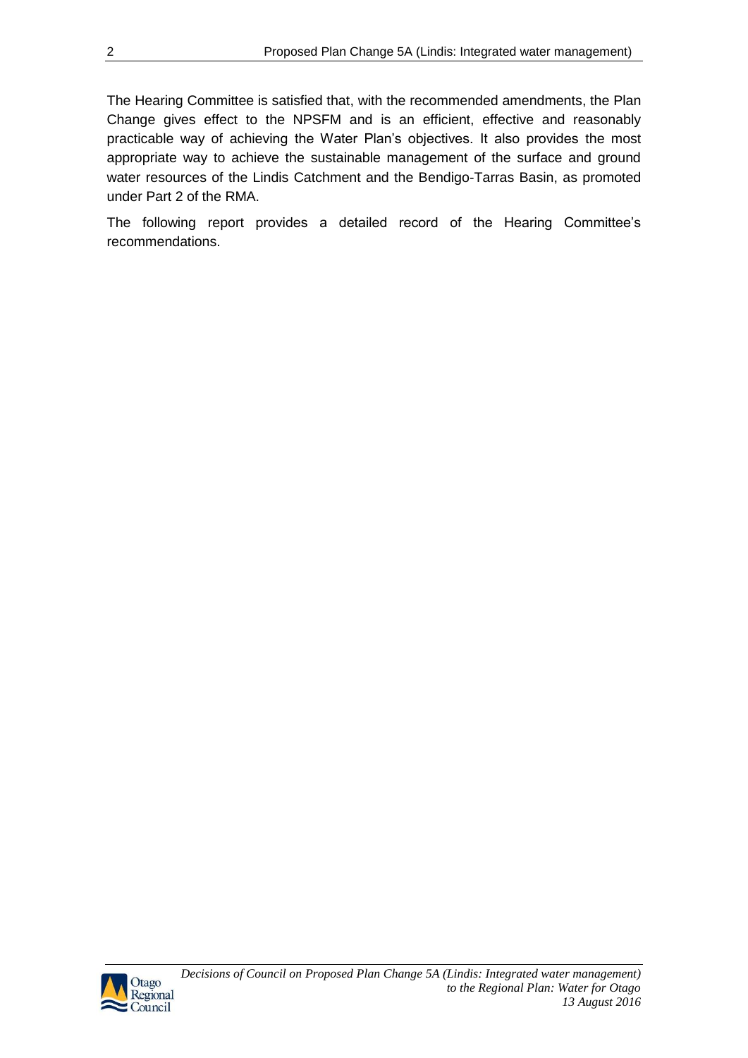The Hearing Committee is satisfied that, with the recommended amendments, the Plan Change gives effect to the NPSFM and is an efficient, effective and reasonably practicable way of achieving the Water Plan's objectives. It also provides the most appropriate way to achieve the sustainable management of the surface and ground water resources of the Lindis Catchment and the Bendigo-Tarras Basin, as promoted under Part 2 of the RMA.

The following report provides a detailed record of the Hearing Committee's recommendations.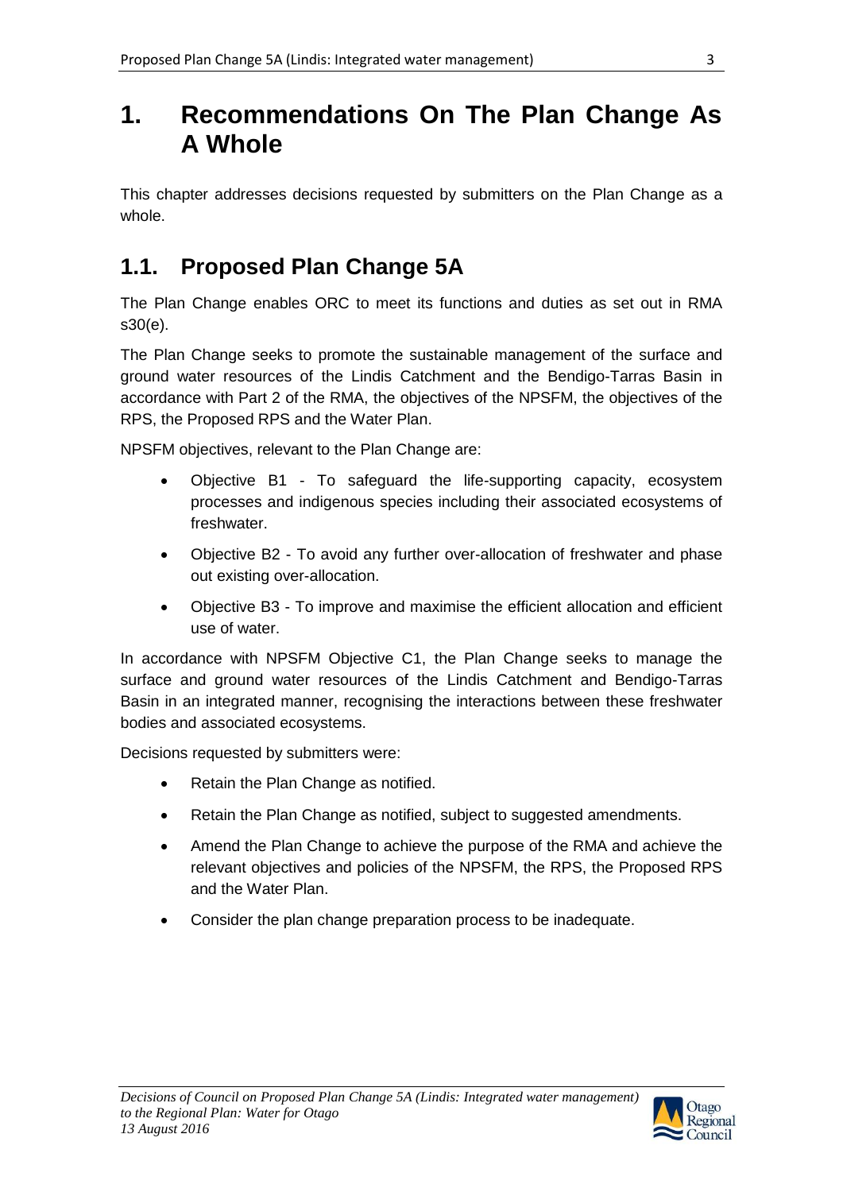# 1. Recommendations On The Plan Change As A Whole

This chapter addresses decisions requested by submitters on the Plan Change as a whole.

## 1.1. Proposed Plan Change 5A

The Plan Change enables ORC to meet its functions and duties as set out in RMA s30(e).

The Plan Change seeks to promote the sustainable management of the surface and ground water resources of the Lindis Catchment and the Bendigo-Tarras Basin in accordance with Part 2 of the RMA, the objectives of the NPSFM, the objectives of the RPS, the Proposed RPS and the Water Plan.

NPSFM objectives, relevant to the Plan Change are:

- Objective B1 - To safeguard the life-supporting capacity, ecosystem processes and indigenous species including their associated ecosystems of freshwater.
- Objective B2 - To avoid any further over-allocation of freshwater and phase out existing over-allocation.
- Objective B3 - To improve and maximise the efficient allocation and efficient use of water.

In accordance with NPSFM Objective C1, the Plan Change seeks to manage the surface and ground water resources of the Lindis Catchment and Bendigo-Tarras Basin in an integrated manner, recognising the interactions between these freshwater bodies and associated ecosystems.

Decisions requested by submitters were:

- Retain the Plan Change as notified.
- Retain the Plan Change as notified, subject to suggested amendments.
- Amend the Plan Change to achieve the purpose of the RMA and achieve the relevant objectives and policies of the NPSFM, the RPS, the Proposed RPS and the Water Plan.
- Consider the plan change preparation process to be inadequate.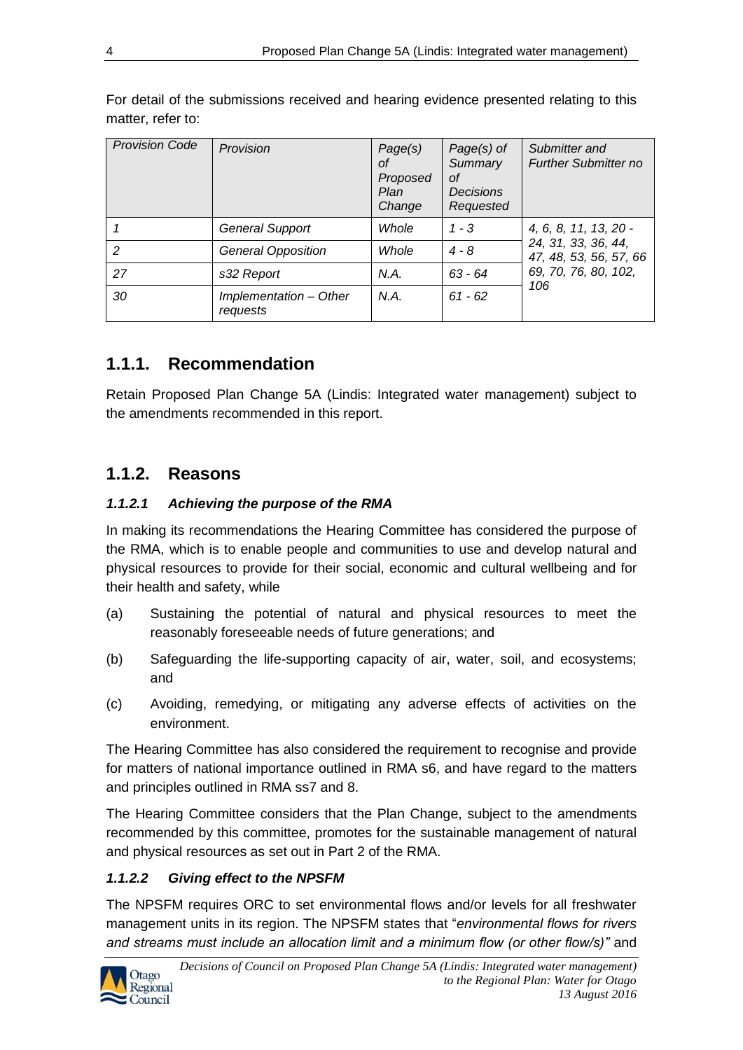For detail of the submissions received and hearing evidence presented relating to this matter, refer to:

| *Provision Code* | *Provision* | *Page(s) of Proposed Plan Change* | *Page(s) of Summary of Decisions Requested* | *Submitter and Further Submitter no* |
|---|---|---|---|---|
| *1* | *General Support* | *Whole* | *1 - 3* | *4, 6, 8, 11, 13, 20 - 24, 31, 33, 36, 44, 47, 48, 53, 56, 57, 66 69, 70, 76, 80, 102, 106* |
| *2* | *General Opposition* | *Whole* | *4 - 8* | |
| *27* | *s32 Report* | *N.A.* | *63 - 64* | |
| *30* | *Implementation – Other requests* | *N.A.* | *61 - 62* | |

## 1.1.1. Recommendation

Retain Proposed Plan Change 5A (Lindis: Integrated water management) subject to the amendments recommended in this report.

## 1.1.2. Reasons

### *1.1.2.1 Achieving the purpose of the RMA*

In making its recommendations the Hearing Committee has considered the purpose of the RMA, which is to enable people and communities to use and develop natural and physical resources to provide for their social, economic and cultural wellbeing and for their health and safety, while

(a) Sustaining the potential of natural and physical resources to meet the reasonably foreseeable needs of future generations; and

(b) Safeguarding the life-supporting capacity of air, water, soil, and ecosystems; and

(c) Avoiding, remedying, or mitigating any adverse effects of activities on the environment.

The Hearing Committee has also considered the requirement to recognise and provide for matters of national importance outlined in RMA s6, and have regard to the matters and principles outlined in RMA ss7 and 8.

The Hearing Committee considers that the Plan Change, subject to the amendments recommended by this committee, promotes for the sustainable management of natural and physical resources as set out in Part 2 of the RMA.

### *1.1.2.2 Giving effect to the NPSFM*

The NPSFM requires ORC to set environmental flows and/or levels for all freshwater management units in its region. The NPSFM states that "*environmental flows for rivers and streams must include an allocation limit and a minimum flow (or other flow/s)"* and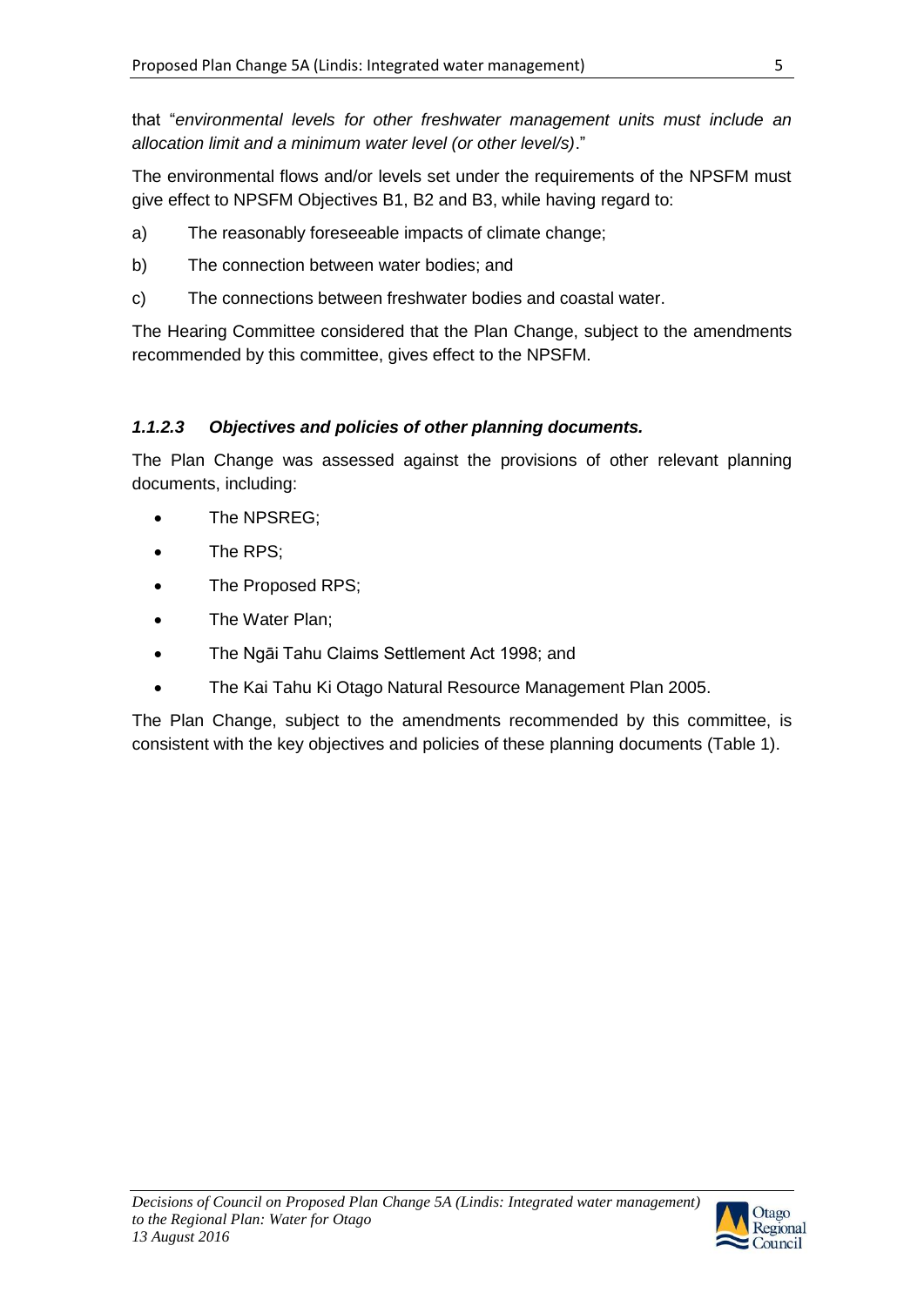that "*environmental levels for other freshwater management units must include an allocation limit and a minimum water level (or other level/s)*."

The environmental flows and/or levels set under the requirements of the NPSFM must give effect to NPSFM Objectives B1, B2 and B3, while having regard to:

a) The reasonably foreseeable impacts of climate change;

b) The connection between water bodies; and

c) The connections between freshwater bodies and coastal water.

The Hearing Committee considered that the Plan Change, subject to the amendments recommended by this committee, gives effect to the NPSFM.

#### *1.1.2.3 Objectives and policies of other planning documents.*

The Plan Change was assessed against the provisions of other relevant planning documents, including:

- The NPSREG;
- The RPS;
- The Proposed RPS;
- The Water Plan;
- The Ngāi Tahu Claims Settlement Act 1998; and
- The Kai Tahu Ki Otago Natural Resource Management Plan 2005.

The Plan Change, subject to the amendments recommended by this committee, is consistent with the key objectives and policies of these planning documents (Table 1).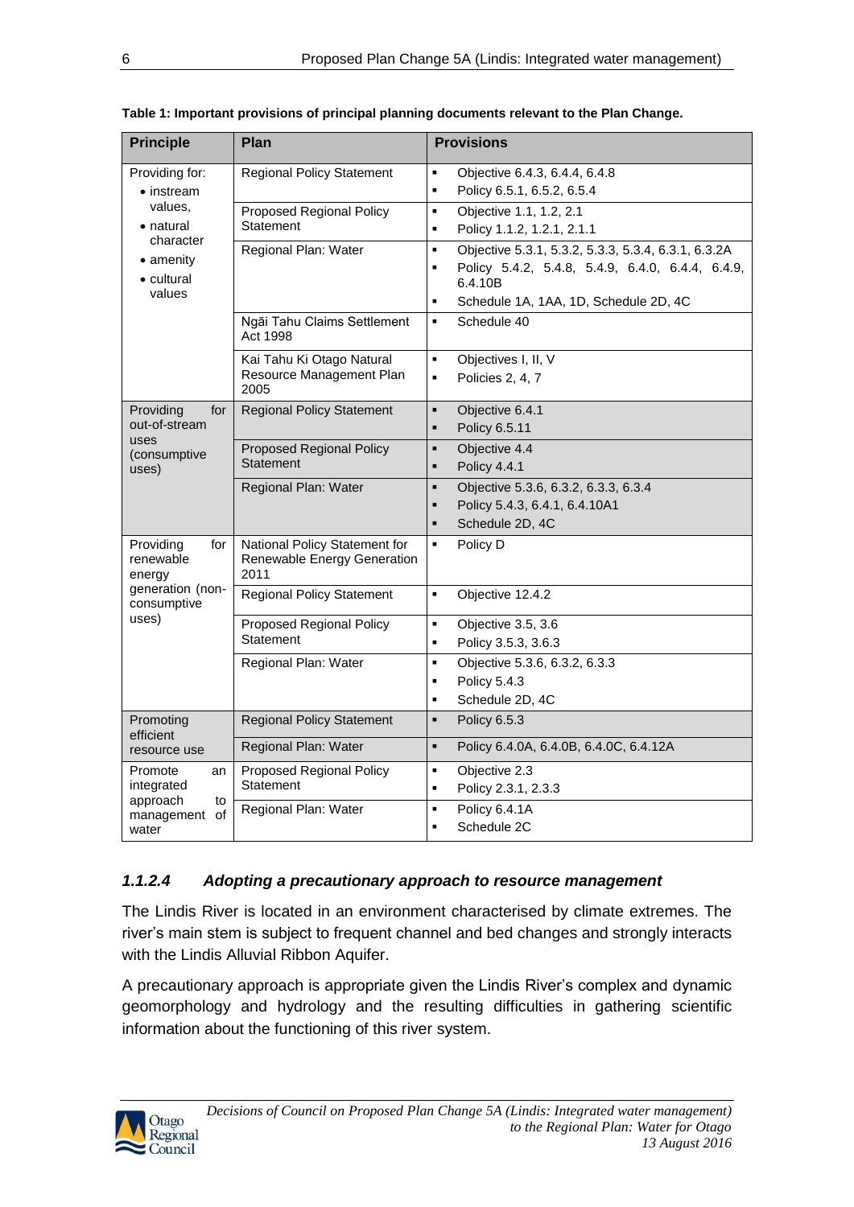**Table 1: Important provisions of principal planning documents relevant to the Plan Change.**

| Principle | Plan | Provisions |
|---|---|---|
| Providing for: • instream values, • natural character • amenity • cultural values | Regional Policy Statement | ▪ Objective 6.4.3, 6.4.4, 6.4.8 ▪ Policy 6.5.1, 6.5.2, 6.5.4 |
| | Proposed Regional Policy Statement | ▪ Objective 1.1, 1.2, 2.1 ▪ Policy 1.1.2, 1.2.1, 2.1.1 |
| | Regional Plan: Water | ▪ Objective 5.3.1, 5.3.2, 5.3.3, 5.3.4, 6.3.1, 6.3.2A ▪ Policy 5.4.2, 5.4.8, 5.4.9, 6.4.0, 6.4.4, 6.4.9, 6.4.10B ▪ Schedule 1A, 1AA, 1D, Schedule 2D, 4C |
| | Ngāi Tahu Claims Settlement Act 1998 | ▪ Schedule 40 |
| | Kai Tahu Ki Otago Natural Resource Management Plan 2005 | ▪ Objectives I, II, V ▪ Policies 2, 4, 7 |
| Providing for out-of-stream uses (consumptive uses) | Regional Policy Statement | ▪ Objective 6.4.1 ▪ Policy 6.5.11 |
| | Proposed Regional Policy Statement | ▪ Objective 4.4 ▪ Policy 4.4.1 |
| | Regional Plan: Water | ▪ Objective 5.3.6, 6.3.2, 6.3.3, 6.3.4 ▪ Policy 5.4.3, 6.4.1, 6.4.10A1 ▪ Schedule 2D, 4C |
| Providing for renewable energy generation (non-consumptive uses) | National Policy Statement for Renewable Energy Generation 2011 | ▪ Policy D |
| | Regional Policy Statement | ▪ Objective 12.4.2 |
| | Proposed Regional Policy Statement | ▪ Objective 3.5, 3.6 ▪ Policy 3.5.3, 3.6.3 |
| | Regional Plan: Water | ▪ Objective 5.3.6, 6.3.2, 6.3.3 ▪ Policy 5.4.3 ▪ Schedule 2D, 4C |
| Promoting efficient resource use | Regional Policy Statement | ▪ Policy 6.5.3 |
| | Regional Plan: Water | ▪ Policy 6.4.0A, 6.4.0B, 6.4.0C, 6.4.12A |
| Promote an integrated approach to management of water | Proposed Regional Policy Statement | ▪ Objective 2.3 ▪ Policy 2.3.1, 2.3.3 |
| | Regional Plan: Water | ▪ Policy 6.4.1A ▪ Schedule 2C |

#### *1.1.2.4 Adopting a precautionary approach to resource management*

The Lindis River is located in an environment characterised by climate extremes. The river's main stem is subject to frequent channel and bed changes and strongly interacts with the Lindis Alluvial Ribbon Aquifer.

A precautionary approach is appropriate given the Lindis River's complex and dynamic geomorphology and hydrology and the resulting difficulties in gathering scientific information about the functioning of this river system.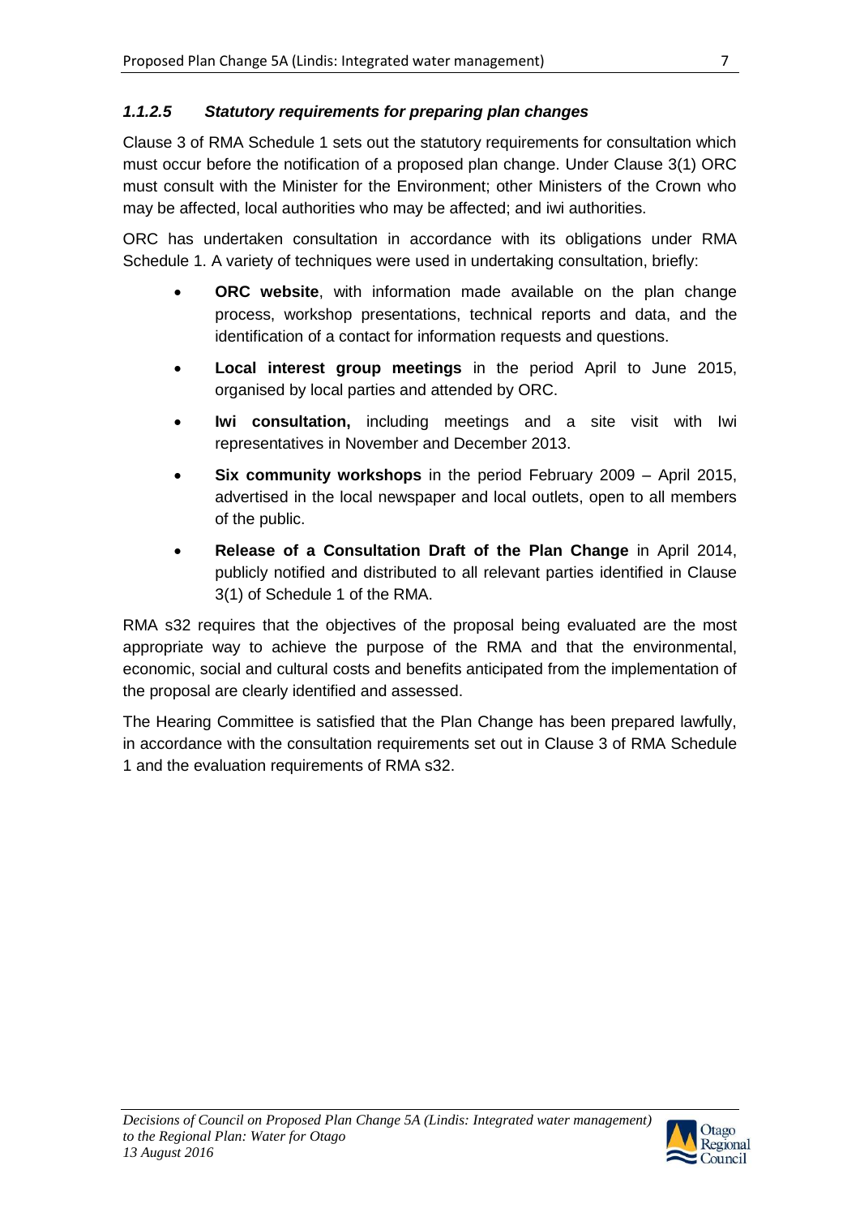#### *1.1.2.5 Statutory requirements for preparing plan changes*

Clause 3 of RMA Schedule 1 sets out the statutory requirements for consultation which must occur before the notification of a proposed plan change. Under Clause 3(1) ORC must consult with the Minister for the Environment; other Ministers of the Crown who may be affected, local authorities who may be affected; and iwi authorities.

ORC has undertaken consultation in accordance with its obligations under RMA Schedule 1. A variety of techniques were used in undertaking consultation, briefly:

- **ORC website**, with information made available on the plan change process, workshop presentations, technical reports and data, and the identification of a contact for information requests and questions.
- **Local interest group meetings** in the period April to June 2015, organised by local parties and attended by ORC.
- **Iwi consultation,** including meetings and a site visit with Iwi representatives in November and December 2013.
- **Six community workshops** in the period February 2009 – April 2015, advertised in the local newspaper and local outlets, open to all members of the public.
- **Release of a Consultation Draft of the Plan Change** in April 2014, publicly notified and distributed to all relevant parties identified in Clause 3(1) of Schedule 1 of the RMA.

RMA s32 requires that the objectives of the proposal being evaluated are the most appropriate way to achieve the purpose of the RMA and that the environmental, economic, social and cultural costs and benefits anticipated from the implementation of the proposal are clearly identified and assessed.

The Hearing Committee is satisfied that the Plan Change has been prepared lawfully, in accordance with the consultation requirements set out in Clause 3 of RMA Schedule 1 and the evaluation requirements of RMA s32.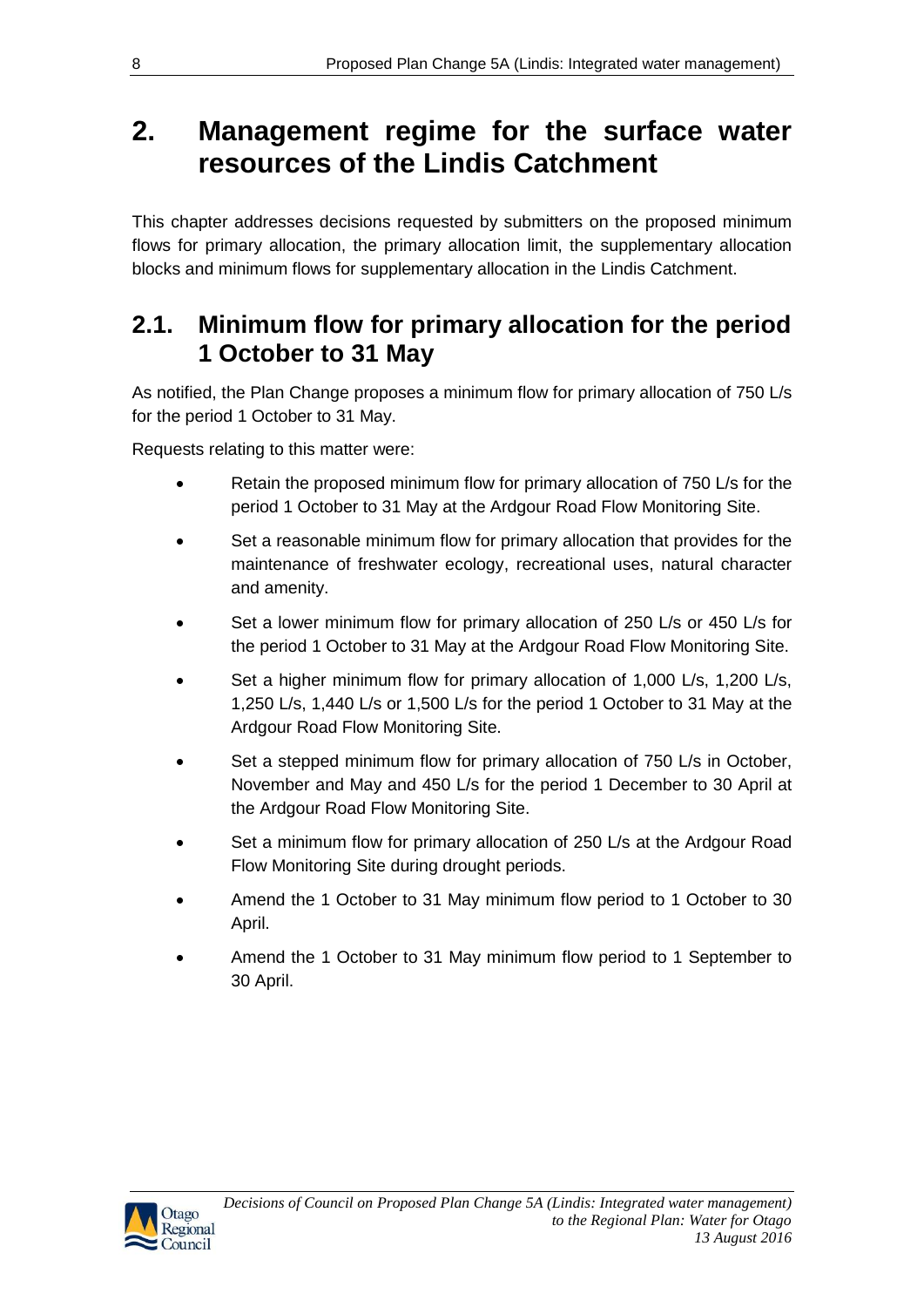# 2. Management regime for the surface water resources of the Lindis Catchment

This chapter addresses decisions requested by submitters on the proposed minimum flows for primary allocation, the primary allocation limit, the supplementary allocation blocks and minimum flows for supplementary allocation in the Lindis Catchment.

## 2.1. Minimum flow for primary allocation for the period 1 October to 31 May

As notified, the Plan Change proposes a minimum flow for primary allocation of 750 L/s for the period 1 October to 31 May.

Requests relating to this matter were:

- Retain the proposed minimum flow for primary allocation of 750 L/s for the period 1 October to 31 May at the Ardgour Road Flow Monitoring Site.
- Set a reasonable minimum flow for primary allocation that provides for the maintenance of freshwater ecology, recreational uses, natural character and amenity.
- Set a lower minimum flow for primary allocation of 250 L/s or 450 L/s for the period 1 October to 31 May at the Ardgour Road Flow Monitoring Site.
- Set a higher minimum flow for primary allocation of 1,000 L/s, 1,200 L/s, 1,250 L/s, 1,440 L/s or 1,500 L/s for the period 1 October to 31 May at the Ardgour Road Flow Monitoring Site.
- Set a stepped minimum flow for primary allocation of 750 L/s in October, November and May and 450 L/s for the period 1 December to 30 April at the Ardgour Road Flow Monitoring Site.
- Set a minimum flow for primary allocation of 250 L/s at the Ardgour Road Flow Monitoring Site during drought periods.
- Amend the 1 October to 31 May minimum flow period to 1 October to 30 April.
- Amend the 1 October to 31 May minimum flow period to 1 September to 30 April.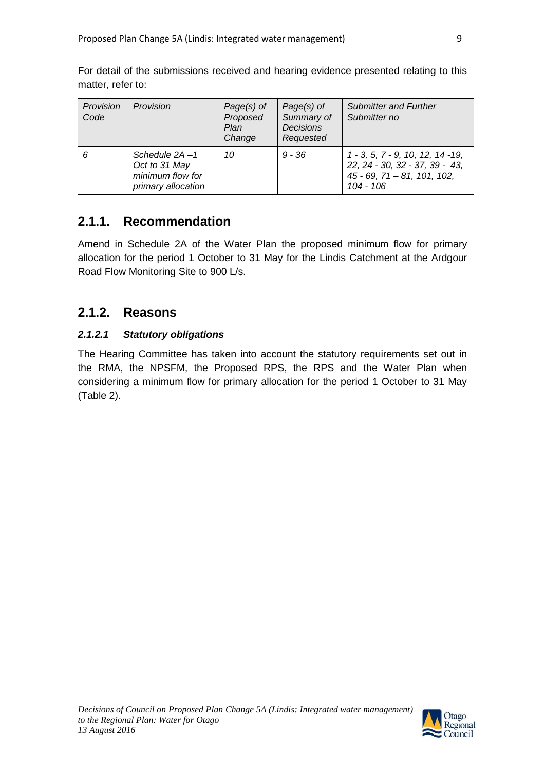For detail of the submissions received and hearing evidence presented relating to this matter, refer to:

| *Provision Code* | *Provision* | *Page(s) of Proposed Plan Change* | *Page(s) of Summary of Decisions Requested* | *Submitter and Further Submitter no* |
|---|---|---|---|---|
| *6* | *Schedule 2A –1 Oct to 31 May minimum flow for primary allocation* | *10* | *9 - 36* | *1 - 3, 5, 7 - 9, 10, 12, 14 -19, 22, 24 - 30, 32 - 37, 39 - 43, 45 - 69, 71 – 81, 101, 102, 104 - 106* |

## 2.1.1. Recommendation

Amend in Schedule 2A of the Water Plan the proposed minimum flow for primary allocation for the period 1 October to 31 May for the Lindis Catchment at the Ardgour Road Flow Monitoring Site to 900 L/s.

## 2.1.2. Reasons

### *2.1.2.1 Statutory obligations*

The Hearing Committee has taken into account the statutory requirements set out in the RMA, the NPSFM, the Proposed RPS, the RPS and the Water Plan when considering a minimum flow for primary allocation for the period 1 October to 31 May (Table 2).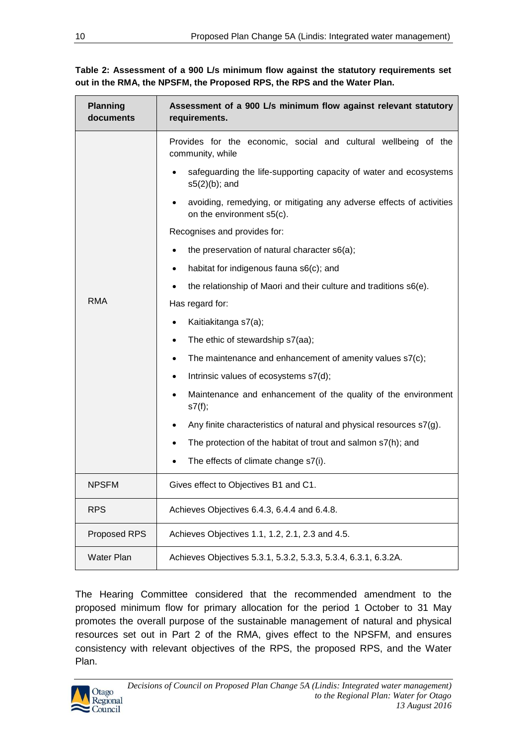**Table 2: Assessment of a 900 L/s minimum flow against the statutory requirements set out in the RMA, the NPSFM, the Proposed RPS, the RPS and the Water Plan.**

| Planning documents | Assessment of a 900 L/s minimum flow against relevant statutory requirements. |
|---|---|
| RMA | Provides for the economic, social and cultural wellbeing of the community, while<br>• safeguarding the life-supporting capacity of water and ecosystems s5(2)(b); and<br>• avoiding, remedying, or mitigating any adverse effects of activities on the environment s5(c).<br>Recognises and provides for:<br>• the preservation of natural character s6(a);<br>• habitat for indigenous fauna s6(c); and<br>• the relationship of Maori and their culture and traditions s6(e).<br>Has regard for:<br>• Kaitiakitanga s7(a);<br>• The ethic of stewardship s7(aa);<br>• The maintenance and enhancement of amenity values s7(c);<br>• Intrinsic values of ecosystems s7(d);<br>• Maintenance and enhancement of the quality of the environment s7(f);<br>• Any finite characteristics of natural and physical resources s7(g).<br>• The protection of the habitat of trout and salmon s7(h); and<br>• The effects of climate change s7(i). |
| NPSFM | Gives effect to Objectives B1 and C1. |
| RPS | Achieves Objectives 6.4.3, 6.4.4 and 6.4.8. |
| Proposed RPS | Achieves Objectives 1.1, 1.2, 2.1, 2.3 and 4.5. |
| Water Plan | Achieves Objectives 5.3.1, 5.3.2, 5.3.3, 5.3.4, 6.3.1, 6.3.2A. |

The Hearing Committee considered that the recommended amendment to the proposed minimum flow for primary allocation for the period 1 October to 31 May promotes the overall purpose of the sustainable management of natural and physical resources set out in Part 2 of the RMA, gives effect to the NPSFM, and ensures consistency with relevant objectives of the RPS, the proposed RPS, and the Water Plan.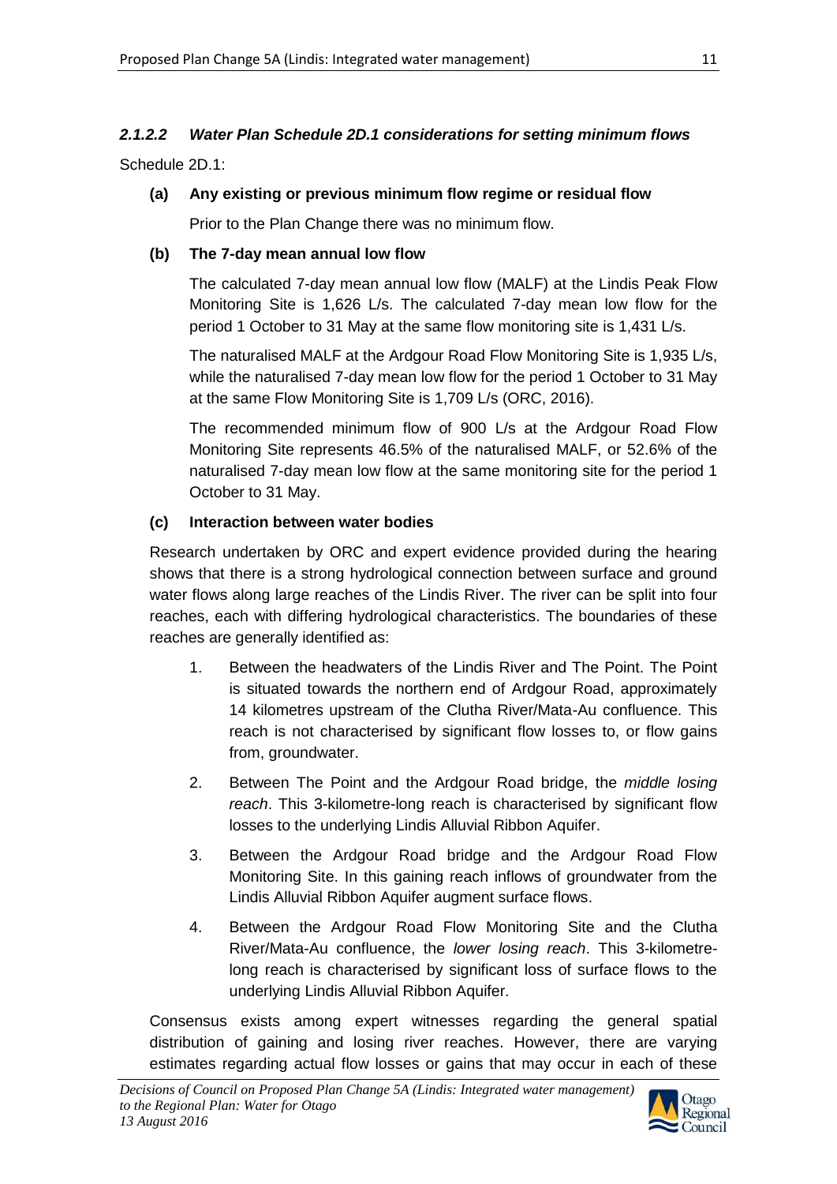#### *2.1.2.2 Water Plan Schedule 2D.1 considerations for setting minimum flows*

Schedule 2D.1:

**(a) Any existing or previous minimum flow regime or residual flow**

Prior to the Plan Change there was no minimum flow.

**(b) The 7-day mean annual low flow**

The calculated 7-day mean annual low flow (MALF) at the Lindis Peak Flow Monitoring Site is 1,626 L/s. The calculated 7-day mean low flow for the period 1 October to 31 May at the same flow monitoring site is 1,431 L/s.

The naturalised MALF at the Ardgour Road Flow Monitoring Site is 1,935 L/s, while the naturalised 7-day mean low flow for the period 1 October to 31 May at the same Flow Monitoring Site is 1,709 L/s (ORC, 2016).

The recommended minimum flow of 900 L/s at the Ardgour Road Flow Monitoring Site represents 46.5% of the naturalised MALF, or 52.6% of the naturalised 7-day mean low flow at the same monitoring site for the period 1 October to 31 May.

**(c) Interaction between water bodies**

Research undertaken by ORC and expert evidence provided during the hearing shows that there is a strong hydrological connection between surface and ground water flows along large reaches of the Lindis River. The river can be split into four reaches, each with differing hydrological characteristics. The boundaries of these reaches are generally identified as:

1. Between the headwaters of the Lindis River and The Point. The Point is situated towards the northern end of Ardgour Road, approximately 14 kilometres upstream of the Clutha River/Mata-Au confluence. This reach is not characterised by significant flow losses to, or flow gains from, groundwater.
2. Between The Point and the Ardgour Road bridge, the *middle losing reach*. This 3-kilometre-long reach is characterised by significant flow losses to the underlying Lindis Alluvial Ribbon Aquifer.
3. Between the Ardgour Road bridge and the Ardgour Road Flow Monitoring Site. In this gaining reach inflows of groundwater from the Lindis Alluvial Ribbon Aquifer augment surface flows.
4. Between the Ardgour Road Flow Monitoring Site and the Clutha River/Mata-Au confluence, the *lower losing reach*. This 3-kilometre-long reach is characterised by significant loss of surface flows to the underlying Lindis Alluvial Ribbon Aquifer.

Consensus exists among expert witnesses regarding the general spatial distribution of gaining and losing river reaches. However, there are varying estimates regarding actual flow losses or gains that may occur in each of these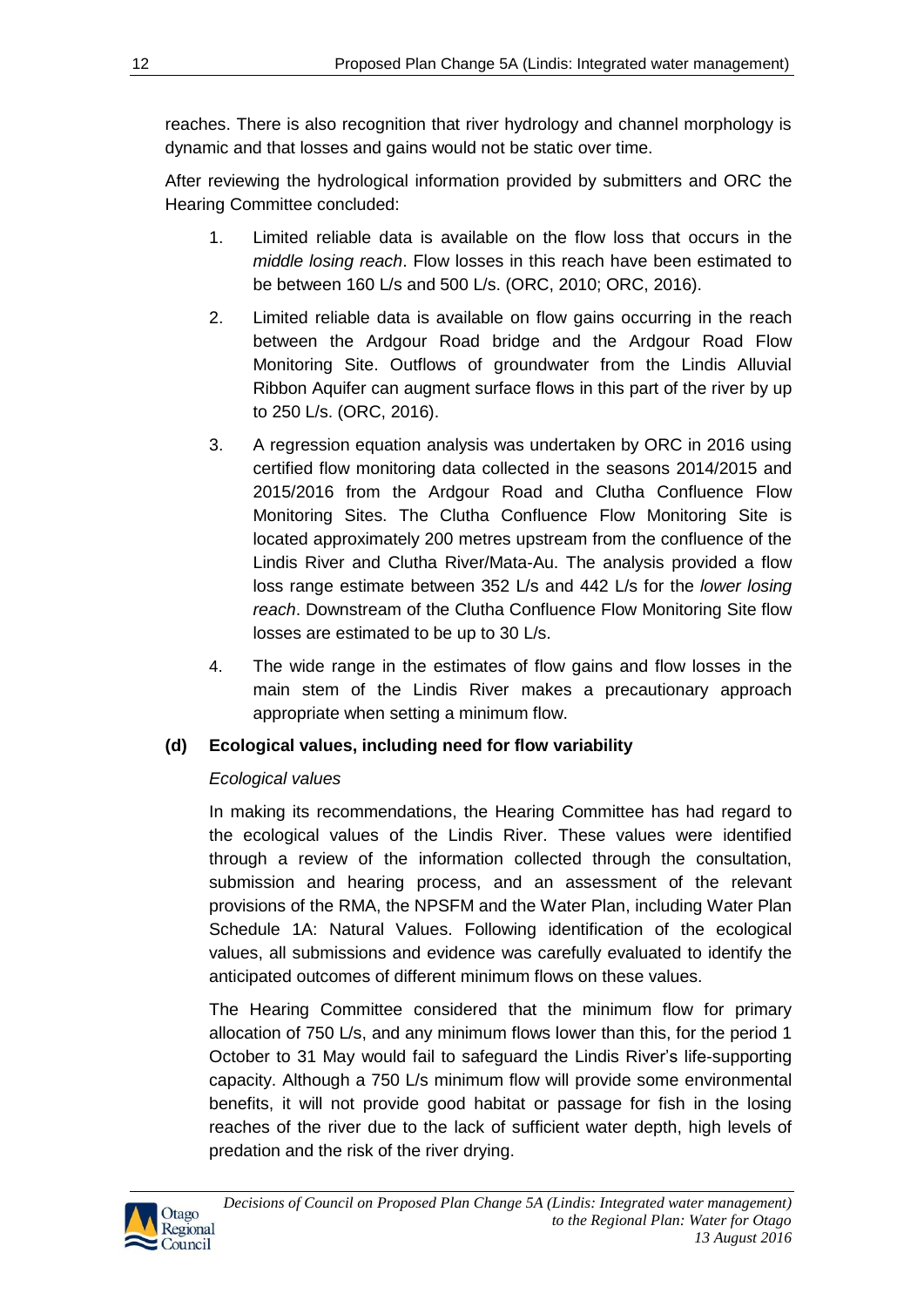reaches. There is also recognition that river hydrology and channel morphology is dynamic and that losses and gains would not be static over time.

After reviewing the hydrological information provided by submitters and ORC the Hearing Committee concluded:

1. Limited reliable data is available on the flow loss that occurs in the *middle losing reach*. Flow losses in this reach have been estimated to be between 160 L/s and 500 L/s. (ORC, 2010; ORC, 2016).
2. Limited reliable data is available on flow gains occurring in the reach between the Ardgour Road bridge and the Ardgour Road Flow Monitoring Site. Outflows of groundwater from the Lindis Alluvial Ribbon Aquifer can augment surface flows in this part of the river by up to 250 L/s. (ORC, 2016).
3. A regression equation analysis was undertaken by ORC in 2016 using certified flow monitoring data collected in the seasons 2014/2015 and 2015/2016 from the Ardgour Road and Clutha Confluence Flow Monitoring Sites. The Clutha Confluence Flow Monitoring Site is located approximately 200 metres upstream from the confluence of the Lindis River and Clutha River/Mata-Au. The analysis provided a flow loss range estimate between 352 L/s and 442 L/s for the *lower losing reach*. Downstream of the Clutha Confluence Flow Monitoring Site flow losses are estimated to be up to 30 L/s.
4. The wide range in the estimates of flow gains and flow losses in the main stem of the Lindis River makes a precautionary approach appropriate when setting a minimum flow.

### (d) Ecological values, including need for flow variability

*Ecological values*

In making its recommendations, the Hearing Committee has had regard to the ecological values of the Lindis River. These values were identified through a review of the information collected through the consultation, submission and hearing process, and an assessment of the relevant provisions of the RMA, the NPSFM and the Water Plan, including Water Plan Schedule 1A: Natural Values. Following identification of the ecological values, all submissions and evidence was carefully evaluated to identify the anticipated outcomes of different minimum flows on these values.

The Hearing Committee considered that the minimum flow for primary allocation of 750 L/s, and any minimum flows lower than this, for the period 1 October to 31 May would fail to safeguard the Lindis River's life-supporting capacity. Although a 750 L/s minimum flow will provide some environmental benefits, it will not provide good habitat or passage for fish in the losing reaches of the river due to the lack of sufficient water depth, high levels of predation and the risk of the river drying.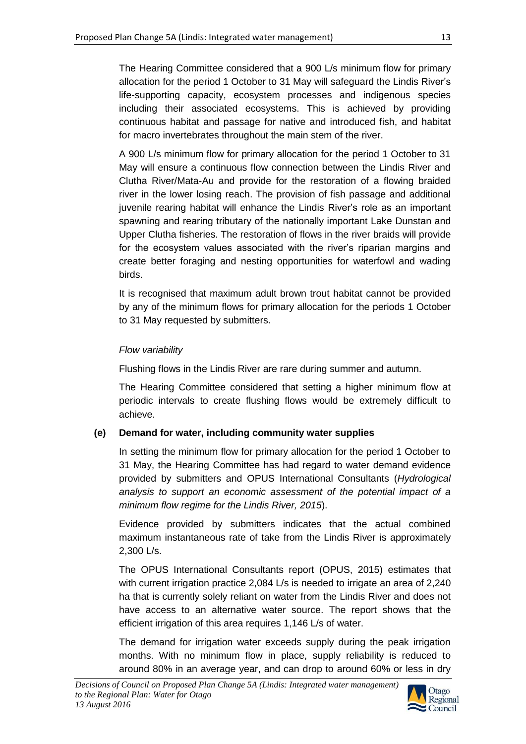The Hearing Committee considered that a 900 L/s minimum flow for primary allocation for the period 1 October to 31 May will safeguard the Lindis River's life-supporting capacity, ecosystem processes and indigenous species including their associated ecosystems. This is achieved by providing continuous habitat and passage for native and introduced fish, and habitat for macro invertebrates throughout the main stem of the river.

A 900 L/s minimum flow for primary allocation for the period 1 October to 31 May will ensure a continuous flow connection between the Lindis River and Clutha River/Mata-Au and provide for the restoration of a flowing braided river in the lower losing reach. The provision of fish passage and additional juvenile rearing habitat will enhance the Lindis River's role as an important spawning and rearing tributary of the nationally important Lake Dunstan and Upper Clutha fisheries. The restoration of flows in the river braids will provide for the ecosystem values associated with the river's riparian margins and create better foraging and nesting opportunities for waterfowl and wading birds.

It is recognised that maximum adult brown trout habitat cannot be provided by any of the minimum flows for primary allocation for the periods 1 October to 31 May requested by submitters.

*Flow variability*

Flushing flows in the Lindis River are rare during summer and autumn.

The Hearing Committee considered that setting a higher minimum flow at periodic intervals to create flushing flows would be extremely difficult to achieve.

**(e) Demand for water, including community water supplies**

In setting the minimum flow for primary allocation for the period 1 October to 31 May, the Hearing Committee has had regard to water demand evidence provided by submitters and OPUS International Consultants (*Hydrological analysis to support an economic assessment of the potential impact of a minimum flow regime for the Lindis River, 2015*).

Evidence provided by submitters indicates that the actual combined maximum instantaneous rate of take from the Lindis River is approximately 2,300 L/s.

The OPUS International Consultants report (OPUS, 2015) estimates that with current irrigation practice 2,084 L/s is needed to irrigate an area of 2,240 ha that is currently solely reliant on water from the Lindis River and does not have access to an alternative water source. The report shows that the efficient irrigation of this area requires 1,146 L/s of water.

The demand for irrigation water exceeds supply during the peak irrigation months. With no minimum flow in place, supply reliability is reduced to around 80% in an average year, and can drop to around 60% or less in dry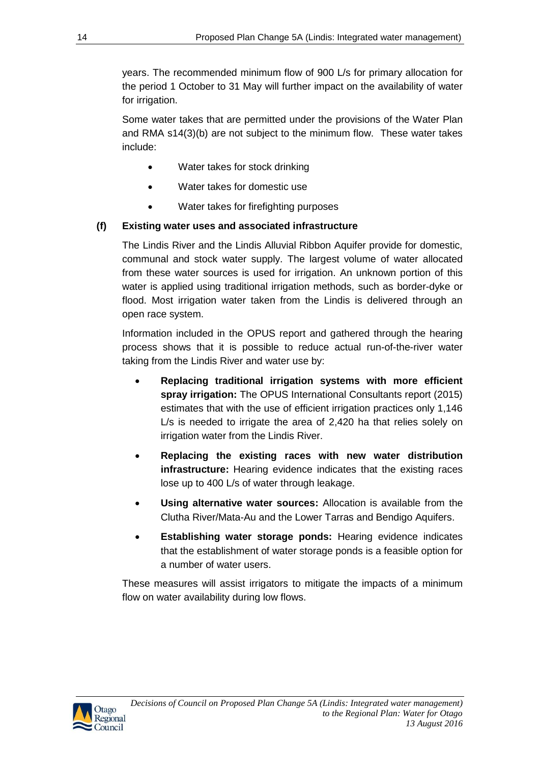years. The recommended minimum flow of 900 L/s for primary allocation for the period 1 October to 31 May will further impact on the availability of water for irrigation.

Some water takes that are permitted under the provisions of the Water Plan and RMA s14(3)(b) are not subject to the minimum flow. These water takes include:

- Water takes for stock drinking
- Water takes for domestic use
- Water takes for firefighting purposes

### (f) Existing water uses and associated infrastructure

The Lindis River and the Lindis Alluvial Ribbon Aquifer provide for domestic, communal and stock water supply. The largest volume of water allocated from these water sources is used for irrigation. An unknown portion of this water is applied using traditional irrigation methods, such as border-dyke or flood. Most irrigation water taken from the Lindis is delivered through an open race system.

Information included in the OPUS report and gathered through the hearing process shows that it is possible to reduce actual run-of-the-river water taking from the Lindis River and water use by:

- **Replacing traditional irrigation systems with more efficient spray irrigation:** The OPUS International Consultants report (2015) estimates that with the use of efficient irrigation practices only 1,146 L/s is needed to irrigate the area of 2,420 ha that relies solely on irrigation water from the Lindis River.
- **Replacing the existing races with new water distribution infrastructure:** Hearing evidence indicates that the existing races lose up to 400 L/s of water through leakage.
- **Using alternative water sources:** Allocation is available from the Clutha River/Mata-Au and the Lower Tarras and Bendigo Aquifers.
- **Establishing water storage ponds:** Hearing evidence indicates that the establishment of water storage ponds is a feasible option for a number of water users.

These measures will assist irrigators to mitigate the impacts of a minimum flow on water availability during low flows.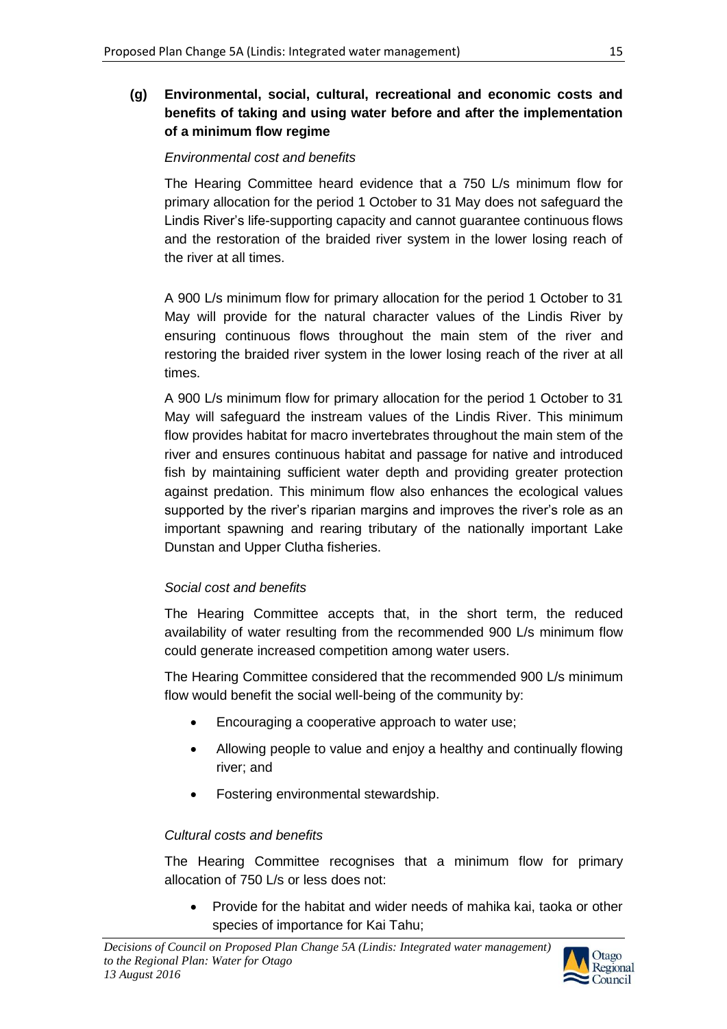**(g) Environmental, social, cultural, recreational and economic costs and benefits of taking and using water before and after the implementation of a minimum flow regime**

*Environmental cost and benefits*

The Hearing Committee heard evidence that a 750 L/s minimum flow for primary allocation for the period 1 October to 31 May does not safeguard the Lindis River's life-supporting capacity and cannot guarantee continuous flows and the restoration of the braided river system in the lower losing reach of the river at all times.

A 900 L/s minimum flow for primary allocation for the period 1 October to 31 May will provide for the natural character values of the Lindis River by ensuring continuous flows throughout the main stem of the river and restoring the braided river system in the lower losing reach of the river at all times.

A 900 L/s minimum flow for primary allocation for the period 1 October to 31 May will safeguard the instream values of the Lindis River. This minimum flow provides habitat for macro invertebrates throughout the main stem of the river and ensures continuous habitat and passage for native and introduced fish by maintaining sufficient water depth and providing greater protection against predation. This minimum flow also enhances the ecological values supported by the river's riparian margins and improves the river's role as an important spawning and rearing tributary of the nationally important Lake Dunstan and Upper Clutha fisheries.

*Social cost and benefits*

The Hearing Committee accepts that, in the short term, the reduced availability of water resulting from the recommended 900 L/s minimum flow could generate increased competition among water users.

The Hearing Committee considered that the recommended 900 L/s minimum flow would benefit the social well-being of the community by:

- Encouraging a cooperative approach to water use;
- Allowing people to value and enjoy a healthy and continually flowing river; and
- Fostering environmental stewardship.

*Cultural costs and benefits*

The Hearing Committee recognises that a minimum flow for primary allocation of 750 L/s or less does not:

- Provide for the habitat and wider needs of mahika kai, taoka or other species of importance for Kai Tahu;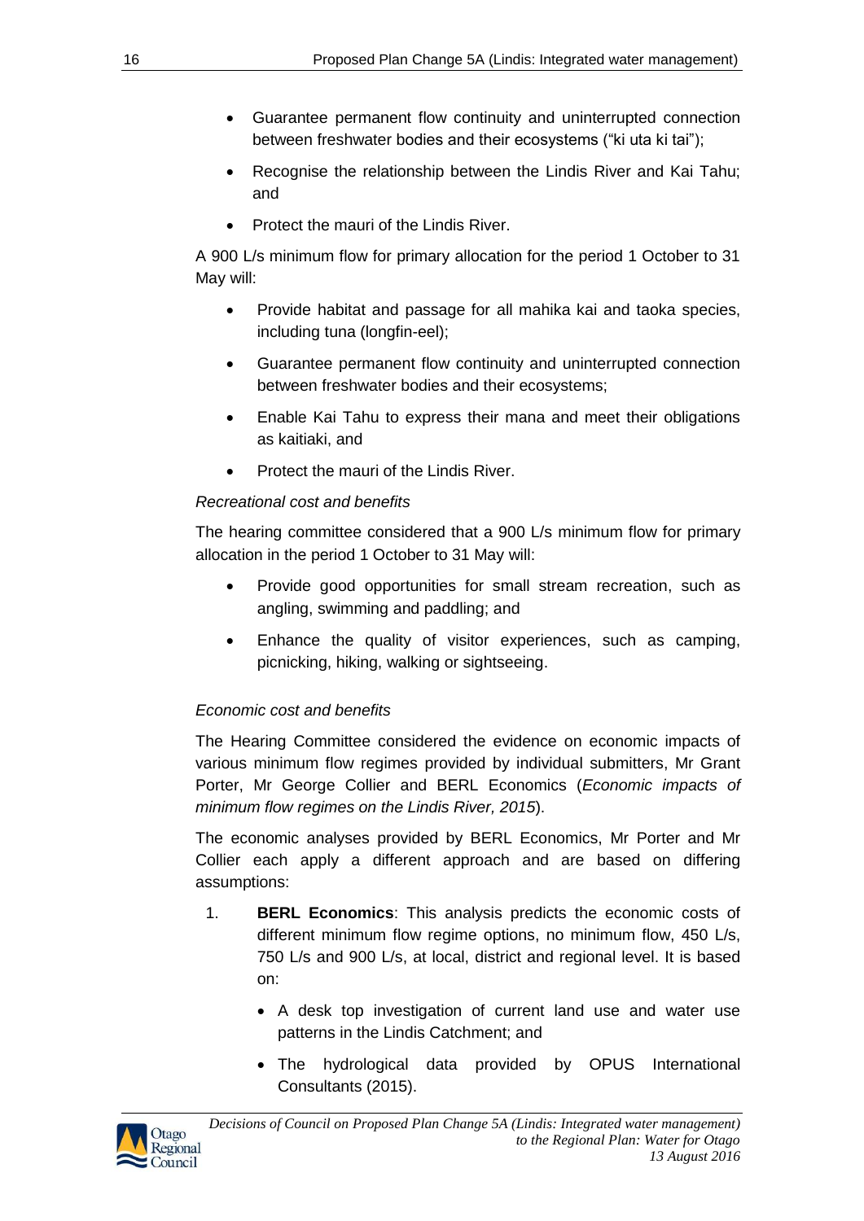- Guarantee permanent flow continuity and uninterrupted connection between freshwater bodies and their ecosystems ("ki uta ki tai");
- Recognise the relationship between the Lindis River and Kai Tahu; and
- Protect the mauri of the Lindis River.

A 900 L/s minimum flow for primary allocation for the period 1 October to 31 May will:

- Provide habitat and passage for all mahika kai and taoka species, including tuna (longfin-eel);
- Guarantee permanent flow continuity and uninterrupted connection between freshwater bodies and their ecosystems;
- Enable Kai Tahu to express their mana and meet their obligations as kaitiaki, and
- Protect the mauri of the Lindis River.

*Recreational cost and benefits*

The hearing committee considered that a 900 L/s minimum flow for primary allocation in the period 1 October to 31 May will:

- Provide good opportunities for small stream recreation, such as angling, swimming and paddling; and
- Enhance the quality of visitor experiences, such as camping, picnicking, hiking, walking or sightseeing.

*Economic cost and benefits*

The Hearing Committee considered the evidence on economic impacts of various minimum flow regimes provided by individual submitters, Mr Grant Porter, Mr George Collier and BERL Economics (*Economic impacts of minimum flow regimes on the Lindis River, 2015*).

The economic analyses provided by BERL Economics, Mr Porter and Mr Collier each apply a different approach and are based on differing assumptions:

1. **BERL Economics**: This analysis predicts the economic costs of different minimum flow regime options, no minimum flow, 450 L/s, 750 L/s and 900 L/s, at local, district and regional level. It is based on:
   - A desk top investigation of current land use and water use patterns in the Lindis Catchment; and
   - The hydrological data provided by OPUS International Consultants (2015).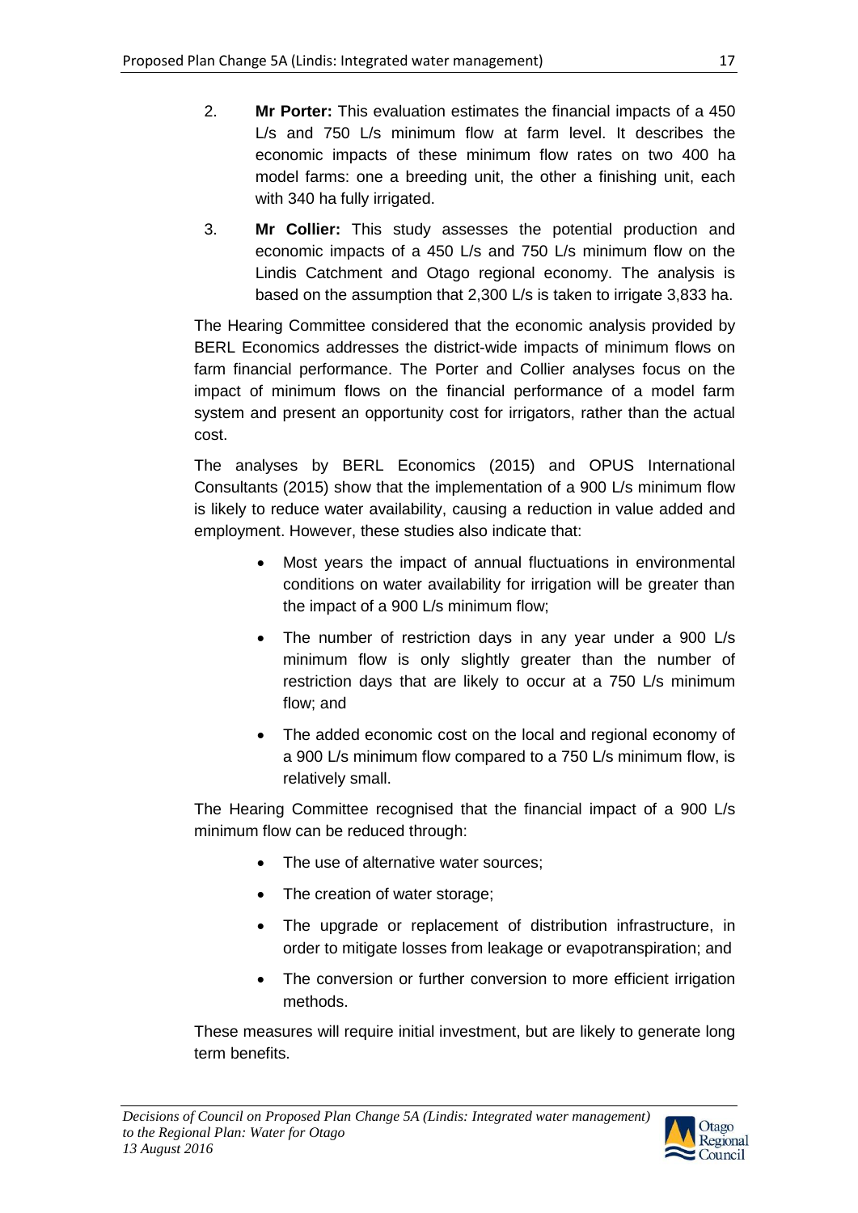2. **Mr Porter:** This evaluation estimates the financial impacts of a 450 L/s and 750 L/s minimum flow at farm level. It describes the economic impacts of these minimum flow rates on two 400 ha model farms: one a breeding unit, the other a finishing unit, each with 340 ha fully irrigated.

3. **Mr Collier:** This study assesses the potential production and economic impacts of a 450 L/s and 750 L/s minimum flow on the Lindis Catchment and Otago regional economy. The analysis is based on the assumption that 2,300 L/s is taken to irrigate 3,833 ha.

The Hearing Committee considered that the economic analysis provided by BERL Economics addresses the district-wide impacts of minimum flows on farm financial performance. The Porter and Collier analyses focus on the impact of minimum flows on the financial performance of a model farm system and present an opportunity cost for irrigators, rather than the actual cost.

The analyses by BERL Economics (2015) and OPUS International Consultants (2015) show that the implementation of a 900 L/s minimum flow is likely to reduce water availability, causing a reduction in value added and employment. However, these studies also indicate that:

- Most years the impact of annual fluctuations in environmental conditions on water availability for irrigation will be greater than the impact of a 900 L/s minimum flow;
- The number of restriction days in any year under a 900 L/s minimum flow is only slightly greater than the number of restriction days that are likely to occur at a 750 L/s minimum flow; and
- The added economic cost on the local and regional economy of a 900 L/s minimum flow compared to a 750 L/s minimum flow, is relatively small.

The Hearing Committee recognised that the financial impact of a 900 L/s minimum flow can be reduced through:

- The use of alternative water sources;
- The creation of water storage;
- The upgrade or replacement of distribution infrastructure, in order to mitigate losses from leakage or evapotranspiration; and
- The conversion or further conversion to more efficient irrigation methods.

These measures will require initial investment, but are likely to generate long term benefits.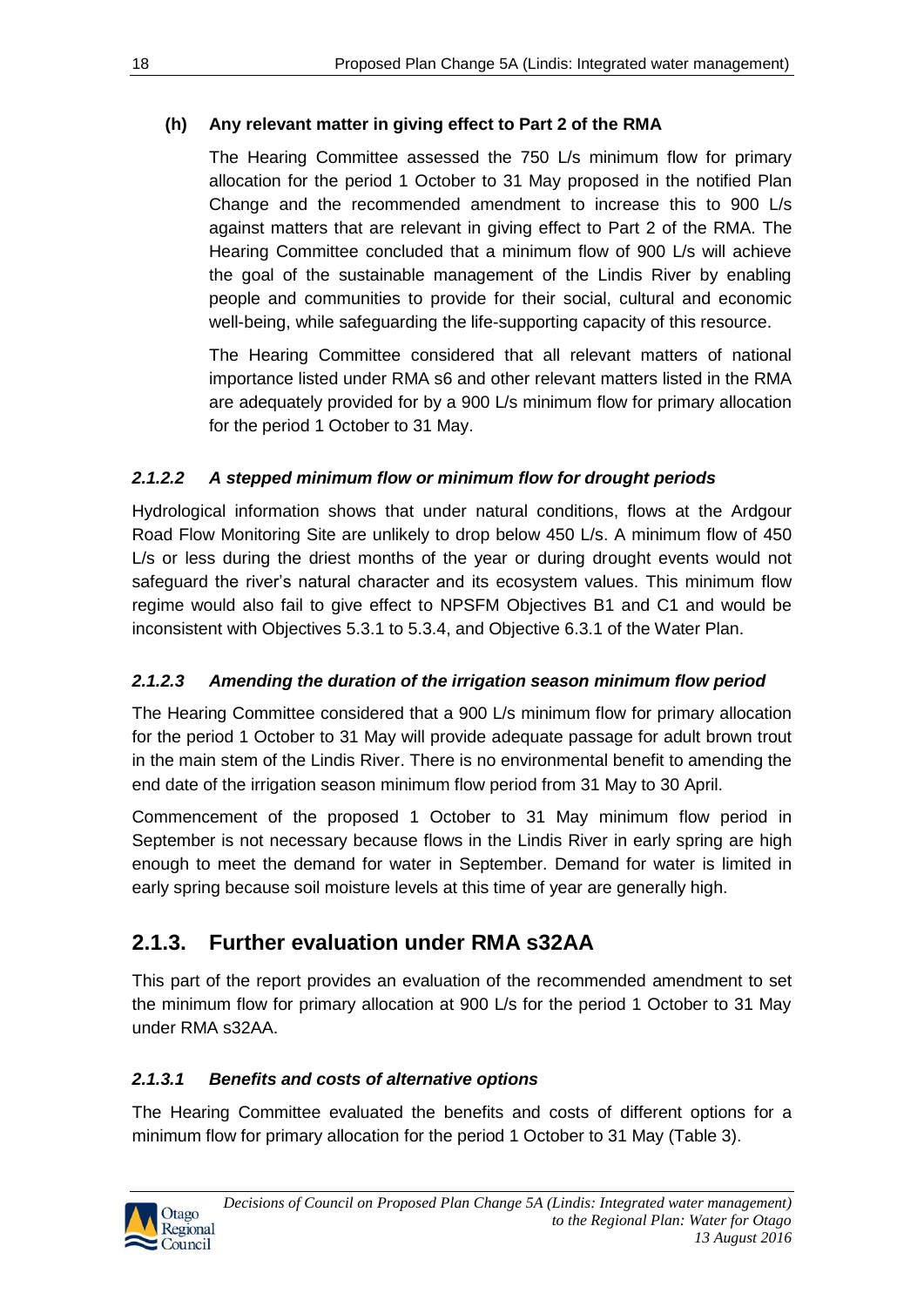**(h) Any relevant matter in giving effect to Part 2 of the RMA**

The Hearing Committee assessed the 750 L/s minimum flow for primary allocation for the period 1 October to 31 May proposed in the notified Plan Change and the recommended amendment to increase this to 900 L/s against matters that are relevant in giving effect to Part 2 of the RMA. The Hearing Committee concluded that a minimum flow of 900 L/s will achieve the goal of the sustainable management of the Lindis River by enabling people and communities to provide for their social, cultural and economic well-being, while safeguarding the life-supporting capacity of this resource.

The Hearing Committee considered that all relevant matters of national importance listed under RMA s6 and other relevant matters listed in the RMA are adequately provided for by a 900 L/s minimum flow for primary allocation for the period 1 October to 31 May.

#### *2.1.2.2 A stepped minimum flow or minimum flow for drought periods*

Hydrological information shows that under natural conditions, flows at the Ardgour Road Flow Monitoring Site are unlikely to drop below 450 L/s. A minimum flow of 450 L/s or less during the driest months of the year or during drought events would not safeguard the river's natural character and its ecosystem values. This minimum flow regime would also fail to give effect to NPSFM Objectives B1 and C1 and would be inconsistent with Objectives 5.3.1 to 5.3.4, and Objective 6.3.1 of the Water Plan.

#### *2.1.2.3 Amending the duration of the irrigation season minimum flow period*

The Hearing Committee considered that a 900 L/s minimum flow for primary allocation for the period 1 October to 31 May will provide adequate passage for adult brown trout in the main stem of the Lindis River. There is no environmental benefit to amending the end date of the irrigation season minimum flow period from 31 May to 30 April.

Commencement of the proposed 1 October to 31 May minimum flow period in September is not necessary because flows in the Lindis River in early spring are high enough to meet the demand for water in September. Demand for water is limited in early spring because soil moisture levels at this time of year are generally high.

## 2.1.3. Further evaluation under RMA s32AA

This part of the report provides an evaluation of the recommended amendment to set the minimum flow for primary allocation at 900 L/s for the period 1 October to 31 May under RMA s32AA.

#### *2.1.3.1 Benefits and costs of alternative options*

The Hearing Committee evaluated the benefits and costs of different options for a minimum flow for primary allocation for the period 1 October to 31 May (Table 3).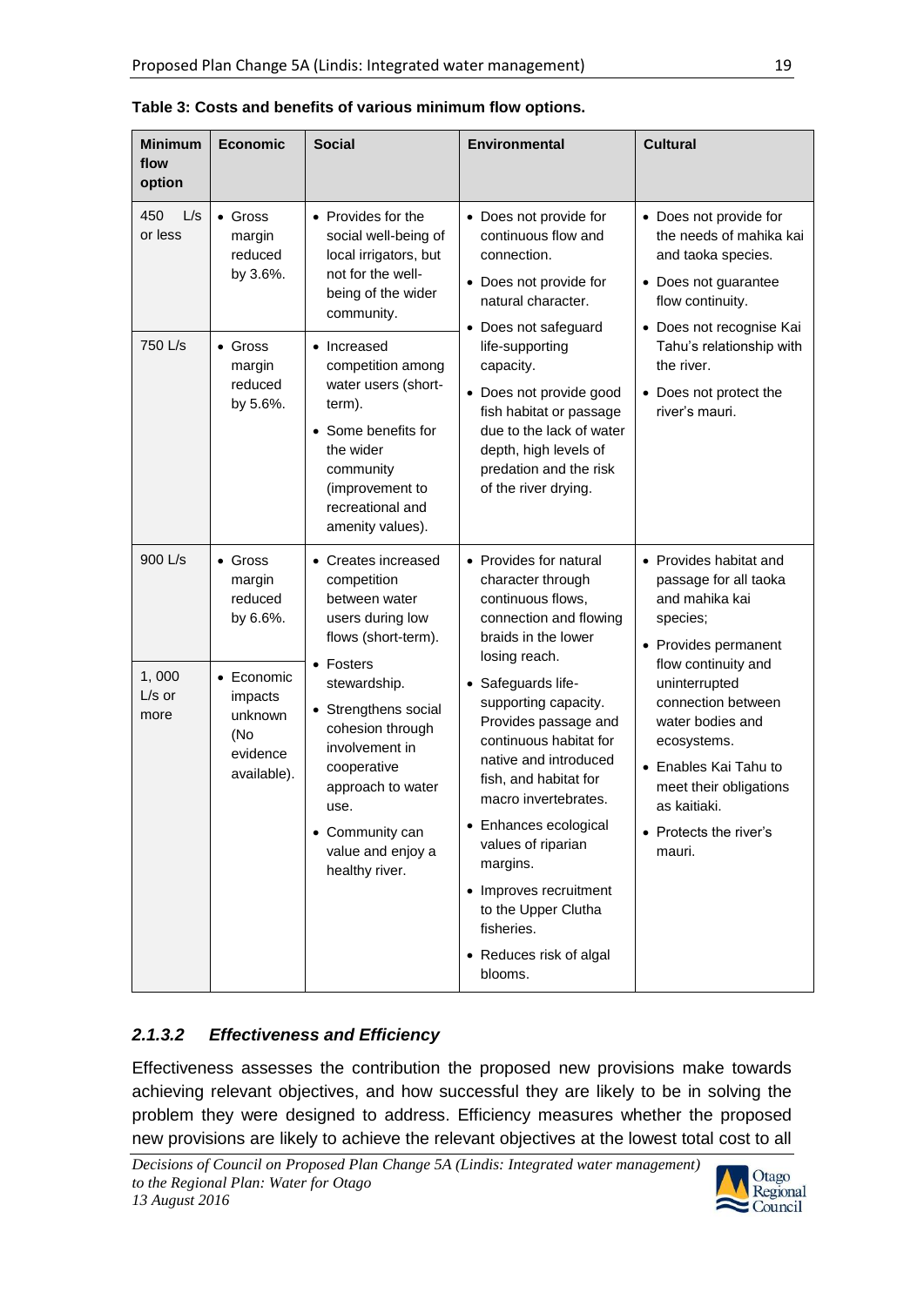**Table 3: Costs and benefits of various minimum flow options.**

| Minimum flow option | Economic | Social | Environmental | Cultural |
|---|---|---|---|---|
| 450 L/s or less | • Gross margin reduced by 3.6%. | • Provides for the social well-being of local irrigators, but not for the well-being of the wider community. | • Does not provide for continuous flow and connection.<br>• Does not provide for natural character.<br>• Does not safeguard life-supporting capacity.<br>• Does not provide good fish habitat or passage due to the lack of water depth, high levels of predation and the risk of the river drying. | • Does not provide for the needs of mahika kai and taoka species.<br>• Does not guarantee flow continuity.<br>• Does not recognise Kai Tahu's relationship with the river.<br>• Does not protect the river's mauri. |
| 750 L/s | • Gross margin reduced by 5.6%. | • Increased competition among water users (short-term).<br>• Some benefits for the wider community (improvement to recreational and amenity values). | | |
| 900 L/s | • Gross margin reduced by 6.6%. | • Creates increased competition between water users during low flows (short-term).<br>• Fosters stewardship.<br>• Strengthens social cohesion through involvement in cooperative approach to water use.<br>• Community can value and enjoy a healthy river. | • Provides for natural character through continuous flows, connection and flowing braids in the lower losing reach.<br>• Safeguards life-supporting capacity. Provides passage and continuous habitat for native and introduced fish, and habitat for macro invertebrates.<br>• Enhances ecological values of riparian margins.<br>• Improves recruitment to the Upper Clutha fisheries.<br>• Reduces risk of algal blooms. | • Provides habitat and passage for all taoka and mahika kai species;<br>• Provides permanent flow continuity and uninterrupted connection between water bodies and ecosystems.<br>• Enables Kai Tahu to meet their obligations as kaitiaki.<br>• Protects the river's mauri. |
| 1, 000 L/s or more | • Economic impacts unknown (No evidence available). | | | |

### 2.1.3.2 *Effectiveness and Efficiency*

Effectiveness assesses the contribution the proposed new provisions make towards achieving relevant objectives, and how successful they are likely to be in solving the problem they were designed to address. Efficiency measures whether the proposed new provisions are likely to achieve the relevant objectives at the lowest total cost to all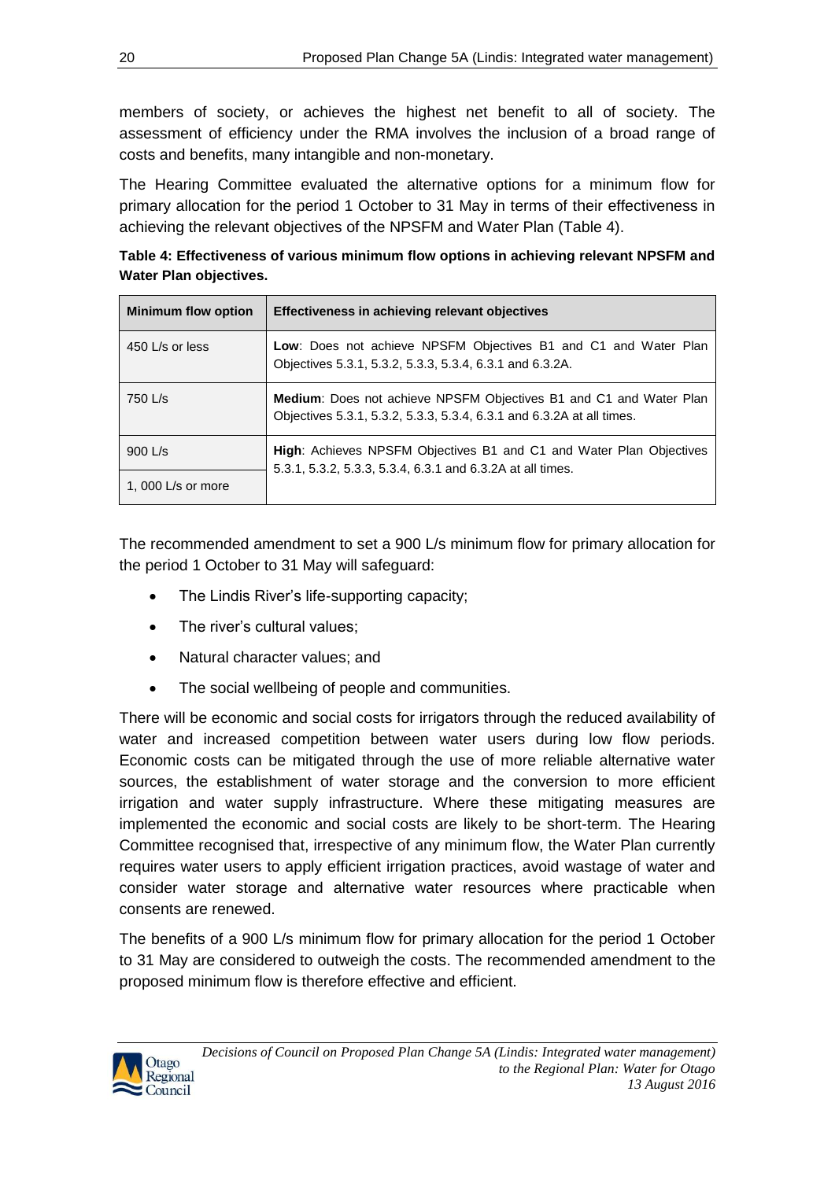members of society, or achieves the highest net benefit to all of society. The assessment of efficiency under the RMA involves the inclusion of a broad range of costs and benefits, many intangible and non-monetary.

The Hearing Committee evaluated the alternative options for a minimum flow for primary allocation for the period 1 October to 31 May in terms of their effectiveness in achieving the relevant objectives of the NPSFM and Water Plan (Table 4).

**Table 4: Effectiveness of various minimum flow options in achieving relevant NPSFM and Water Plan objectives.**

| Minimum flow option | Effectiveness in achieving relevant objectives |
| --- | --- |
| 450 L/s or less | **Low**: Does not achieve NPSFM Objectives B1 and C1 and Water Plan Objectives 5.3.1, 5.3.2, 5.3.3, 5.3.4, 6.3.1 and 6.3.2A. |
| 750 L/s | **Medium**: Does not achieve NPSFM Objectives B1 and C1 and Water Plan Objectives 5.3.1, 5.3.2, 5.3.3, 5.3.4, 6.3.1 and 6.3.2A at all times. |
| 900 L/s | **High**: Achieves NPSFM Objectives B1 and C1 and Water Plan Objectives 5.3.1, 5.3.2, 5.3.3, 5.3.4, 6.3.1 and 6.3.2A at all times. |
| 1, 000 L/s or more | |

The recommended amendment to set a 900 L/s minimum flow for primary allocation for the period 1 October to 31 May will safeguard:

- The Lindis River's life-supporting capacity;
- The river's cultural values;
- Natural character values; and
- The social wellbeing of people and communities.

There will be economic and social costs for irrigators through the reduced availability of water and increased competition between water users during low flow periods. Economic costs can be mitigated through the use of more reliable alternative water sources, the establishment of water storage and the conversion to more efficient irrigation and water supply infrastructure. Where these mitigating measures are implemented the economic and social costs are likely to be short-term. The Hearing Committee recognised that, irrespective of any minimum flow, the Water Plan currently requires water users to apply efficient irrigation practices, avoid wastage of water and consider water storage and alternative water resources where practicable when consents are renewed.

The benefits of a 900 L/s minimum flow for primary allocation for the period 1 October to 31 May are considered to outweigh the costs. The recommended amendment to the proposed minimum flow is therefore effective and efficient.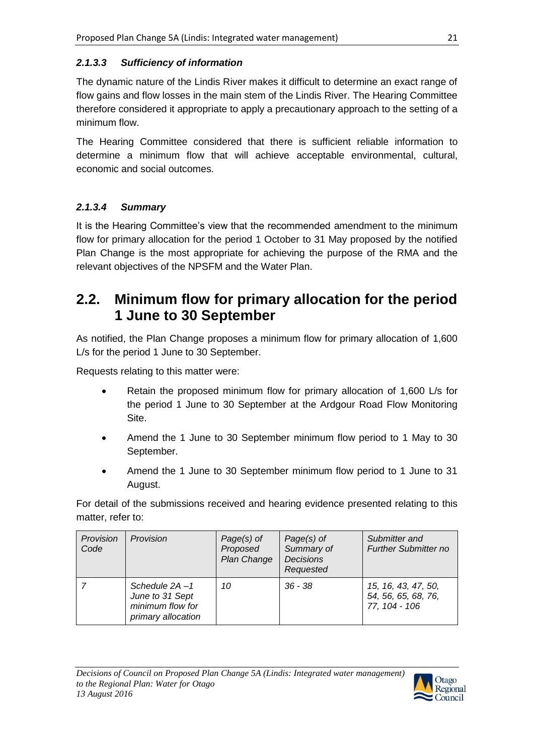#### *2.1.3.3 Sufficiency of information*

The dynamic nature of the Lindis River makes it difficult to determine an exact range of flow gains and flow losses in the main stem of the Lindis River. The Hearing Committee therefore considered it appropriate to apply a precautionary approach to the setting of a minimum flow.

The Hearing Committee considered that there is sufficient reliable information to determine a minimum flow that will achieve acceptable environmental, cultural, economic and social outcomes.

#### *2.1.3.4 Summary*

It is the Hearing Committee's view that the recommended amendment to the minimum flow for primary allocation for the period 1 October to 31 May proposed by the notified Plan Change is the most appropriate for achieving the purpose of the RMA and the relevant objectives of the NPSFM and the Water Plan.

## 2.2. Minimum flow for primary allocation for the period 1 June to 30 September

As notified, the Plan Change proposes a minimum flow for primary allocation of 1,600 L/s for the period 1 June to 30 September.

Requests relating to this matter were:

- Retain the proposed minimum flow for primary allocation of 1,600 L/s for the period 1 June to 30 September at the Ardgour Road Flow Monitoring Site.
- Amend the 1 June to 30 September minimum flow period to 1 May to 30 September.
- Amend the 1 June to 30 September minimum flow period to 1 June to 31 August.

For detail of the submissions received and hearing evidence presented relating to this matter, refer to:

| *Provision Code* | *Provision* | *Page(s) of Proposed Plan Change* | *Page(s) of Summary of Decisions Requested* | *Submitter and Further Submitter no* |
|---|---|---|---|---|
| *7* | *Schedule 2A –1 June to 31 Sept minimum flow for primary allocation* | *10* | *36 - 38* | *15, 16, 43, 47, 50, 54, 56, 65, 68, 76, 77, 104 - 106* |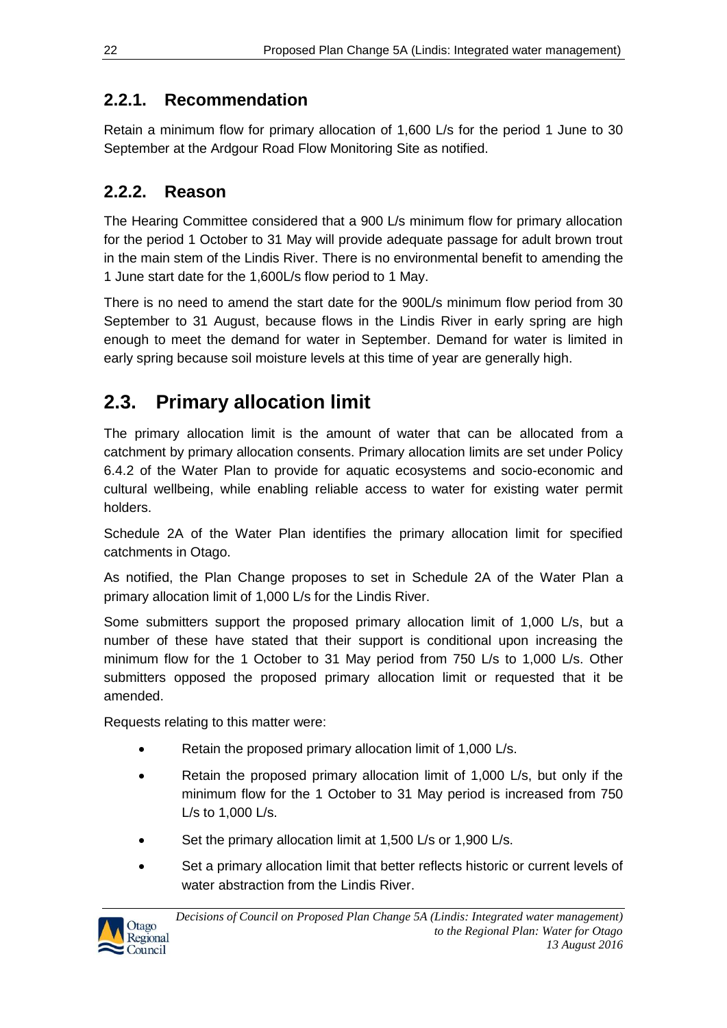### 2.2.1. Recommendation

Retain a minimum flow for primary allocation of 1,600 L/s for the period 1 June to 30 September at the Ardgour Road Flow Monitoring Site as notified.

### 2.2.2. Reason

The Hearing Committee considered that a 900 L/s minimum flow for primary allocation for the period 1 October to 31 May will provide adequate passage for adult brown trout in the main stem of the Lindis River. There is no environmental benefit to amending the 1 June start date for the 1,600L/s flow period to 1 May.

There is no need to amend the start date for the 900L/s minimum flow period from 30 September to 31 August, because flows in the Lindis River in early spring are high enough to meet the demand for water in September. Demand for water is limited in early spring because soil moisture levels at this time of year are generally high.

## 2.3. Primary allocation limit

The primary allocation limit is the amount of water that can be allocated from a catchment by primary allocation consents. Primary allocation limits are set under Policy 6.4.2 of the Water Plan to provide for aquatic ecosystems and socio-economic and cultural wellbeing, while enabling reliable access to water for existing water permit holders.

Schedule 2A of the Water Plan identifies the primary allocation limit for specified catchments in Otago.

As notified, the Plan Change proposes to set in Schedule 2A of the Water Plan a primary allocation limit of 1,000 L/s for the Lindis River.

Some submitters support the proposed primary allocation limit of 1,000 L/s, but a number of these have stated that their support is conditional upon increasing the minimum flow for the 1 October to 31 May period from 750 L/s to 1,000 L/s. Other submitters opposed the proposed primary allocation limit or requested that it be amended.

Requests relating to this matter were:

- Retain the proposed primary allocation limit of 1,000 L/s.
- Retain the proposed primary allocation limit of 1,000 L/s, but only if the minimum flow for the 1 October to 31 May period is increased from 750 L/s to 1,000 L/s.
- Set the primary allocation limit at 1,500 L/s or 1,900 L/s.
- Set a primary allocation limit that better reflects historic or current levels of water abstraction from the Lindis River.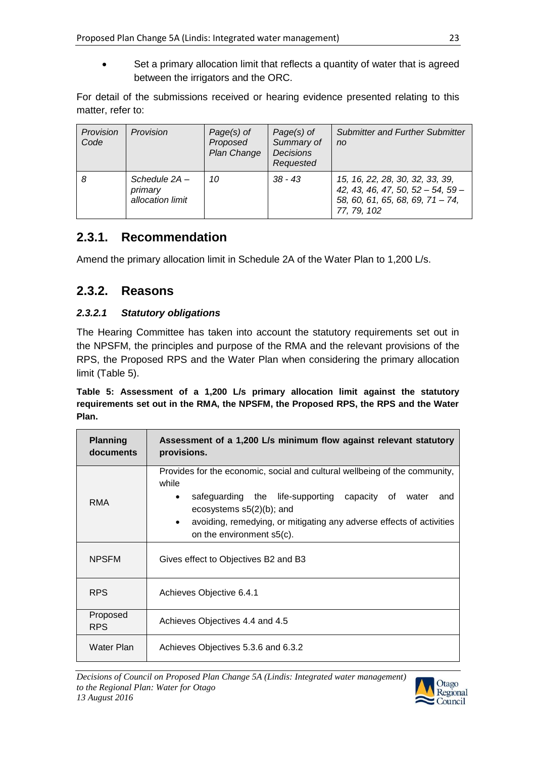- Set a primary allocation limit that reflects a quantity of water that is agreed between the irrigators and the ORC.

For detail of the submissions received or hearing evidence presented relating to this matter, refer to:

| *Provision Code* | *Provision* | *Page(s) of Proposed Plan Change* | *Page(s) of Summary of Decisions Requested* | *Submitter and Further Submitter no* |
|---|---|---|---|---|
| *8* | *Schedule 2A – primary allocation limit* | *10* | *38 - 43* | *15, 16, 22, 28, 30, 32, 33, 39, 42, 43, 46, 47, 50, 52 – 54, 59 – 58, 60, 61, 65, 68, 69, 71 – 74, 77, 79, 102* |

## 2.3.1. Recommendation

Amend the primary allocation limit in Schedule 2A of the Water Plan to 1,200 L/s.

## 2.3.2. Reasons

### *2.3.2.1 Statutory obligations*

The Hearing Committee has taken into account the statutory requirements set out in the NPSFM, the principles and purpose of the RMA and the relevant provisions of the RPS, the Proposed RPS and the Water Plan when considering the primary allocation limit (Table 5).

**Table 5: Assessment of a 1,200 L/s primary allocation limit against the statutory requirements set out in the RMA, the NPSFM, the Proposed RPS, the RPS and the Water Plan.**

| **Planning documents** | **Assessment of a 1,200 L/s minimum flow against relevant statutory provisions.** |
|---|---|
| RMA | Provides for the economic, social and cultural wellbeing of the community, while<br>• safeguarding the life-supporting capacity of water and ecosystems s5(2)(b); and<br>• avoiding, remedying, or mitigating any adverse effects of activities on the environment s5(c). |
| NPSFM | Gives effect to Objectives B2 and B3 |
| RPS | Achieves Objective 6.4.1 |
| Proposed RPS | Achieves Objectives 4.4 and 4.5 |
| Water Plan | Achieves Objectives 5.3.6 and 6.3.2 |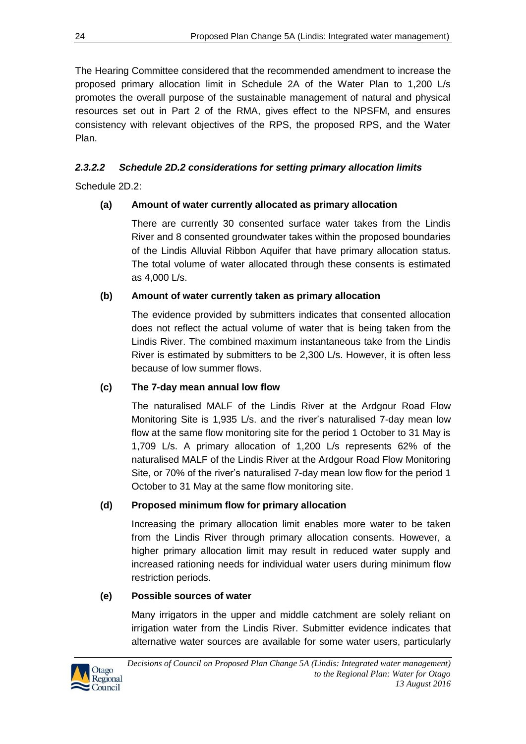The Hearing Committee considered that the recommended amendment to increase the proposed primary allocation limit in Schedule 2A of the Water Plan to 1,200 L/s promotes the overall purpose of the sustainable management of natural and physical resources set out in Part 2 of the RMA, gives effect to the NPSFM, and ensures consistency with relevant objectives of the RPS, the proposed RPS, and the Water Plan.

#### *2.3.2.2 Schedule 2D.2 considerations for setting primary allocation limits*

Schedule 2D.2:

**(a) Amount of water currently allocated as primary allocation**

There are currently 30 consented surface water takes from the Lindis River and 8 consented groundwater takes within the proposed boundaries of the Lindis Alluvial Ribbon Aquifer that have primary allocation status. The total volume of water allocated through these consents is estimated as 4,000 L/s.

**(b) Amount of water currently taken as primary allocation**

The evidence provided by submitters indicates that consented allocation does not reflect the actual volume of water that is being taken from the Lindis River. The combined maximum instantaneous take from the Lindis River is estimated by submitters to be 2,300 L/s. However, it is often less because of low summer flows.

**(c) The 7-day mean annual low flow**

The naturalised MALF of the Lindis River at the Ardgour Road Flow Monitoring Site is 1,935 L/s. and the river's naturalised 7-day mean low flow at the same flow monitoring site for the period 1 October to 31 May is 1,709 L/s. A primary allocation of 1,200 L/s represents 62% of the naturalised MALF of the Lindis River at the Ardgour Road Flow Monitoring Site, or 70% of the river's naturalised 7-day mean low flow for the period 1 October to 31 May at the same flow monitoring site.

**(d) Proposed minimum flow for primary allocation**

Increasing the primary allocation limit enables more water to be taken from the Lindis River through primary allocation consents. However, a higher primary allocation limit may result in reduced water supply and increased rationing needs for individual water users during minimum flow restriction periods.

**(e) Possible sources of water**

Many irrigators in the upper and middle catchment are solely reliant on irrigation water from the Lindis River. Submitter evidence indicates that alternative water sources are available for some water users, particularly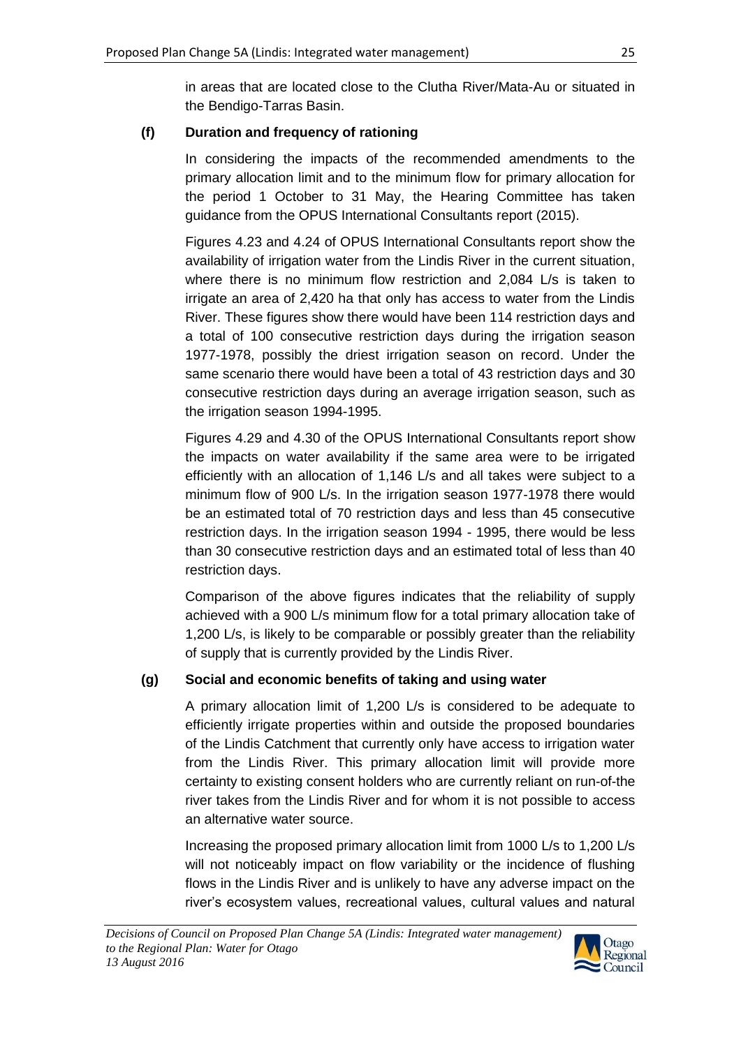in areas that are located close to the Clutha River/Mata-Au or situated in the Bendigo-Tarras Basin.

**(f) Duration and frequency of rationing**

In considering the impacts of the recommended amendments to the primary allocation limit and to the minimum flow for primary allocation for the period 1 October to 31 May, the Hearing Committee has taken guidance from the OPUS International Consultants report (2015).

Figures 4.23 and 4.24 of OPUS International Consultants report show the availability of irrigation water from the Lindis River in the current situation, where there is no minimum flow restriction and 2,084 L/s is taken to irrigate an area of 2,420 ha that only has access to water from the Lindis River. These figures show there would have been 114 restriction days and a total of 100 consecutive restriction days during the irrigation season 1977-1978, possibly the driest irrigation season on record. Under the same scenario there would have been a total of 43 restriction days and 30 consecutive restriction days during an average irrigation season, such as the irrigation season 1994-1995.

Figures 4.29 and 4.30 of the OPUS International Consultants report show the impacts on water availability if the same area were to be irrigated efficiently with an allocation of 1,146 L/s and all takes were subject to a minimum flow of 900 L/s. In the irrigation season 1977-1978 there would be an estimated total of 70 restriction days and less than 45 consecutive restriction days. In the irrigation season 1994 - 1995, there would be less than 30 consecutive restriction days and an estimated total of less than 40 restriction days.

Comparison of the above figures indicates that the reliability of supply achieved with a 900 L/s minimum flow for a total primary allocation take of 1,200 L/s, is likely to be comparable or possibly greater than the reliability of supply that is currently provided by the Lindis River.

**(g) Social and economic benefits of taking and using water**

A primary allocation limit of 1,200 L/s is considered to be adequate to efficiently irrigate properties within and outside the proposed boundaries of the Lindis Catchment that currently only have access to irrigation water from the Lindis River. This primary allocation limit will provide more certainty to existing consent holders who are currently reliant on run-of-the river takes from the Lindis River and for whom it is not possible to access an alternative water source.

Increasing the proposed primary allocation limit from 1000 L/s to 1,200 L/s will not noticeably impact on flow variability or the incidence of flushing flows in the Lindis River and is unlikely to have any adverse impact on the river's ecosystem values, recreational values, cultural values and natural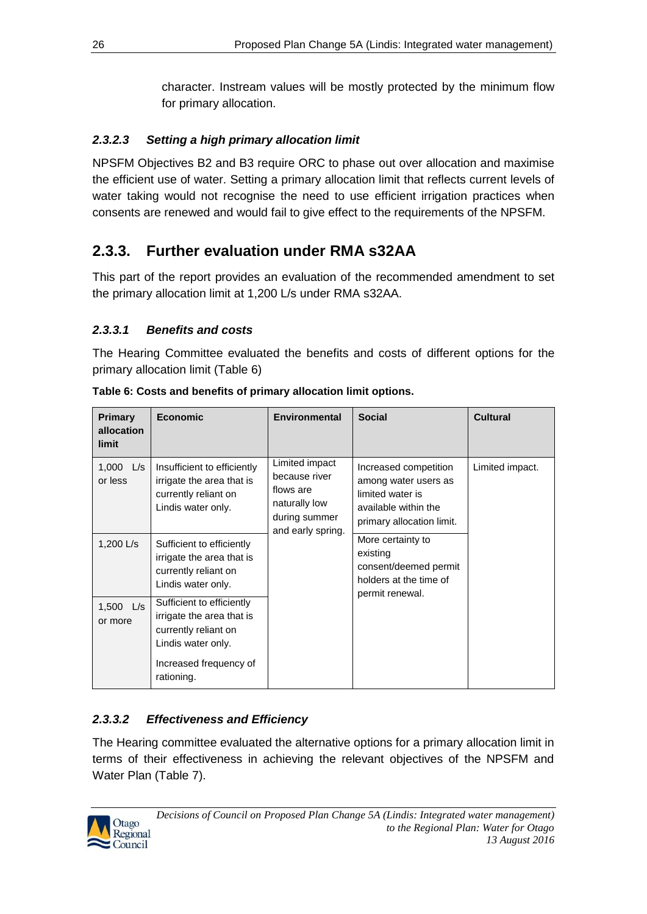character. Instream values will be mostly protected by the minimum flow for primary allocation.

#### *2.3.2.3 Setting a high primary allocation limit*

NPSFM Objectives B2 and B3 require ORC to phase out over allocation and maximise the efficient use of water. Setting a primary allocation limit that reflects current levels of water taking would not recognise the need to use efficient irrigation practices when consents are renewed and would fail to give effect to the requirements of the NPSFM.

## 2.3.3. Further evaluation under RMA s32AA

This part of the report provides an evaluation of the recommended amendment to set the primary allocation limit at 1,200 L/s under RMA s32AA.

#### *2.3.3.1 Benefits and costs*

The Hearing Committee evaluated the benefits and costs of different options for the primary allocation limit (Table 6)

**Table 6: Costs and benefits of primary allocation limit options.**

| Primary allocation limit | Economic | Environmental | Social | Cultural |
|---|---|---|---|---|
| 1,000 L/s or less | Insufficient to efficiently irrigate the area that is currently reliant on Lindis water only. | Limited impact because river flows are naturally low during summer and early spring. | Increased competition among water users as limited water is available within the primary allocation limit. | Limited impact. |
| 1,200 L/s | Sufficient to efficiently irrigate the area that is currently reliant on Lindis water only. | | More certainty to existing consent/deemed permit holders at the time of permit renewal. | |
| 1,500 L/s or more | Sufficient to efficiently irrigate the area that is currently reliant on Lindis water only.<br><br>Increased frequency of rationing. | | | |

#### *2.3.3.2 Effectiveness and Efficiency*

The Hearing committee evaluated the alternative options for a primary allocation limit in terms of their effectiveness in achieving the relevant objectives of the NPSFM and Water Plan (Table 7).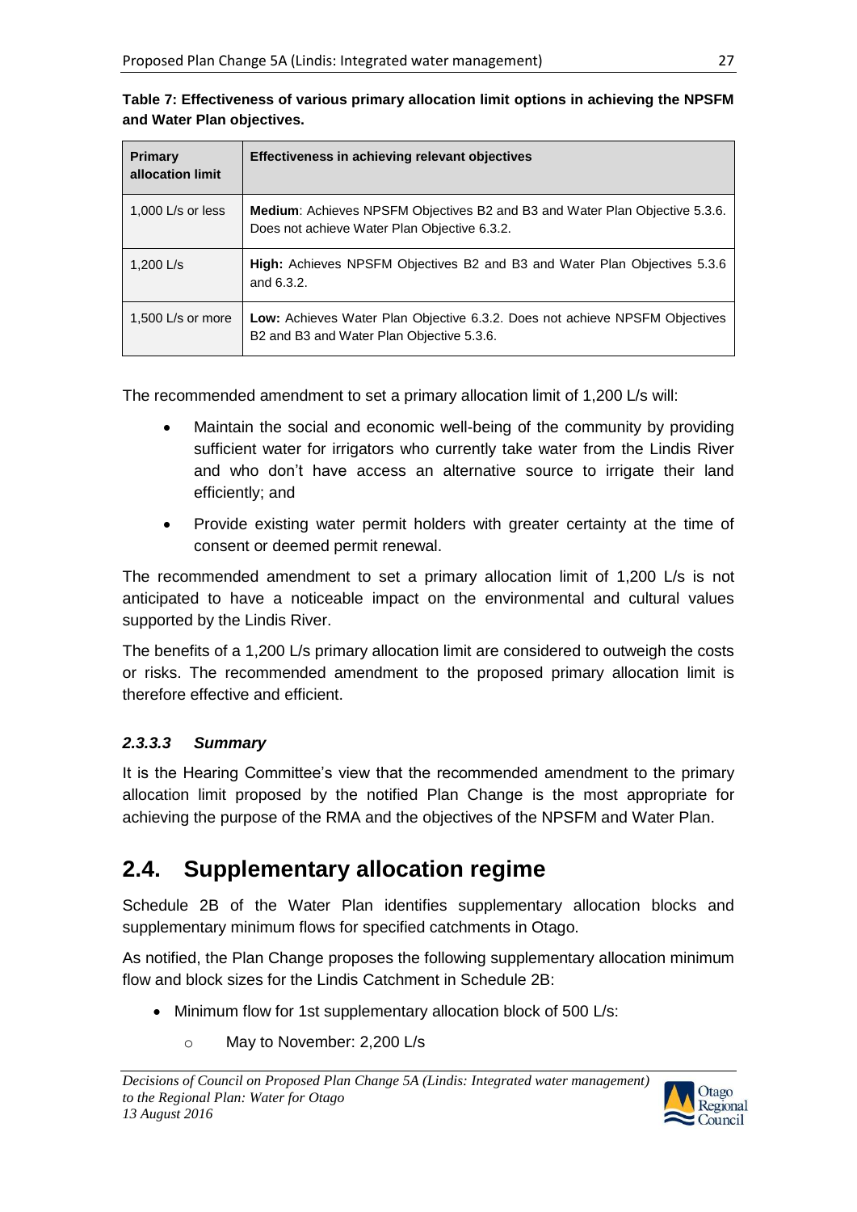**Table 7: Effectiveness of various primary allocation limit options in achieving the NPSFM and Water Plan objectives.**

| Primary allocation limit | Effectiveness in achieving relevant objectives |
|---|---|
| 1,000 L/s or less | **Medium**: Achieves NPSFM Objectives B2 and B3 and Water Plan Objective 5.3.6. Does not achieve Water Plan Objective 6.3.2. |
| 1,200 L/s | **High:** Achieves NPSFM Objectives B2 and B3 and Water Plan Objectives 5.3.6 and 6.3.2. |
| 1,500 L/s or more | **Low:** Achieves Water Plan Objective 6.3.2. Does not achieve NPSFM Objectives B2 and B3 and Water Plan Objective 5.3.6. |

The recommended amendment to set a primary allocation limit of 1,200 L/s will:

- Maintain the social and economic well-being of the community by providing sufficient water for irrigators who currently take water from the Lindis River and who don't have access an alternative source to irrigate their land efficiently; and
- Provide existing water permit holders with greater certainty at the time of consent or deemed permit renewal.

The recommended amendment to set a primary allocation limit of 1,200 L/s is not anticipated to have a noticeable impact on the environmental and cultural values supported by the Lindis River.

The benefits of a 1,200 L/s primary allocation limit are considered to outweigh the costs or risks. The recommended amendment to the proposed primary allocation limit is therefore effective and efficient.

#### *2.3.3.3 Summary*

It is the Hearing Committee's view that the recommended amendment to the primary allocation limit proposed by the notified Plan Change is the most appropriate for achieving the purpose of the RMA and the objectives of the NPSFM and Water Plan.

## 2.4. Supplementary allocation regime

Schedule 2B of the Water Plan identifies supplementary allocation blocks and supplementary minimum flows for specified catchments in Otago.

As notified, the Plan Change proposes the following supplementary allocation minimum flow and block sizes for the Lindis Catchment in Schedule 2B:

- Minimum flow for 1st supplementary allocation block of 500 L/s:
  - May to November: 2,200 L/s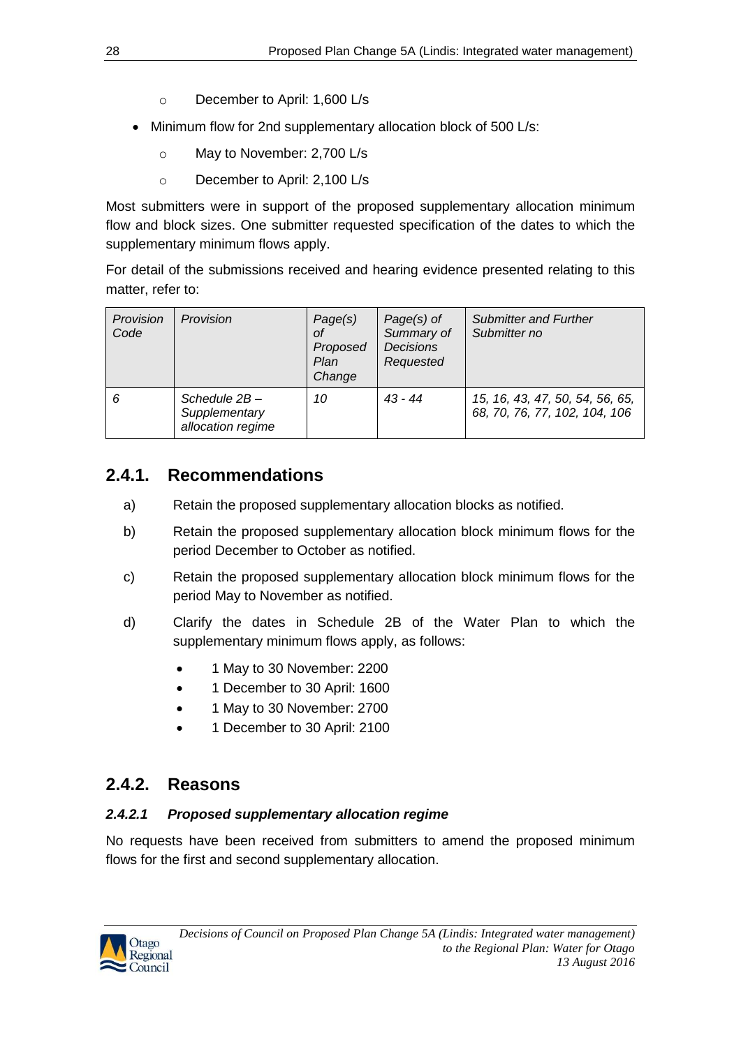- December to April: 1,600 L/s

- Minimum flow for 2nd supplementary allocation block of 500 L/s:
  - May to November: 2,700 L/s
  - December to April: 2,100 L/s

Most submitters were in support of the proposed supplementary allocation minimum flow and block sizes. One submitter requested specification of the dates to which the supplementary minimum flows apply.

For detail of the submissions received and hearing evidence presented relating to this matter, refer to:

| *Provision Code* | *Provision* | *Page(s) of Proposed Plan Change* | *Page(s) of Summary of Decisions Requested* | *Submitter and Further Submitter no* |
|---|---|---|---|---|
| *6* | *Schedule 2B – Supplementary allocation regime* | *10* | *43 - 44* | *15, 16, 43, 47, 50, 54, 56, 65, 68, 70, 76, 77, 102, 104, 106* |

## 2.4.1. Recommendations

a) Retain the proposed supplementary allocation blocks as notified.

b) Retain the proposed supplementary allocation block minimum flows for the period December to October as notified.

c) Retain the proposed supplementary allocation block minimum flows for the period May to November as notified.

d) Clarify the dates in Schedule 2B of the Water Plan to which the supplementary minimum flows apply, as follows:

- 1 May to 30 November: 2200
- 1 December to 30 April: 1600
- 1 May to 30 November: 2700
- 1 December to 30 April: 2100

## 2.4.2. Reasons

### *2.4.2.1 Proposed supplementary allocation regime*

No requests have been received from submitters to amend the proposed minimum flows for the first and second supplementary allocation.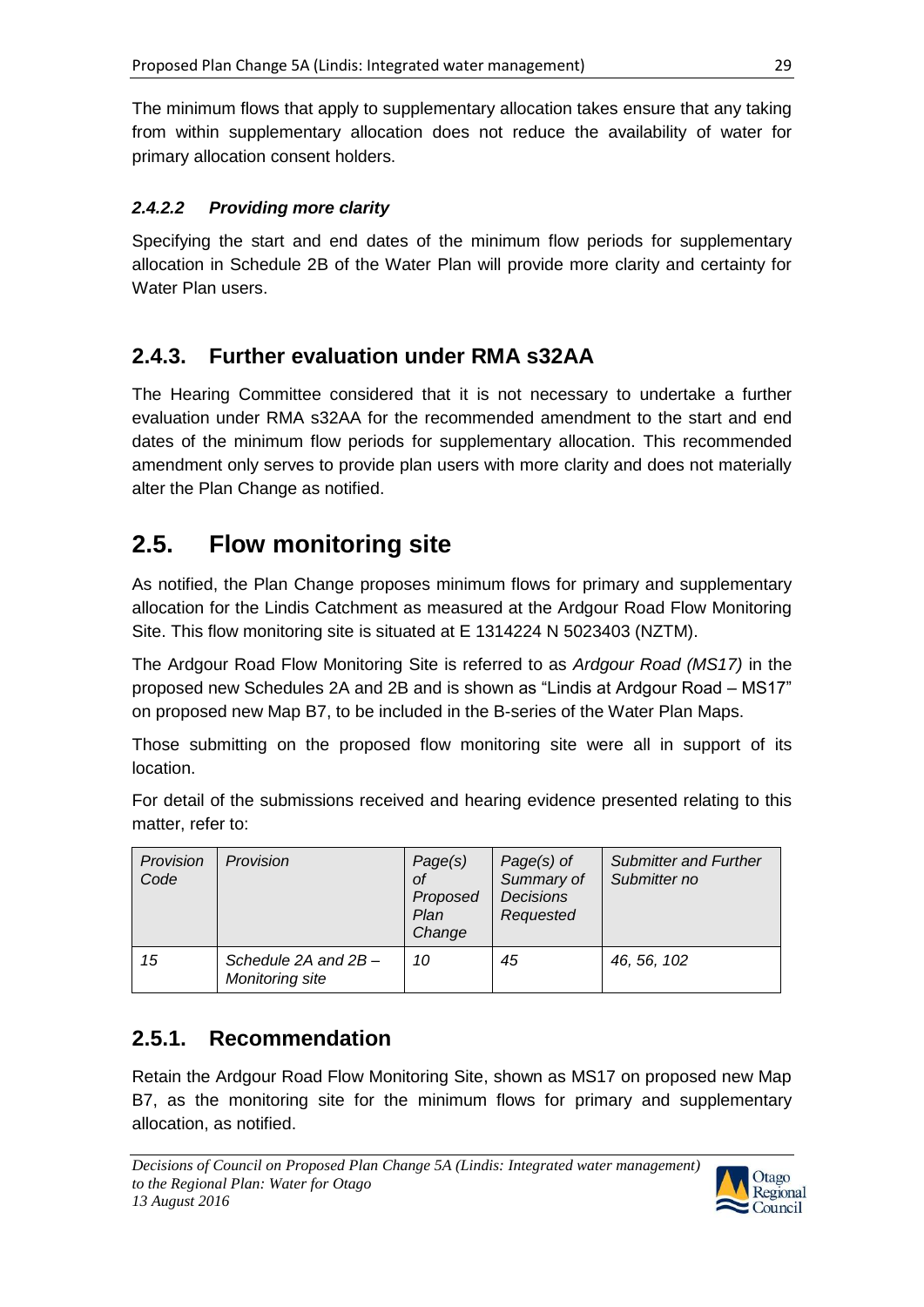The minimum flows that apply to supplementary allocation takes ensure that any taking from within supplementary allocation does not reduce the availability of water for primary allocation consent holders.

#### *2.4.2.2 Providing more clarity*

Specifying the start and end dates of the minimum flow periods for supplementary allocation in Schedule 2B of the Water Plan will provide more clarity and certainty for Water Plan users.

### 2.4.3. Further evaluation under RMA s32AA

The Hearing Committee considered that it is not necessary to undertake a further evaluation under RMA s32AA for the recommended amendment to the start and end dates of the minimum flow periods for supplementary allocation. This recommended amendment only serves to provide plan users with more clarity and does not materially alter the Plan Change as notified.

## 2.5. Flow monitoring site

As notified, the Plan Change proposes minimum flows for primary and supplementary allocation for the Lindis Catchment as measured at the Ardgour Road Flow Monitoring Site. This flow monitoring site is situated at E 1314224 N 5023403 (NZTM).

The Ardgour Road Flow Monitoring Site is referred to as *Ardgour Road (MS17)* in the proposed new Schedules 2A and 2B and is shown as "Lindis at Ardgour Road – MS17" on proposed new Map B7, to be included in the B-series of the Water Plan Maps.

Those submitting on the proposed flow monitoring site were all in support of its location.

For detail of the submissions received and hearing evidence presented relating to this matter, refer to:

| *Provision Code* | *Provision* | *Page(s) of Proposed Plan Change* | *Page(s) of Summary of Decisions Requested* | *Submitter and Further Submitter no* |
|---|---|---|---|---|
| *15* | *Schedule 2A and 2B – Monitoring site* | *10* | *45* | *46, 56, 102* |

### 2.5.1. Recommendation

Retain the Ardgour Road Flow Monitoring Site, shown as MS17 on proposed new Map B7, as the monitoring site for the minimum flows for primary and supplementary allocation, as notified.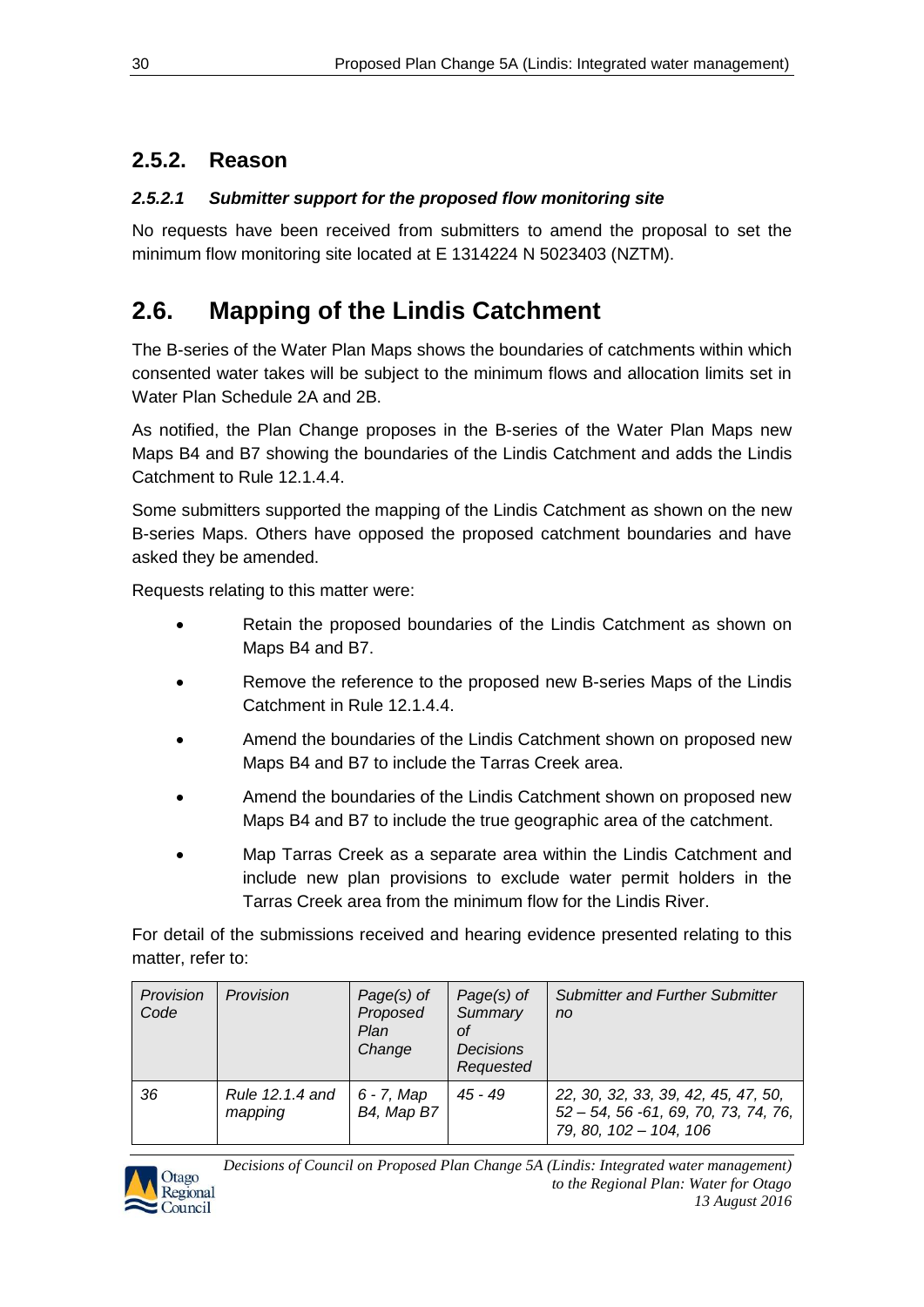### 2.5.2. Reason

#### *2.5.2.1 Submitter support for the proposed flow monitoring site*

No requests have been received from submitters to amend the proposal to set the minimum flow monitoring site located at E 1314224 N 5023403 (NZTM).

## 2.6. Mapping of the Lindis Catchment

The B-series of the Water Plan Maps shows the boundaries of catchments within which consented water takes will be subject to the minimum flows and allocation limits set in Water Plan Schedule 2A and 2B.

As notified, the Plan Change proposes in the B-series of the Water Plan Maps new Maps B4 and B7 showing the boundaries of the Lindis Catchment and adds the Lindis Catchment to Rule 12.1.4.4.

Some submitters supported the mapping of the Lindis Catchment as shown on the new B-series Maps. Others have opposed the proposed catchment boundaries and have asked they be amended.

Requests relating to this matter were:

- Retain the proposed boundaries of the Lindis Catchment as shown on Maps B4 and B7.
- Remove the reference to the proposed new B-series Maps of the Lindis Catchment in Rule 12.1.4.4.
- Amend the boundaries of the Lindis Catchment shown on proposed new Maps B4 and B7 to include the Tarras Creek area.
- Amend the boundaries of the Lindis Catchment shown on proposed new Maps B4 and B7 to include the true geographic area of the catchment.
- Map Tarras Creek as a separate area within the Lindis Catchment and include new plan provisions to exclude water permit holders in the Tarras Creek area from the minimum flow for the Lindis River.

For detail of the submissions received and hearing evidence presented relating to this matter, refer to:

| *Provision Code* | *Provision* | *Page(s) of Proposed Plan Change* | *Page(s) of Summary of Decisions Requested* | *Submitter and Further Submitter no* |
|---|---|---|---|---|
| *36* | *Rule 12.1.4 and mapping* | *6 - 7, Map B4, Map B7* | *45 - 49* | *22, 30, 32, 33, 39, 42, 45, 47, 50, 52 – 54, 56 -61, 69, 70, 73, 74, 76, 79, 80, 102 – 104, 106* |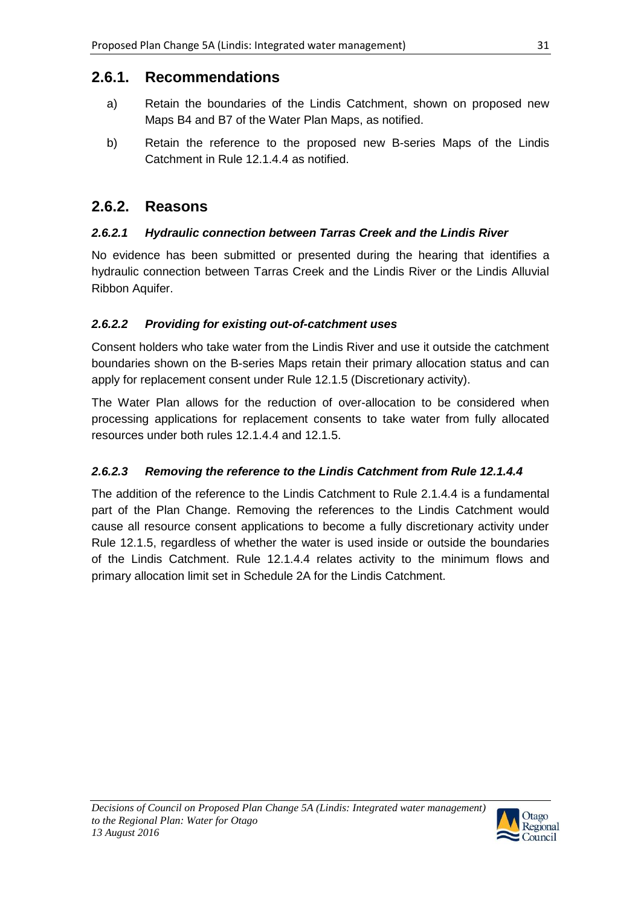## 2.6.1. Recommendations

a) Retain the boundaries of the Lindis Catchment, shown on proposed new Maps B4 and B7 of the Water Plan Maps, as notified.

b) Retain the reference to the proposed new B-series Maps of the Lindis Catchment in Rule 12.1.4.4 as notified.

## 2.6.2. Reasons

### *2.6.2.1 Hydraulic connection between Tarras Creek and the Lindis River*

No evidence has been submitted or presented during the hearing that identifies a hydraulic connection between Tarras Creek and the Lindis River or the Lindis Alluvial Ribbon Aquifer.

### *2.6.2.2 Providing for existing out-of-catchment uses*

Consent holders who take water from the Lindis River and use it outside the catchment boundaries shown on the B-series Maps retain their primary allocation status and can apply for replacement consent under Rule 12.1.5 (Discretionary activity).

The Water Plan allows for the reduction of over-allocation to be considered when processing applications for replacement consents to take water from fully allocated resources under both rules 12.1.4.4 and 12.1.5.

### *2.6.2.3 Removing the reference to the Lindis Catchment from Rule 12.1.4.4*

The addition of the reference to the Lindis Catchment to Rule 2.1.4.4 is a fundamental part of the Plan Change. Removing the references to the Lindis Catchment would cause all resource consent applications to become a fully discretionary activity under Rule 12.1.5, regardless of whether the water is used inside or outside the boundaries of the Lindis Catchment. Rule 12.1.4.4 relates activity to the minimum flows and primary allocation limit set in Schedule 2A for the Lindis Catchment.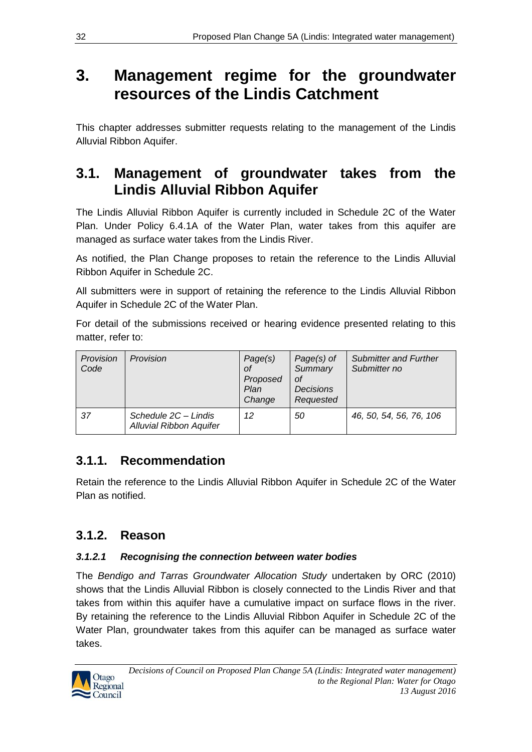# 3. Management regime for the groundwater resources of the Lindis Catchment

This chapter addresses submitter requests relating to the management of the Lindis Alluvial Ribbon Aquifer.

## 3.1. Management of groundwater takes from the Lindis Alluvial Ribbon Aquifer

The Lindis Alluvial Ribbon Aquifer is currently included in Schedule 2C of the Water Plan. Under Policy 6.4.1A of the Water Plan, water takes from this aquifer are managed as surface water takes from the Lindis River.

As notified, the Plan Change proposes to retain the reference to the Lindis Alluvial Ribbon Aquifer in Schedule 2C.

All submitters were in support of retaining the reference to the Lindis Alluvial Ribbon Aquifer in Schedule 2C of the Water Plan.

For detail of the submissions received or hearing evidence presented relating to this matter, refer to:

| *Provision Code* | *Provision* | *Page(s) of Proposed Plan Change* | *Page(s) of Summary of Decisions Requested* | *Submitter and Further Submitter no* |
|---|---|---|---|---|
| *37* | *Schedule 2C – Lindis Alluvial Ribbon Aquifer* | *12* | *50* | *46, 50, 54, 56, 76, 106* |

### 3.1.1. Recommendation

Retain the reference to the Lindis Alluvial Ribbon Aquifer in Schedule 2C of the Water Plan as notified.

### 3.1.2. Reason

#### *3.1.2.1 Recognising the connection between water bodies*

The *Bendigo and Tarras Groundwater Allocation Study* undertaken by ORC (2010) shows that the Lindis Alluvial Ribbon is closely connected to the Lindis River and that takes from within this aquifer have a cumulative impact on surface flows in the river. By retaining the reference to the Lindis Alluvial Ribbon Aquifer in Schedule 2C of the Water Plan, groundwater takes from this aquifer can be managed as surface water takes.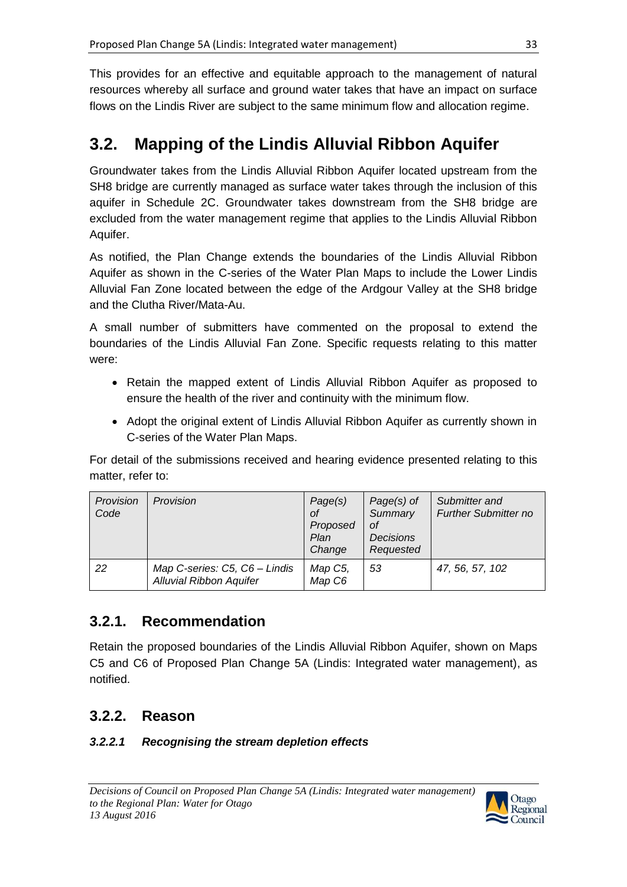This provides for an effective and equitable approach to the management of natural resources whereby all surface and ground water takes that have an impact on surface flows on the Lindis River are subject to the same minimum flow and allocation regime.

# 3.2. Mapping of the Lindis Alluvial Ribbon Aquifer

Groundwater takes from the Lindis Alluvial Ribbon Aquifer located upstream from the SH8 bridge are currently managed as surface water takes through the inclusion of this aquifer in Schedule 2C. Groundwater takes downstream from the SH8 bridge are excluded from the water management regime that applies to the Lindis Alluvial Ribbon Aquifer.

As notified, the Plan Change extends the boundaries of the Lindis Alluvial Ribbon Aquifer as shown in the C-series of the Water Plan Maps to include the Lower Lindis Alluvial Fan Zone located between the edge of the Ardgour Valley at the SH8 bridge and the Clutha River/Mata-Au.

A small number of submitters have commented on the proposal to extend the boundaries of the Lindis Alluvial Fan Zone. Specific requests relating to this matter were:

- Retain the mapped extent of Lindis Alluvial Ribbon Aquifer as proposed to ensure the health of the river and continuity with the minimum flow.
- Adopt the original extent of Lindis Alluvial Ribbon Aquifer as currently shown in C-series of the Water Plan Maps.

For detail of the submissions received and hearing evidence presented relating to this matter, refer to:

| *Provision Code* | *Provision* | *Page(s) of Proposed Plan Change* | *Page(s) of Summary of Decisions Requested* | *Submitter and Further Submitter no* |
|---|---|---|---|---|
| *22* | *Map C-series: C5, C6 – Lindis Alluvial Ribbon Aquifer* | *Map C5, Map C6* | *53* | *47, 56, 57, 102* |

## 3.2.1. Recommendation

Retain the proposed boundaries of the Lindis Alluvial Ribbon Aquifer, shown on Maps C5 and C6 of Proposed Plan Change 5A (Lindis: Integrated water management), as notified.

## 3.2.2. Reason

### *3.2.2.1 Recognising the stream depletion effects*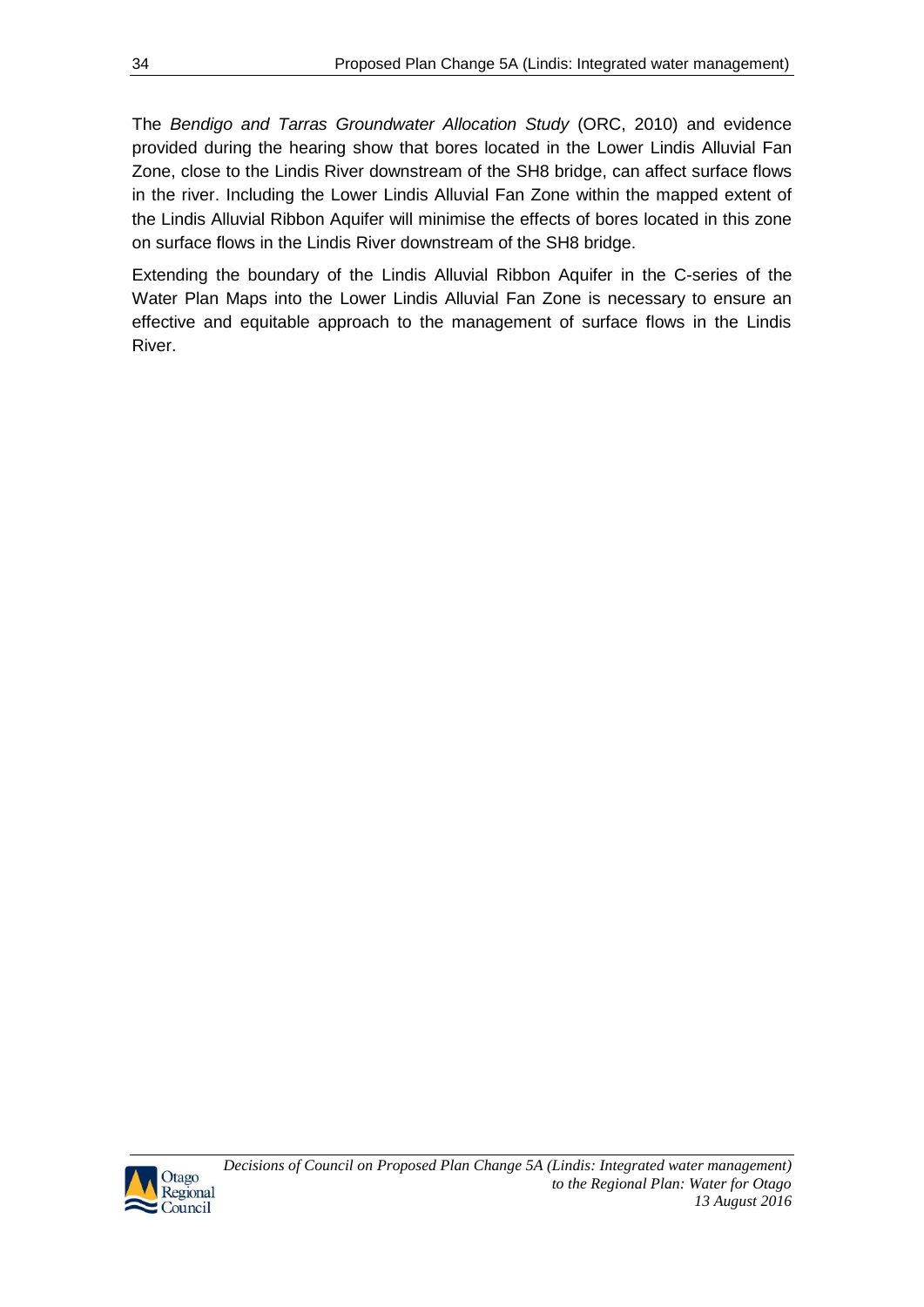The *Bendigo and Tarras Groundwater Allocation Study* (ORC, 2010) and evidence provided during the hearing show that bores located in the Lower Lindis Alluvial Fan Zone, close to the Lindis River downstream of the SH8 bridge, can affect surface flows in the river. Including the Lower Lindis Alluvial Fan Zone within the mapped extent of the Lindis Alluvial Ribbon Aquifer will minimise the effects of bores located in this zone on surface flows in the Lindis River downstream of the SH8 bridge.

Extending the boundary of the Lindis Alluvial Ribbon Aquifer in the C-series of the Water Plan Maps into the Lower Lindis Alluvial Fan Zone is necessary to ensure an effective and equitable approach to the management of surface flows in the Lindis River.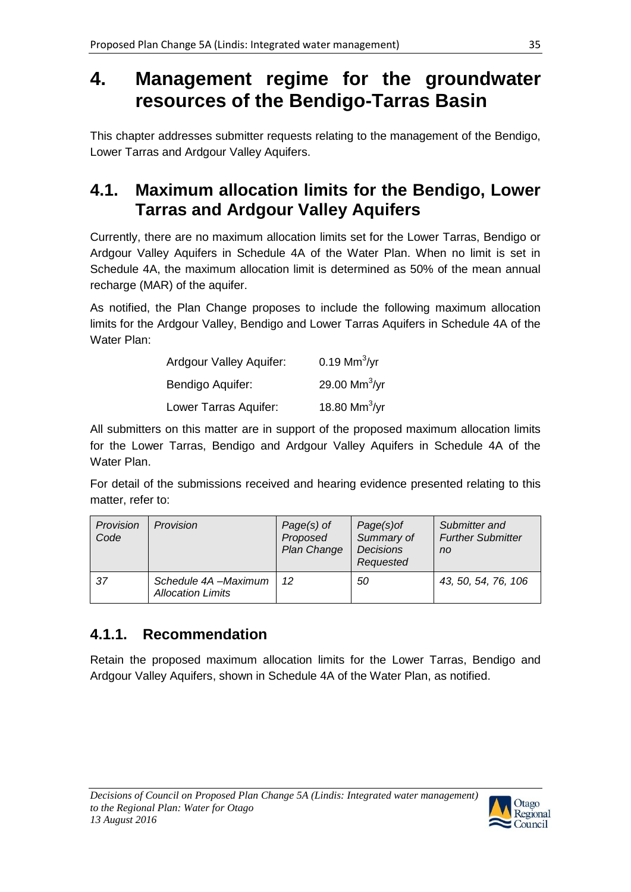# 4. Management regime for the groundwater resources of the Bendigo-Tarras Basin

This chapter addresses submitter requests relating to the management of the Bendigo, Lower Tarras and Ardgour Valley Aquifers.

## 4.1. Maximum allocation limits for the Bendigo, Lower Tarras and Ardgour Valley Aquifers

Currently, there are no maximum allocation limits set for the Lower Tarras, Bendigo or Ardgour Valley Aquifers in Schedule 4A of the Water Plan. When no limit is set in Schedule 4A, the maximum allocation limit is determined as 50% of the mean annual recharge (MAR) of the aquifer.

As notified, the Plan Change proposes to include the following maximum allocation limits for the Ardgour Valley, Bendigo and Lower Tarras Aquifers in Schedule 4A of the Water Plan:

| | |
|---|---|
| Ardgour Valley Aquifer: | 0.19 $Mm^3$/yr |
| Bendigo Aquifer: | 29.00 $Mm^3$/yr |
| Lower Tarras Aquifer: | 18.80 $Mm^3$/yr |

All submitters on this matter are in support of the proposed maximum allocation limits for the Lower Tarras, Bendigo and Ardgour Valley Aquifers in Schedule 4A of the Water Plan.

For detail of the submissions received and hearing evidence presented relating to this matter, refer to:

| *Provision Code* | *Provision* | *Page(s) of Proposed Plan Change* | *Page(s)of Summary of Decisions Requested* | *Submitter and Further Submitter no* |
|---|---|---|---|---|
| *37* | *Schedule 4A –Maximum Allocation Limits* | *12* | *50* | *43, 50, 54, 76, 106* |

### 4.1.1. Recommendation

Retain the proposed maximum allocation limits for the Lower Tarras, Bendigo and Ardgour Valley Aquifers, shown in Schedule 4A of the Water Plan, as notified.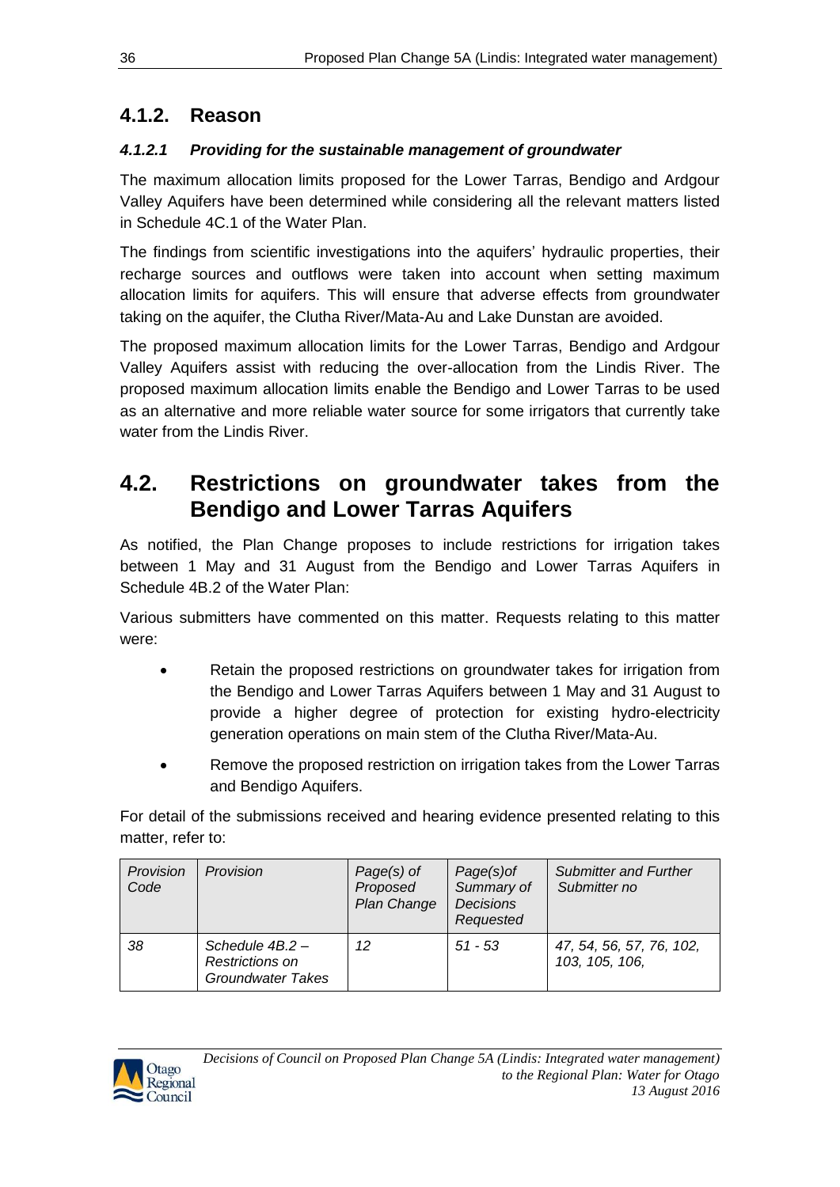### 4.1.2. Reason

#### *4.1.2.1 Providing for the sustainable management of groundwater*

The maximum allocation limits proposed for the Lower Tarras, Bendigo and Ardgour Valley Aquifers have been determined while considering all the relevant matters listed in Schedule 4C.1 of the Water Plan.

The findings from scientific investigations into the aquifers' hydraulic properties, their recharge sources and outflows were taken into account when setting maximum allocation limits for aquifers. This will ensure that adverse effects from groundwater taking on the aquifer, the Clutha River/Mata-Au and Lake Dunstan are avoided.

The proposed maximum allocation limits for the Lower Tarras, Bendigo and Ardgour Valley Aquifers assist with reducing the over-allocation from the Lindis River. The proposed maximum allocation limits enable the Bendigo and Lower Tarras to be used as an alternative and more reliable water source for some irrigators that currently take water from the Lindis River.

## 4.2. Restrictions on groundwater takes from the Bendigo and Lower Tarras Aquifers

As notified, the Plan Change proposes to include restrictions for irrigation takes between 1 May and 31 August from the Bendigo and Lower Tarras Aquifers in Schedule 4B.2 of the Water Plan:

Various submitters have commented on this matter. Requests relating to this matter were:

- Retain the proposed restrictions on groundwater takes for irrigation from the Bendigo and Lower Tarras Aquifers between 1 May and 31 August to provide a higher degree of protection for existing hydro-electricity generation operations on main stem of the Clutha River/Mata-Au.
- Remove the proposed restriction on irrigation takes from the Lower Tarras and Bendigo Aquifers.

For detail of the submissions received and hearing evidence presented relating to this matter, refer to:

| *Provision Code* | *Provision* | *Page(s) of Proposed Plan Change* | *Page(s)of Summary of Decisions Requested* | *Submitter and Further Submitter no* |
|---|---|---|---|---|
| *38* | *Schedule 4B.2 – Restrictions on Groundwater Takes* | *12* | *51 - 53* | *47, 54, 56, 57, 76, 102, 103, 105, 106,* |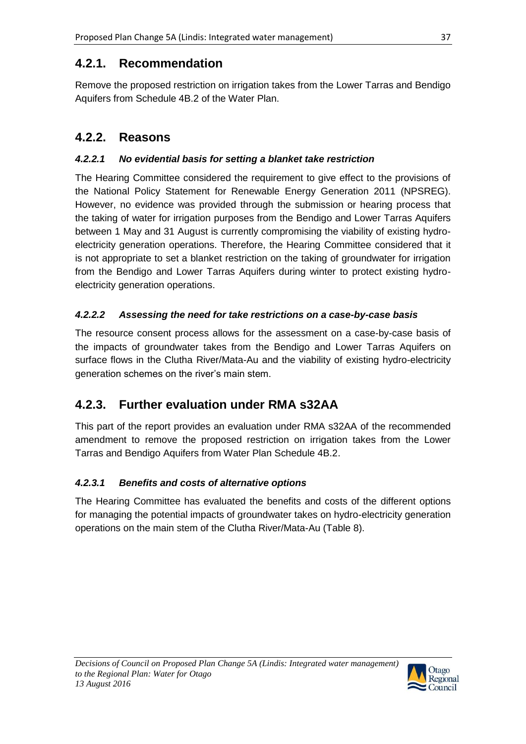### 4.2.1. Recommendation

Remove the proposed restriction on irrigation takes from the Lower Tarras and Bendigo Aquifers from Schedule 4B.2 of the Water Plan.

### 4.2.2. Reasons

#### *4.2.2.1 No evidential basis for setting a blanket take restriction*

The Hearing Committee considered the requirement to give effect to the provisions of the National Policy Statement for Renewable Energy Generation 2011 (NPSREG). However, no evidence was provided through the submission or hearing process that the taking of water for irrigation purposes from the Bendigo and Lower Tarras Aquifers between 1 May and 31 August is currently compromising the viability of existing hydro-electricity generation operations. Therefore, the Hearing Committee considered that it is not appropriate to set a blanket restriction on the taking of groundwater for irrigation from the Bendigo and Lower Tarras Aquifers during winter to protect existing hydro-electricity generation operations.

#### *4.2.2.2 Assessing the need for take restrictions on a case-by-case basis*

The resource consent process allows for the assessment on a case-by-case basis of the impacts of groundwater takes from the Bendigo and Lower Tarras Aquifers on surface flows in the Clutha River/Mata-Au and the viability of existing hydro-electricity generation schemes on the river's main stem.

### 4.2.3. Further evaluation under RMA s32AA

This part of the report provides an evaluation under RMA s32AA of the recommended amendment to remove the proposed restriction on irrigation takes from the Lower Tarras and Bendigo Aquifers from Water Plan Schedule 4B.2.

#### *4.2.3.1 Benefits and costs of alternative options*

The Hearing Committee has evaluated the benefits and costs of the different options for managing the potential impacts of groundwater takes on hydro-electricity generation operations on the main stem of the Clutha River/Mata-Au (Table 8).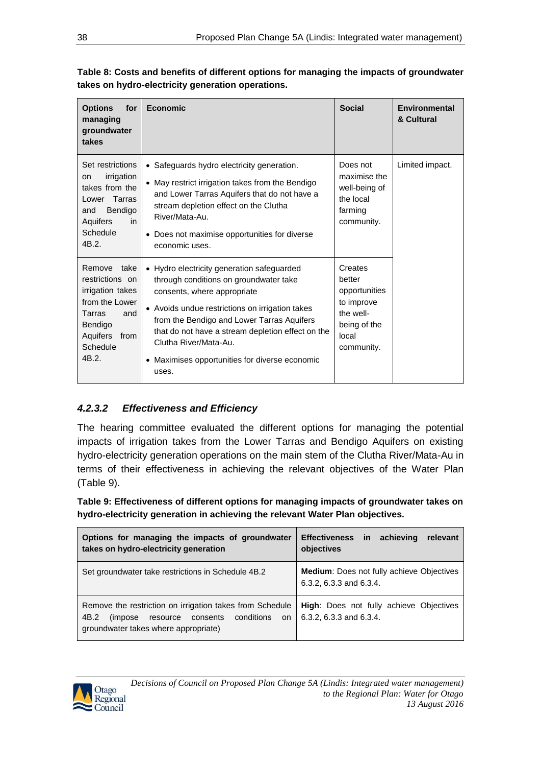**Table 8: Costs and benefits of different options for managing the impacts of groundwater takes on hydro-electricity generation operations.**

| Options for managing groundwater takes | Economic | Social | Environmental & Cultural |
|---|---|---|---|
| Set restrictions on irrigation takes from the Lower Tarras and Bendigo Aquifers in Schedule 4B.2. | • Safeguards hydro electricity generation.<br>• May restrict irrigation takes from the Bendigo and Lower Tarras Aquifers that do not have a stream depletion effect on the Clutha River/Mata-Au.<br>• Does not maximise opportunities for diverse economic uses. | Does not maximise the well-being of the local farming community. | Limited impact. |
| Remove take restrictions on irrigation takes from the Lower Tarras and Bendigo Aquifers from Schedule 4B.2. | • Hydro electricity generation safeguarded through conditions on groundwater take consents, where appropriate<br>• Avoids undue restrictions on irrigation takes from the Bendigo and Lower Tarras Aquifers that do not have a stream depletion effect on the Clutha River/Mata-Au.<br>• Maximises opportunities for diverse economic uses. | Creates better opportunities to improve the well-being of the local community. | |

#### *4.2.3.2 Effectiveness and Efficiency*

The hearing committee evaluated the different options for managing the potential impacts of irrigation takes from the Lower Tarras and Bendigo Aquifers on existing hydro-electricity generation operations on the main stem of the Clutha River/Mata-Au in terms of their effectiveness in achieving the relevant objectives of the Water Plan (Table 9).

**Table 9: Effectiveness of different options for managing impacts of groundwater takes on hydro-electricity generation in achieving the relevant Water Plan objectives.**

| Options for managing the impacts of groundwater takes on hydro-electricity generation | Effectiveness in achieving relevant objectives |
|---|---|
| Set groundwater take restrictions in Schedule 4B.2 | **Medium**: Does not fully achieve Objectives 6.3.2, 6.3.3 and 6.3.4. |
| Remove the restriction on irrigation takes from Schedule 4B.2 (impose resource consents conditions on groundwater takes where appropriate) | **High**: Does not fully achieve Objectives 6.3.2, 6.3.3 and 6.3.4. |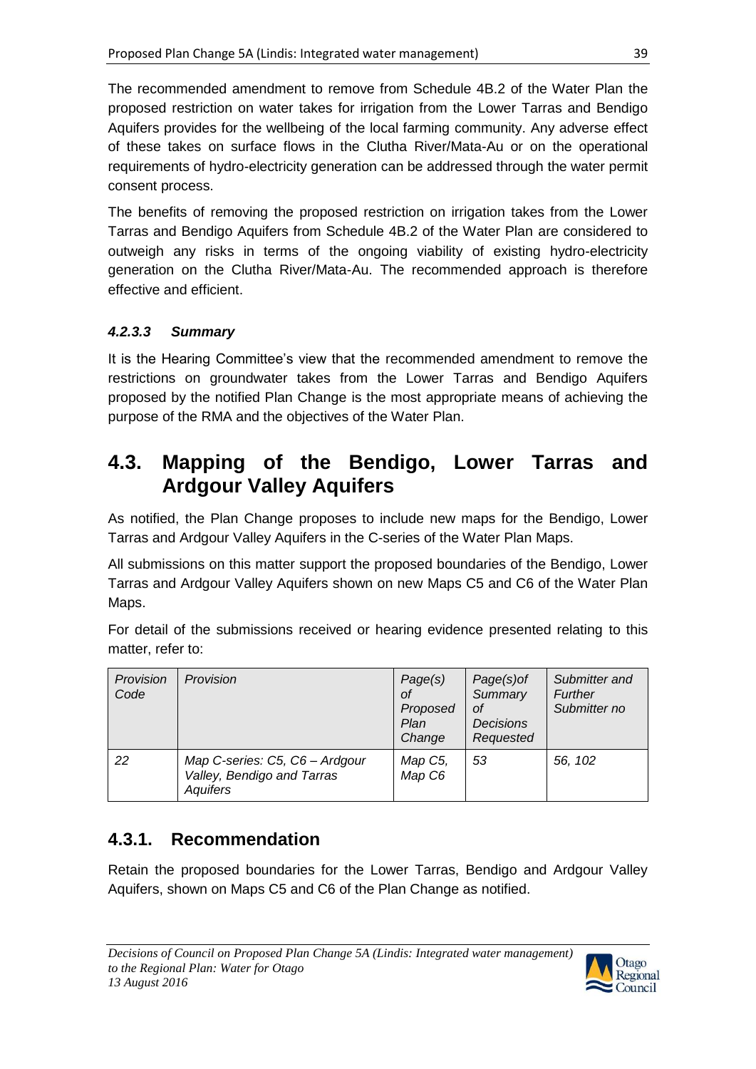The recommended amendment to remove from Schedule 4B.2 of the Water Plan the proposed restriction on water takes for irrigation from the Lower Tarras and Bendigo Aquifers provides for the wellbeing of the local farming community. Any adverse effect of these takes on surface flows in the Clutha River/Mata-Au or on the operational requirements of hydro-electricity generation can be addressed through the water permit consent process.

The benefits of removing the proposed restriction on irrigation takes from the Lower Tarras and Bendigo Aquifers from Schedule 4B.2 of the Water Plan are considered to outweigh any risks in terms of the ongoing viability of existing hydro-electricity generation on the Clutha River/Mata-Au. The recommended approach is therefore effective and efficient.

#### *4.2.3.3 Summary*

It is the Hearing Committee's view that the recommended amendment to remove the restrictions on groundwater takes from the Lower Tarras and Bendigo Aquifers proposed by the notified Plan Change is the most appropriate means of achieving the purpose of the RMA and the objectives of the Water Plan.

## 4.3. Mapping of the Bendigo, Lower Tarras and Ardgour Valley Aquifers

As notified, the Plan Change proposes to include new maps for the Bendigo, Lower Tarras and Ardgour Valley Aquifers in the C-series of the Water Plan Maps.

All submissions on this matter support the proposed boundaries of the Bendigo, Lower Tarras and Ardgour Valley Aquifers shown on new Maps C5 and C6 of the Water Plan Maps.

For detail of the submissions received or hearing evidence presented relating to this matter, refer to:

| *Provision Code* | *Provision* | *Page(s) of Proposed Plan Change* | *Page(s)of Summary of Decisions Requested* | *Submitter and Further Submitter no* |
|---|---|---|---|---|
| *22* | *Map C-series: C5, C6 – Ardgour Valley, Bendigo and Tarras Aquifers* | *Map C5, Map C6* | *53* | *56, 102* |

### 4.3.1. Recommendation

Retain the proposed boundaries for the Lower Tarras, Bendigo and Ardgour Valley Aquifers, shown on Maps C5 and C6 of the Plan Change as notified.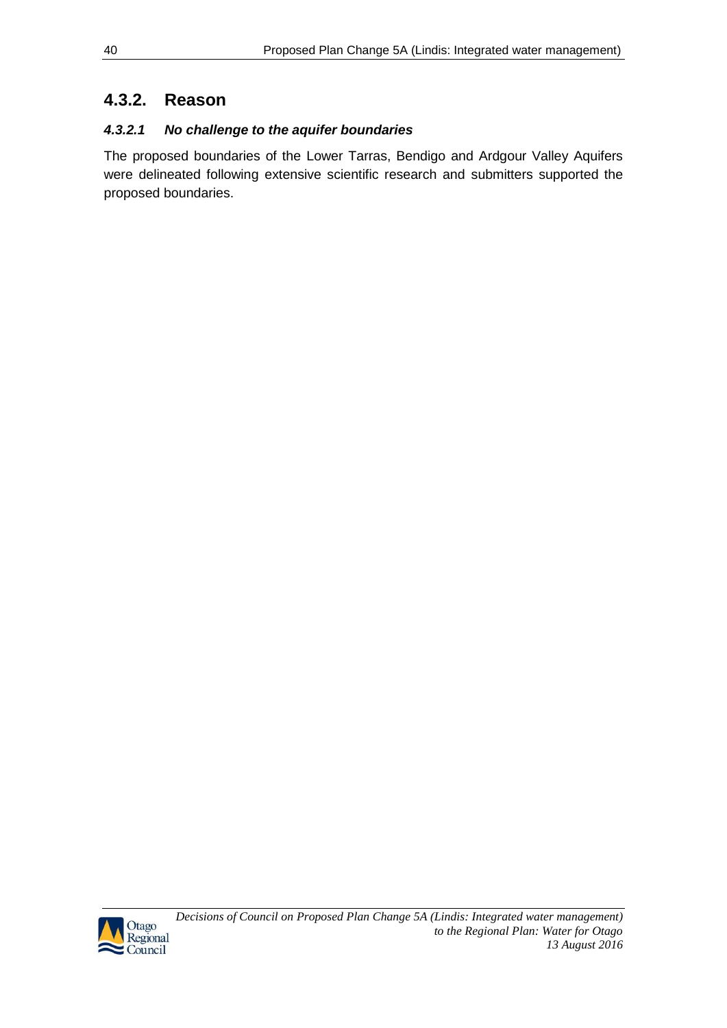## 4.3.2. Reason

### *4.3.2.1 No challenge to the aquifer boundaries*

The proposed boundaries of the Lower Tarras, Bendigo and Ardgour Valley Aquifers were delineated following extensive scientific research and submitters supported the proposed boundaries.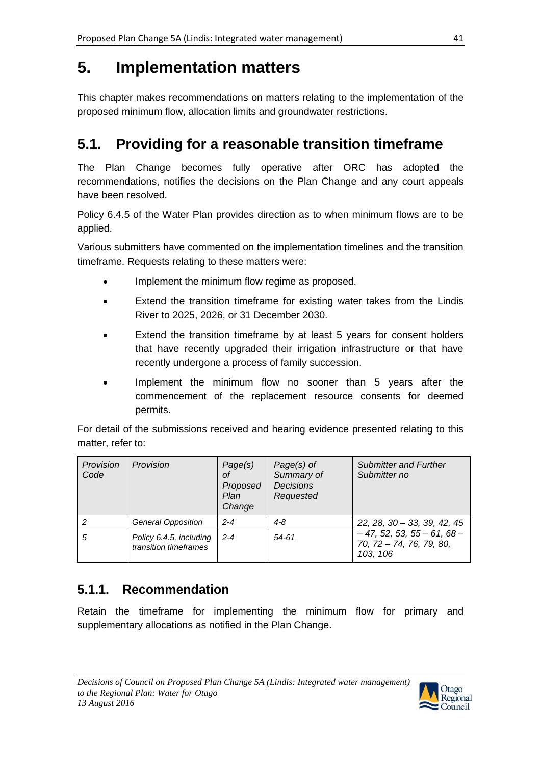# 5. Implementation matters

This chapter makes recommendations on matters relating to the implementation of the proposed minimum flow, allocation limits and groundwater restrictions.

## 5.1. Providing for a reasonable transition timeframe

The Plan Change becomes fully operative after ORC has adopted the recommendations, notifies the decisions on the Plan Change and any court appeals have been resolved.

Policy 6.4.5 of the Water Plan provides direction as to when minimum flows are to be applied.

Various submitters have commented on the implementation timelines and the transition timeframe. Requests relating to these matters were:

- Implement the minimum flow regime as proposed.
- Extend the transition timeframe for existing water takes from the Lindis River to 2025, 2026, or 31 December 2030.
- Extend the transition timeframe by at least 5 years for consent holders that have recently upgraded their irrigation infrastructure or that have recently undergone a process of family succession.
- Implement the minimum flow no sooner than 5 years after the commencement of the replacement resource consents for deemed permits.

For detail of the submissions received and hearing evidence presented relating to this matter, refer to:

| *Provision Code* | *Provision* | *Page(s) of Proposed Plan Change* | *Page(s) of Summary of Decisions Requested* | *Submitter and Further Submitter no* |
|---|---|---|---|---|
| *2* | *General Opposition* | *2-4* | *4-8* | *22, 28, 30 – 33, 39, 42, 45 – 47, 52, 53, 55 – 61, 68 – 70, 72 – 74, 76, 79, 80, 103, 106* |
| *5* | *Policy 6.4.5, including transition timeframes* | *2-4* | *54-61* | |

### 5.1.1. Recommendation

Retain the timeframe for implementing the minimum flow for primary and supplementary allocations as notified in the Plan Change.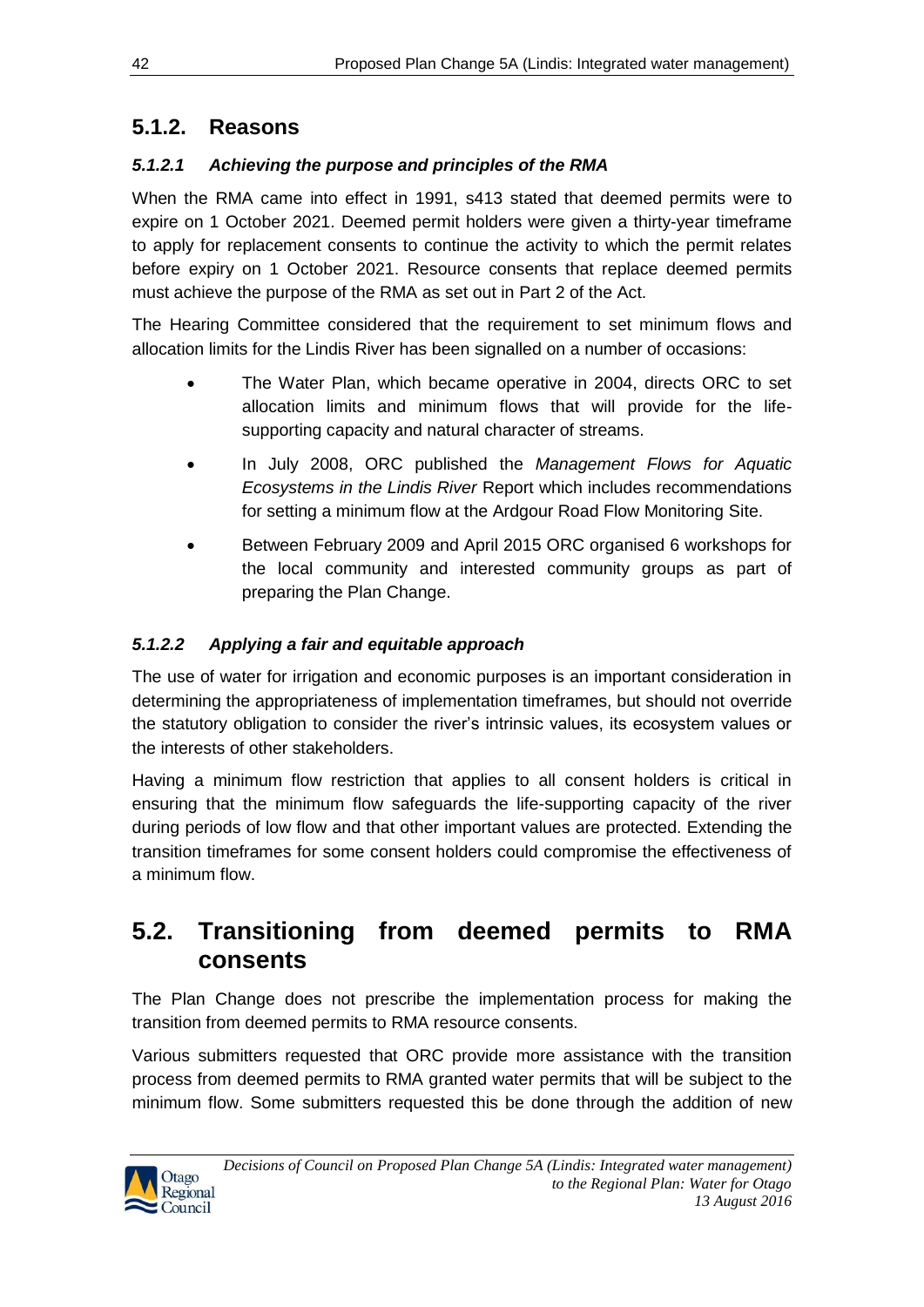### 5.1.2. Reasons

#### *5.1.2.1 Achieving the purpose and principles of the RMA*

When the RMA came into effect in 1991, s413 stated that deemed permits were to expire on 1 October 2021. Deemed permit holders were given a thirty-year timeframe to apply for replacement consents to continue the activity to which the permit relates before expiry on 1 October 2021. Resource consents that replace deemed permits must achieve the purpose of the RMA as set out in Part 2 of the Act.

The Hearing Committee considered that the requirement to set minimum flows and allocation limits for the Lindis River has been signalled on a number of occasions:

- The Water Plan, which became operative in 2004, directs ORC to set allocation limits and minimum flows that will provide for the life-supporting capacity and natural character of streams.
- In July 2008, ORC published the *Management Flows for Aquatic Ecosystems in the Lindis River* Report which includes recommendations for setting a minimum flow at the Ardgour Road Flow Monitoring Site.
- Between February 2009 and April 2015 ORC organised 6 workshops for the local community and interested community groups as part of preparing the Plan Change.

#### *5.1.2.2 Applying a fair and equitable approach*

The use of water for irrigation and economic purposes is an important consideration in determining the appropriateness of implementation timeframes, but should not override the statutory obligation to consider the river's intrinsic values, its ecosystem values or the interests of other stakeholders.

Having a minimum flow restriction that applies to all consent holders is critical in ensuring that the minimum flow safeguards the life-supporting capacity of the river during periods of low flow and that other important values are protected. Extending the transition timeframes for some consent holders could compromise the effectiveness of a minimum flow.

## 5.2. Transitioning from deemed permits to RMA consents

The Plan Change does not prescribe the implementation process for making the transition from deemed permits to RMA resource consents.

Various submitters requested that ORC provide more assistance with the transition process from deemed permits to RMA granted water permits that will be subject to the minimum flow. Some submitters requested this be done through the addition of new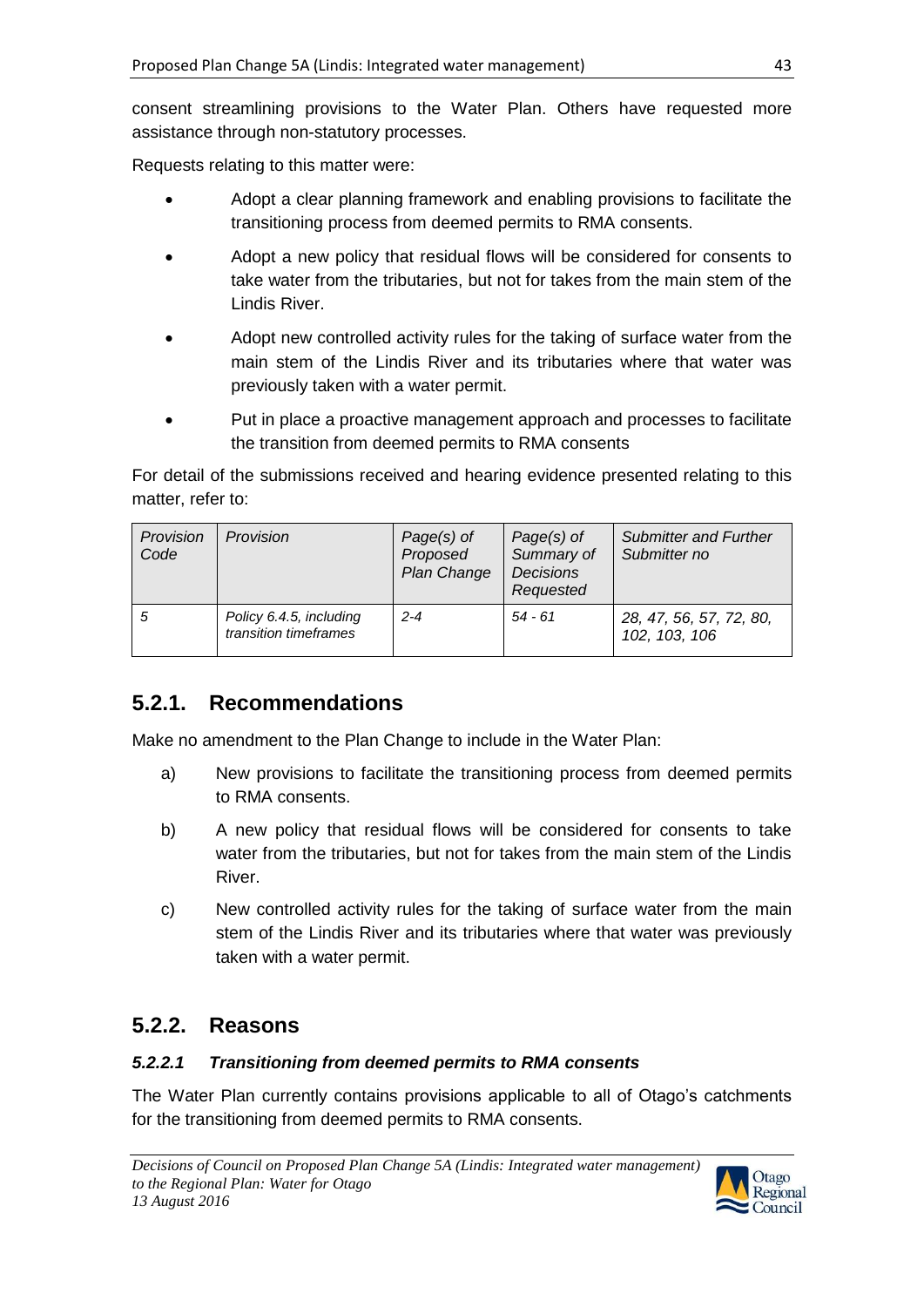consent streamlining provisions to the Water Plan. Others have requested more assistance through non-statutory processes.

Requests relating to this matter were:

- Adopt a clear planning framework and enabling provisions to facilitate the transitioning process from deemed permits to RMA consents.
- Adopt a new policy that residual flows will be considered for consents to take water from the tributaries, but not for takes from the main stem of the Lindis River.
- Adopt new controlled activity rules for the taking of surface water from the main stem of the Lindis River and its tributaries where that water was previously taken with a water permit.
- Put in place a proactive management approach and processes to facilitate the transition from deemed permits to RMA consents

For detail of the submissions received and hearing evidence presented relating to this matter, refer to:

| *Provision Code* | *Provision* | *Page(s) of Proposed Plan Change* | *Page(s) of Summary of Decisions Requested* | *Submitter and Further Submitter no* |
|---|---|---|---|---|
| *5* | *Policy 6.4.5, including transition timeframes* | *2-4* | *54 - 61* | *28, 47, 56, 57, 72, 80, 102, 103, 106* |

## 5.2.1. Recommendations

Make no amendment to the Plan Change to include in the Water Plan:

a) New provisions to facilitate the transitioning process from deemed permits to RMA consents.

b) A new policy that residual flows will be considered for consents to take water from the tributaries, but not for takes from the main stem of the Lindis River.

c) New controlled activity rules for the taking of surface water from the main stem of the Lindis River and its tributaries where that water was previously taken with a water permit.

## 5.2.2. Reasons

### *5.2.2.1 Transitioning from deemed permits to RMA consents*

The Water Plan currently contains provisions applicable to all of Otago's catchments for the transitioning from deemed permits to RMA consents.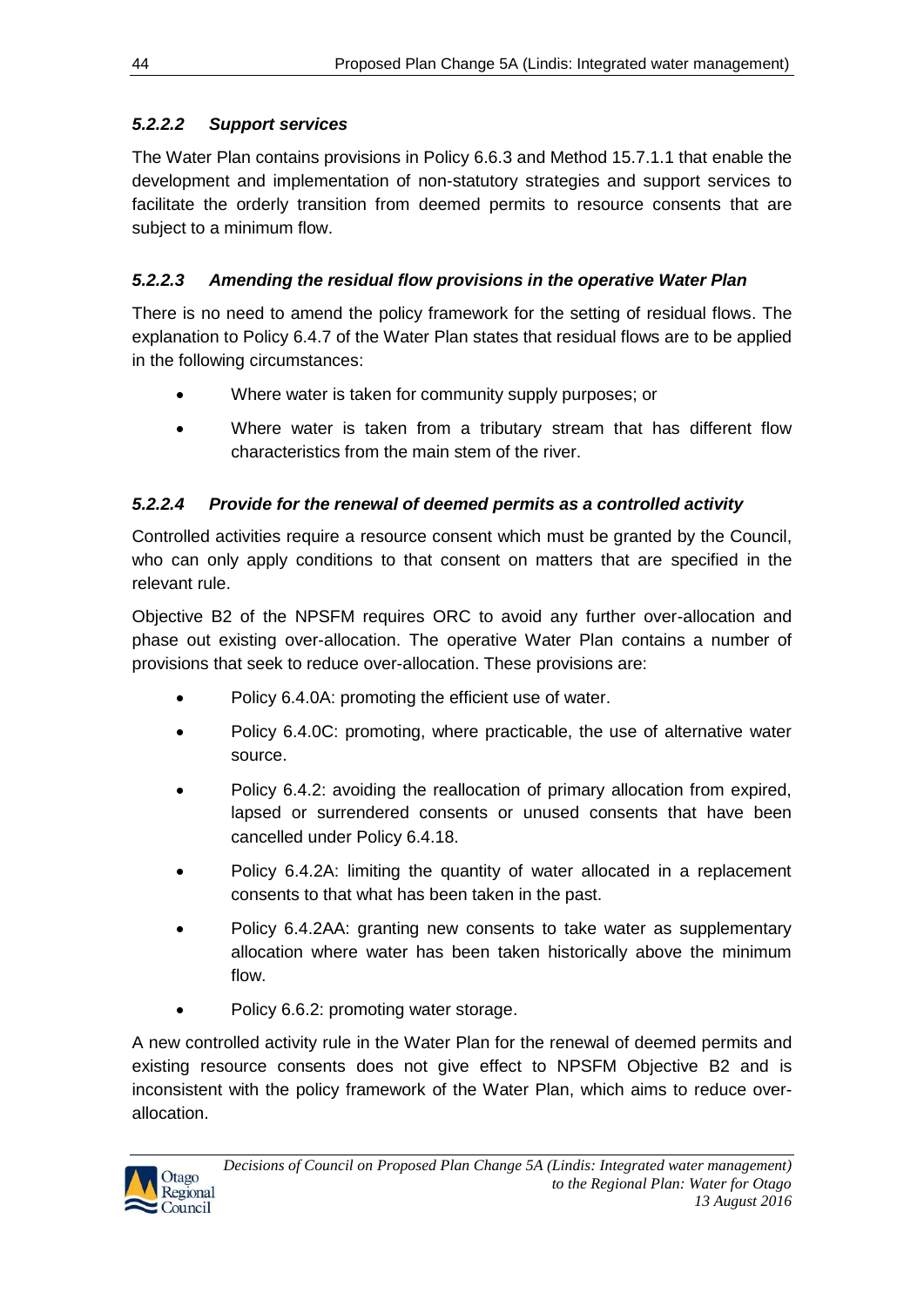#### *5.2.2.2 Support services*

The Water Plan contains provisions in Policy 6.6.3 and Method 15.7.1.1 that enable the development and implementation of non-statutory strategies and support services to facilitate the orderly transition from deemed permits to resource consents that are subject to a minimum flow.

#### *5.2.2.3 Amending the residual flow provisions in the operative Water Plan*

There is no need to amend the policy framework for the setting of residual flows. The explanation to Policy 6.4.7 of the Water Plan states that residual flows are to be applied in the following circumstances:

- Where water is taken for community supply purposes; or
- Where water is taken from a tributary stream that has different flow characteristics from the main stem of the river.

#### *5.2.2.4 Provide for the renewal of deemed permits as a controlled activity*

Controlled activities require a resource consent which must be granted by the Council, who can only apply conditions to that consent on matters that are specified in the relevant rule.

Objective B2 of the NPSFM requires ORC to avoid any further over-allocation and phase out existing over-allocation. The operative Water Plan contains a number of provisions that seek to reduce over-allocation. These provisions are:

- Policy 6.4.0A: promoting the efficient use of water.
- Policy 6.4.0C: promoting, where practicable, the use of alternative water source.
- Policy 6.4.2: avoiding the reallocation of primary allocation from expired, lapsed or surrendered consents or unused consents that have been cancelled under Policy 6.4.18.
- Policy 6.4.2A: limiting the quantity of water allocated in a replacement consents to that what has been taken in the past.
- Policy 6.4.2AA: granting new consents to take water as supplementary allocation where water has been taken historically above the minimum flow.
- Policy 6.6.2: promoting water storage.

A new controlled activity rule in the Water Plan for the renewal of deemed permits and existing resource consents does not give effect to NPSFM Objective B2 and is inconsistent with the policy framework of the Water Plan, which aims to reduce over-allocation.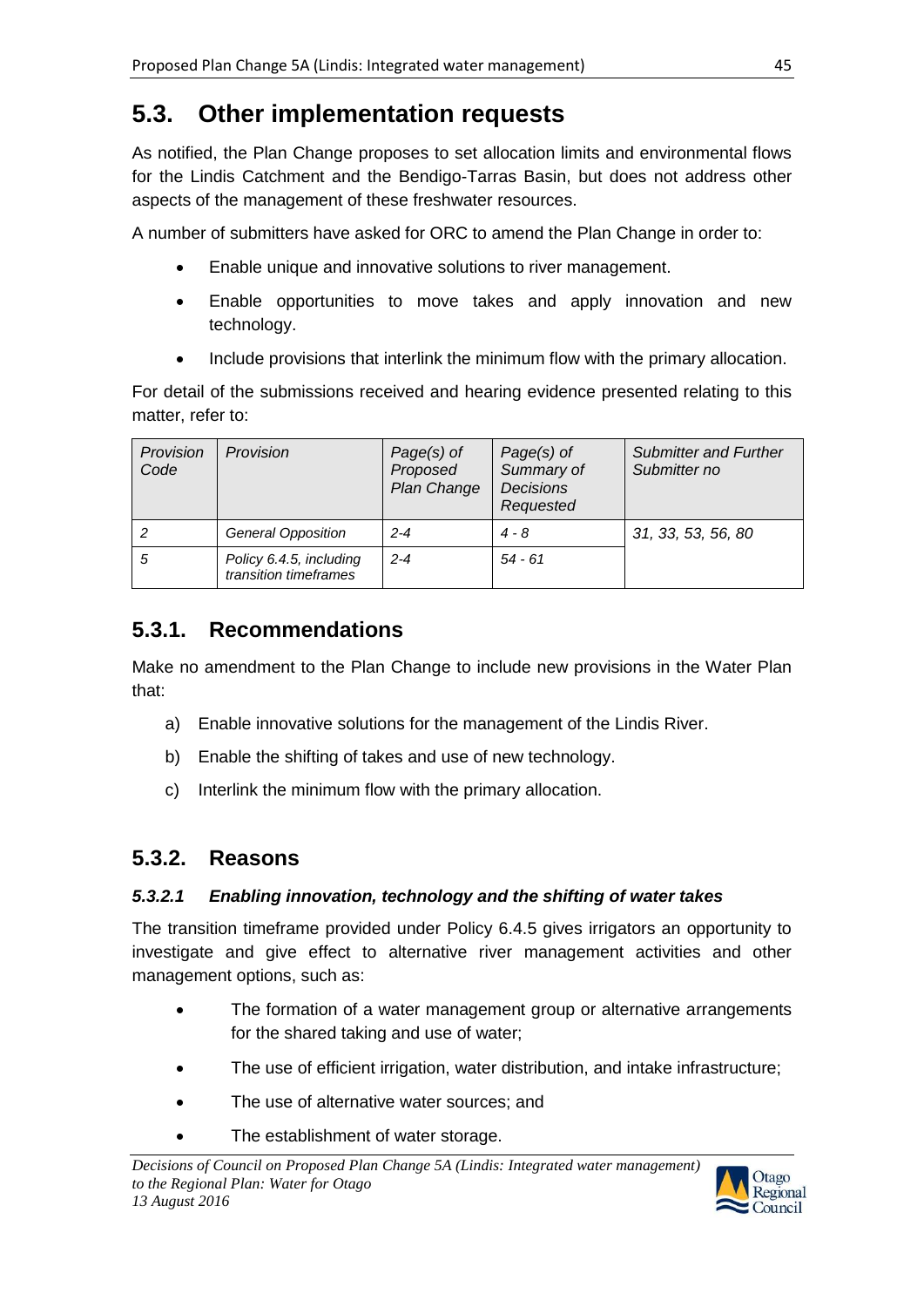## 5.3. Other implementation requests

As notified, the Plan Change proposes to set allocation limits and environmental flows for the Lindis Catchment and the Bendigo-Tarras Basin, but does not address other aspects of the management of these freshwater resources.

A number of submitters have asked for ORC to amend the Plan Change in order to:

- Enable unique and innovative solutions to river management.
- Enable opportunities to move takes and apply innovation and new technology.
- Include provisions that interlink the minimum flow with the primary allocation.

For detail of the submissions received and hearing evidence presented relating to this matter, refer to:

| *Provision Code* | *Provision* | *Page(s) of Proposed Plan Change* | *Page(s) of Summary of Decisions Requested* | *Submitter and Further Submitter no* |
|---|---|---|---|---|
| *2* | *General Opposition* | *2-4* | *4 - 8* | *31, 33, 53, 56, 80* |
| *5* | *Policy 6.4.5, including transition timeframes* | *2-4* | *54 - 61* | |

### 5.3.1. Recommendations

Make no amendment to the Plan Change to include new provisions in the Water Plan that:

a) Enable innovative solutions for the management of the Lindis River.

b) Enable the shifting of takes and use of new technology.

c) Interlink the minimum flow with the primary allocation.

### 5.3.2. Reasons

#### *5.3.2.1 Enabling innovation, technology and the shifting of water takes*

The transition timeframe provided under Policy 6.4.5 gives irrigators an opportunity to investigate and give effect to alternative river management activities and other management options, such as:

- The formation of a water management group or alternative arrangements for the shared taking and use of water;
- The use of efficient irrigation, water distribution, and intake infrastructure;
- The use of alternative water sources; and
- The establishment of water storage.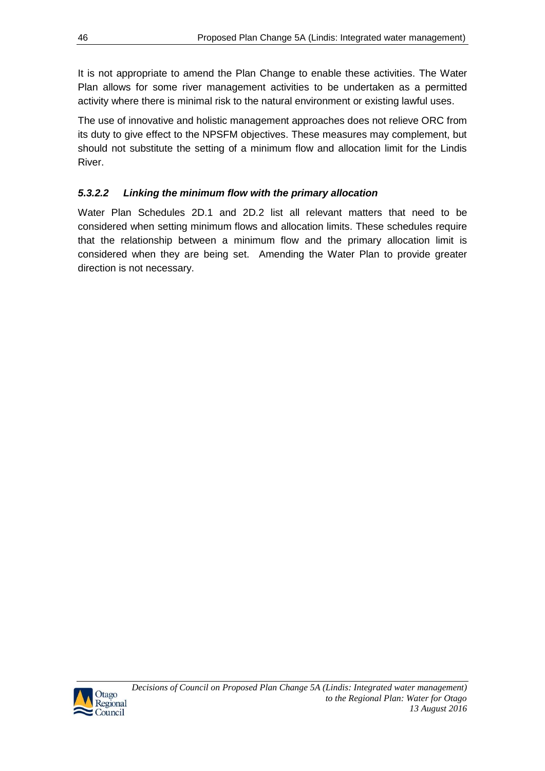It is not appropriate to amend the Plan Change to enable these activities. The Water Plan allows for some river management activities to be undertaken as a permitted activity where there is minimal risk to the natural environment or existing lawful uses.

The use of innovative and holistic management approaches does not relieve ORC from its duty to give effect to the NPSFM objectives. These measures may complement, but should not substitute the setting of a minimum flow and allocation limit for the Lindis River.

#### *5.3.2.2 Linking the minimum flow with the primary allocation*

Water Plan Schedules 2D.1 and 2D.2 list all relevant matters that need to be considered when setting minimum flows and allocation limits. These schedules require that the relationship between a minimum flow and the primary allocation limit is considered when they are being set. Amending the Water Plan to provide greater direction is not necessary.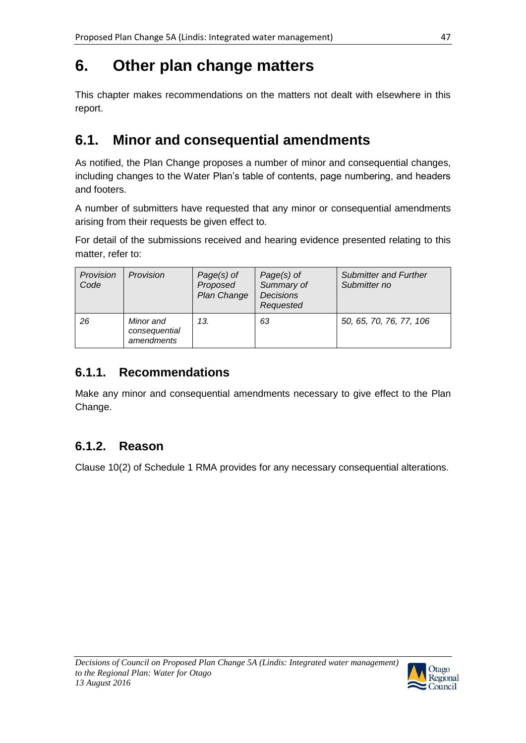# 6. Other plan change matters

This chapter makes recommendations on the matters not dealt with elsewhere in this report.

## 6.1. Minor and consequential amendments

As notified, the Plan Change proposes a number of minor and consequential changes, including changes to the Water Plan's table of contents, page numbering, and headers and footers.

A number of submitters have requested that any minor or consequential amendments arising from their requests be given effect to.

For detail of the submissions received and hearing evidence presented relating to this matter, refer to:

| *Provision Code* | *Provision* | *Page(s) of Proposed Plan Change* | *Page(s) of Summary of Decisions Requested* | *Submitter and Further Submitter no* |
|---|---|---|---|---|
| *26* | *Minor and consequential amendments* | *13.* | *63* | *50, 65, 70, 76, 77, 106* |

### 6.1.1. Recommendations

Make any minor and consequential amendments necessary to give effect to the Plan Change.

### 6.1.2. Reason

Clause 10(2) of Schedule 1 RMA provides for any necessary consequential alterations.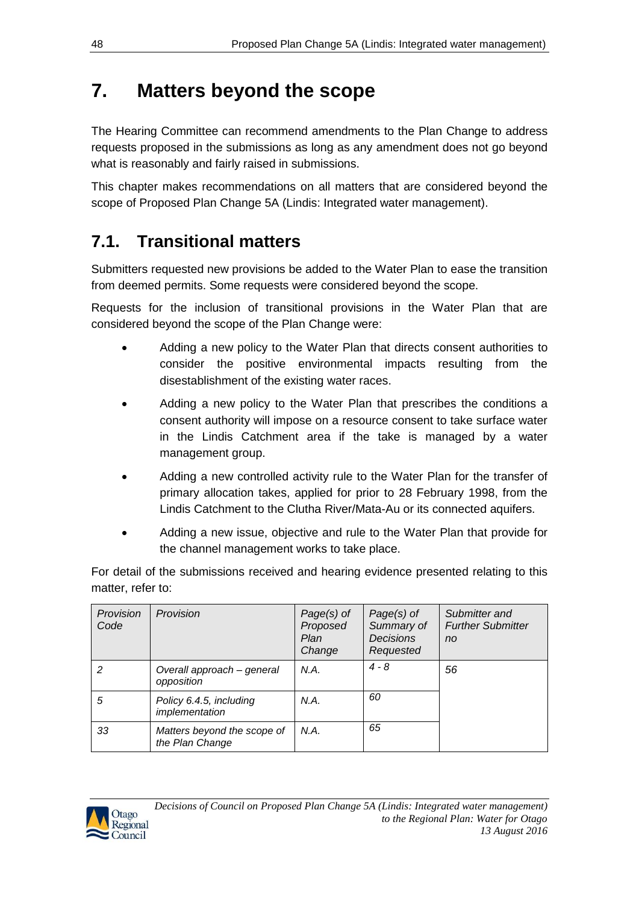# 7. Matters beyond the scope

The Hearing Committee can recommend amendments to the Plan Change to address requests proposed in the submissions as long as any amendment does not go beyond what is reasonably and fairly raised in submissions.

This chapter makes recommendations on all matters that are considered beyond the scope of Proposed Plan Change 5A (Lindis: Integrated water management).

## 7.1. Transitional matters

Submitters requested new provisions be added to the Water Plan to ease the transition from deemed permits. Some requests were considered beyond the scope.

Requests for the inclusion of transitional provisions in the Water Plan that are considered beyond the scope of the Plan Change were:

- Adding a new policy to the Water Plan that directs consent authorities to consider the positive environmental impacts resulting from the disestablishment of the existing water races.
- Adding a new policy to the Water Plan that prescribes the conditions a consent authority will impose on a resource consent to take surface water in the Lindis Catchment area if the take is managed by a water management group.
- Adding a new controlled activity rule to the Water Plan for the transfer of primary allocation takes, applied for prior to 28 February 1998, from the Lindis Catchment to the Clutha River/Mata-Au or its connected aquifers.
- Adding a new issue, objective and rule to the Water Plan that provide for the channel management works to take place.

For detail of the submissions received and hearing evidence presented relating to this matter, refer to:

| *Provision Code* | *Provision* | *Page(s) of Proposed Plan Change* | *Page(s) of Summary of Decisions Requested* | *Submitter and Further Submitter no* |
|---|---|---|---|---|
| *2* | *Overall approach – general opposition* | *N.A.* | *4 - 8* | *56* |
| *5* | *Policy 6.4.5, including implementation* | *N.A.* | *60* | |
| *33* | *Matters beyond the scope of the Plan Change* | *N.A.* | *65* | |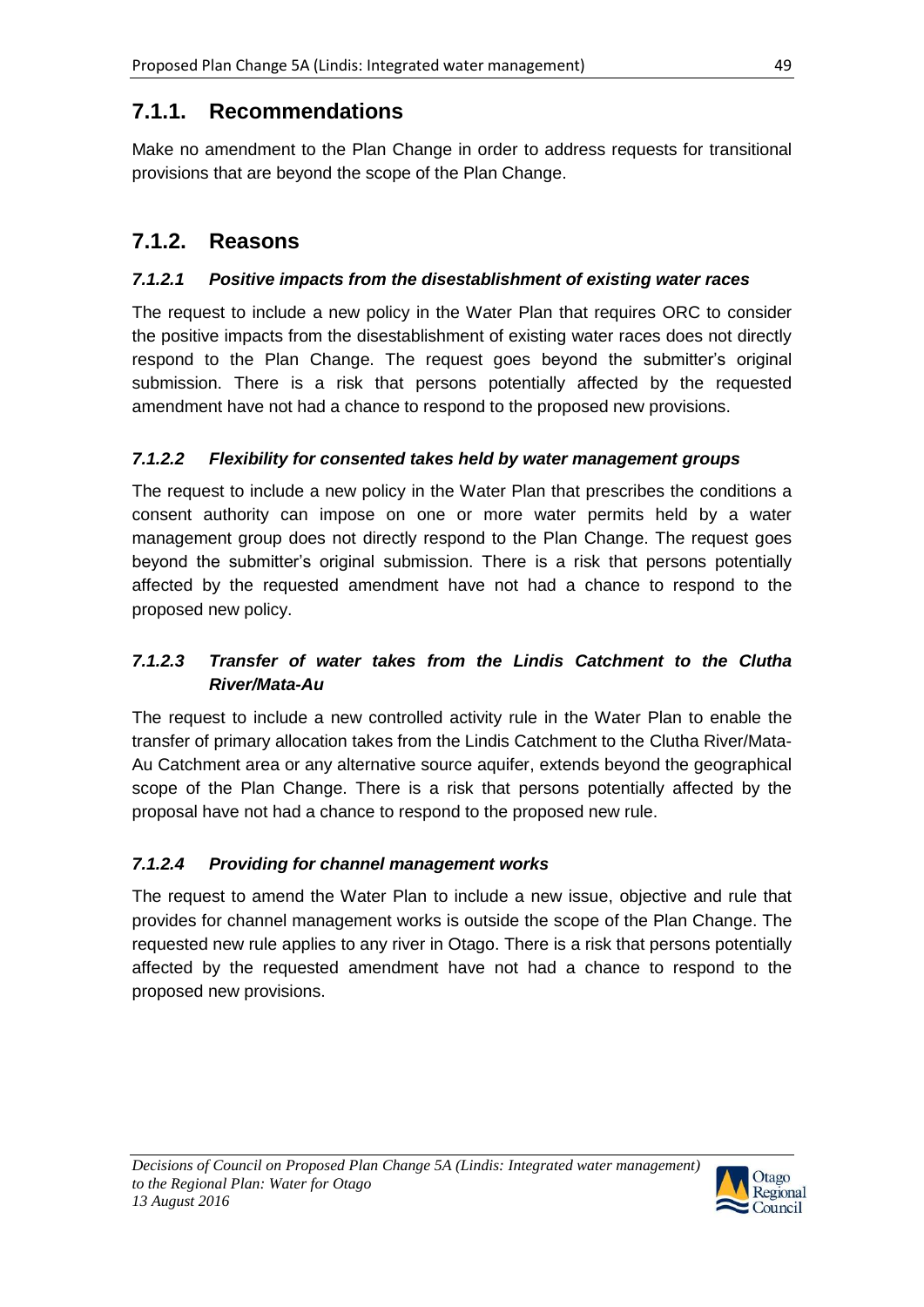## 7.1.1. Recommendations

Make no amendment to the Plan Change in order to address requests for transitional provisions that are beyond the scope of the Plan Change.

## 7.1.2. Reasons

### *7.1.2.1 Positive impacts from the disestablishment of existing water races*

The request to include a new policy in the Water Plan that requires ORC to consider the positive impacts from the disestablishment of existing water races does not directly respond to the Plan Change. The request goes beyond the submitter's original submission. There is a risk that persons potentially affected by the requested amendment have not had a chance to respond to the proposed new provisions.

### *7.1.2.2 Flexibility for consented takes held by water management groups*

The request to include a new policy in the Water Plan that prescribes the conditions a consent authority can impose on one or more water permits held by a water management group does not directly respond to the Plan Change. The request goes beyond the submitter's original submission. There is a risk that persons potentially affected by the requested amendment have not had a chance to respond to the proposed new policy.

### *7.1.2.3 Transfer of water takes from the Lindis Catchment to the Clutha River/Mata-Au*

The request to include a new controlled activity rule in the Water Plan to enable the transfer of primary allocation takes from the Lindis Catchment to the Clutha River/Mata-Au Catchment area or any alternative source aquifer, extends beyond the geographical scope of the Plan Change. There is a risk that persons potentially affected by the proposal have not had a chance to respond to the proposed new rule.

### *7.1.2.4 Providing for channel management works*

The request to amend the Water Plan to include a new issue, objective and rule that provides for channel management works is outside the scope of the Plan Change. The requested new rule applies to any river in Otago. There is a risk that persons potentially affected by the requested amendment have not had a chance to respond to the proposed new provisions.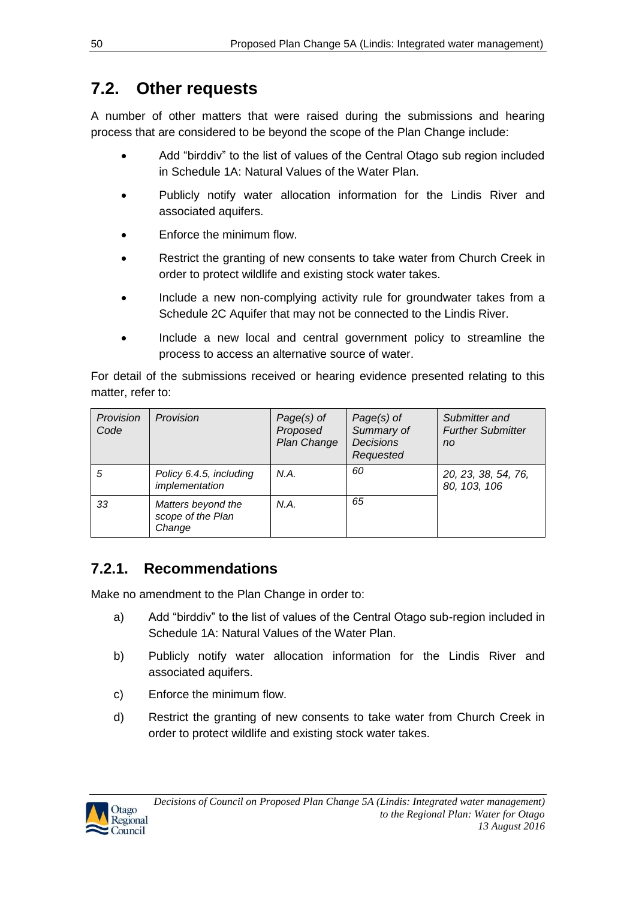## 7.2. Other requests

A number of other matters that were raised during the submissions and hearing process that are considered to be beyond the scope of the Plan Change include:

- Add "birddiv" to the list of values of the Central Otago sub region included in Schedule 1A: Natural Values of the Water Plan.
- Publicly notify water allocation information for the Lindis River and associated aquifers.
- Enforce the minimum flow.
- Restrict the granting of new consents to take water from Church Creek in order to protect wildlife and existing stock water takes.
- Include a new non-complying activity rule for groundwater takes from a Schedule 2C Aquifer that may not be connected to the Lindis River.
- Include a new local and central government policy to streamline the process to access an alternative source of water.

For detail of the submissions received or hearing evidence presented relating to this matter, refer to:

| *Provision Code* | *Provision* | *Page(s) of Proposed Plan Change* | *Page(s) of Summary of Decisions Requested* | *Submitter and Further Submitter no* |
|---|---|---|---|---|
| *5* | *Policy 6.4.5, including implementation* | *N.A.* | *60* | *20, 23, 38, 54, 76, 80, 103, 106* |
| *33* | *Matters beyond the scope of the Plan Change* | *N.A.* | *65* | |

### 7.2.1. Recommendations

Make no amendment to the Plan Change in order to:

a) Add "birddiv" to the list of values of the Central Otago sub-region included in Schedule 1A: Natural Values of the Water Plan.

b) Publicly notify water allocation information for the Lindis River and associated aquifers.

c) Enforce the minimum flow.

d) Restrict the granting of new consents to take water from Church Creek in order to protect wildlife and existing stock water takes.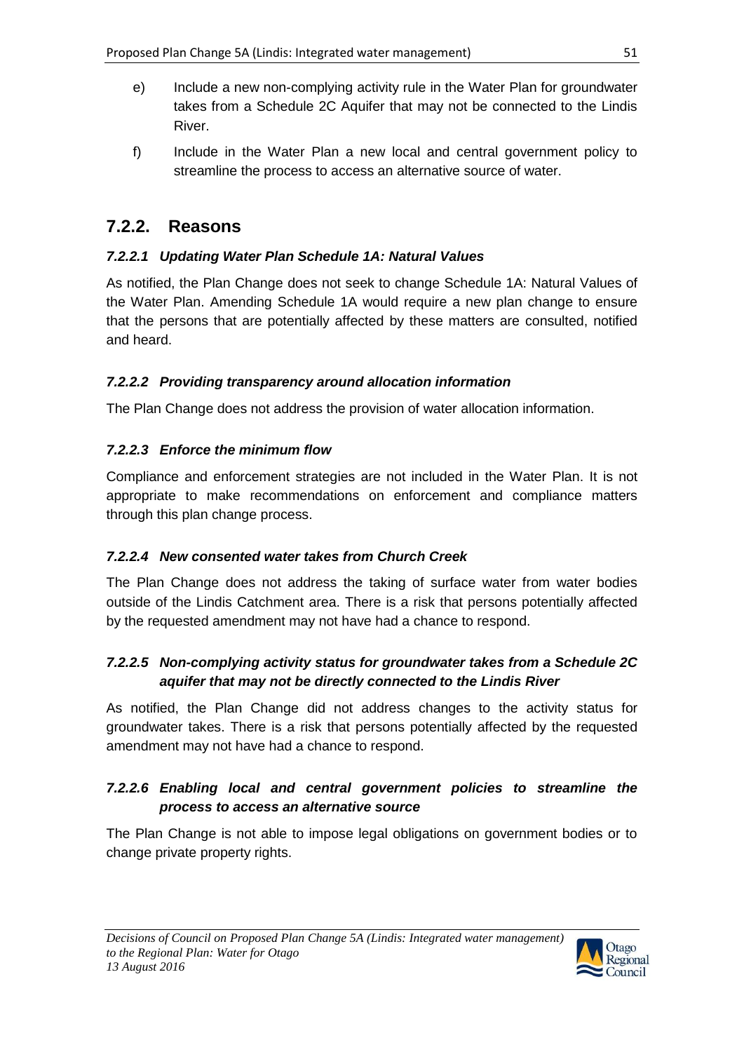e) Include a new non-complying activity rule in the Water Plan for groundwater takes from a Schedule 2C Aquifer that may not be connected to the Lindis River.

f) Include in the Water Plan a new local and central government policy to streamline the process to access an alternative source of water.

## 7.2.2. Reasons

### *7.2.2.1 Updating Water Plan Schedule 1A: Natural Values*

As notified, the Plan Change does not seek to change Schedule 1A: Natural Values of the Water Plan. Amending Schedule 1A would require a new plan change to ensure that the persons that are potentially affected by these matters are consulted, notified and heard.

### *7.2.2.2 Providing transparency around allocation information*

The Plan Change does not address the provision of water allocation information.

### *7.2.2.3 Enforce the minimum flow*

Compliance and enforcement strategies are not included in the Water Plan. It is not appropriate to make recommendations on enforcement and compliance matters through this plan change process.

### *7.2.2.4 New consented water takes from Church Creek*

The Plan Change does not address the taking of surface water from water bodies outside of the Lindis Catchment area. There is a risk that persons potentially affected by the requested amendment may not have had a chance to respond.

### *7.2.2.5 Non-complying activity status for groundwater takes from a Schedule 2C aquifer that may not be directly connected to the Lindis River*

As notified, the Plan Change did not address changes to the activity status for groundwater takes. There is a risk that persons potentially affected by the requested amendment may not have had a chance to respond.

### *7.2.2.6 Enabling local and central government policies to streamline the process to access an alternative source*

The Plan Change is not able to impose legal obligations on government bodies or to change private property rights.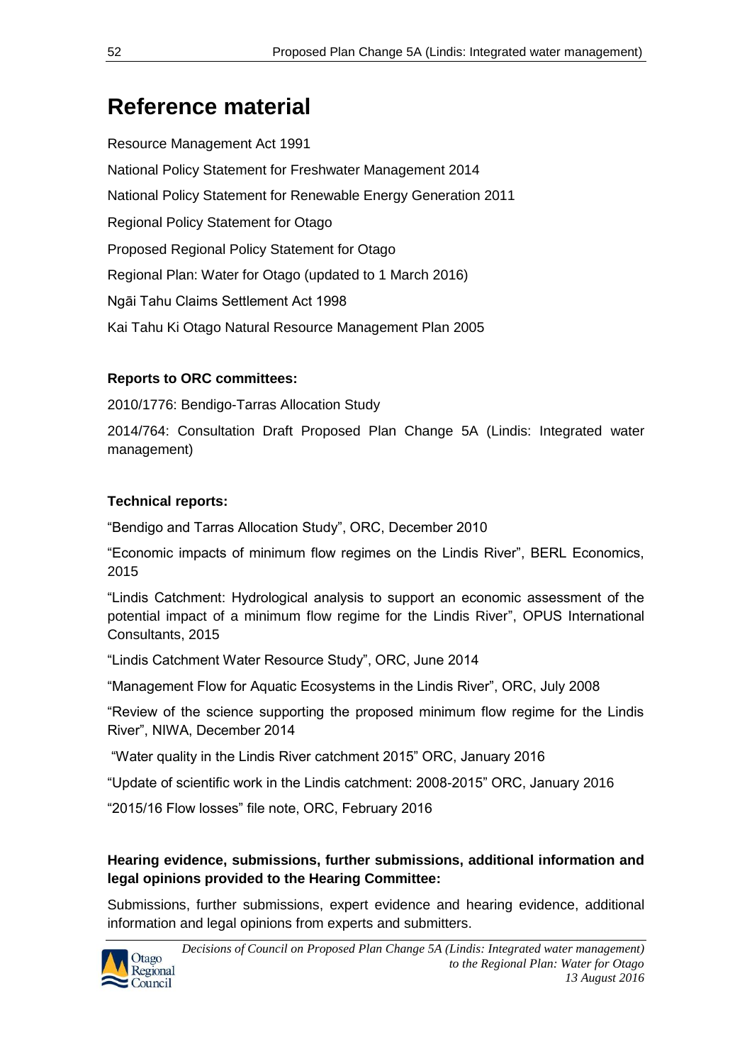# Reference material

Resource Management Act 1991

National Policy Statement for Freshwater Management 2014

National Policy Statement for Renewable Energy Generation 2011

Regional Policy Statement for Otago

Proposed Regional Policy Statement for Otago

Regional Plan: Water for Otago (updated to 1 March 2016)

Ngāi Tahu Claims Settlement Act 1998

Kai Tahu Ki Otago Natural Resource Management Plan 2005

**Reports to ORC committees:**

2010/1776: Bendigo-Tarras Allocation Study

2014/764: Consultation Draft Proposed Plan Change 5A (Lindis: Integrated water management)

**Technical reports:**

"Bendigo and Tarras Allocation Study", ORC, December 2010

"Economic impacts of minimum flow regimes on the Lindis River", BERL Economics, 2015

"Lindis Catchment: Hydrological analysis to support an economic assessment of the potential impact of a minimum flow regime for the Lindis River", OPUS International Consultants, 2015

"Lindis Catchment Water Resource Study", ORC, June 2014

"Management Flow for Aquatic Ecosystems in the Lindis River", ORC, July 2008

"Review of the science supporting the proposed minimum flow regime for the Lindis River", NIWA, December 2014

"Water quality in the Lindis River catchment 2015" ORC, January 2016

"Update of scientific work in the Lindis catchment: 2008-2015" ORC, January 2016

"2015/16 Flow losses" file note, ORC, February 2016

**Hearing evidence, submissions, further submissions, additional information and legal opinions provided to the Hearing Committee:**

Submissions, further submissions, expert evidence and hearing evidence, additional information and legal opinions from experts and submitters.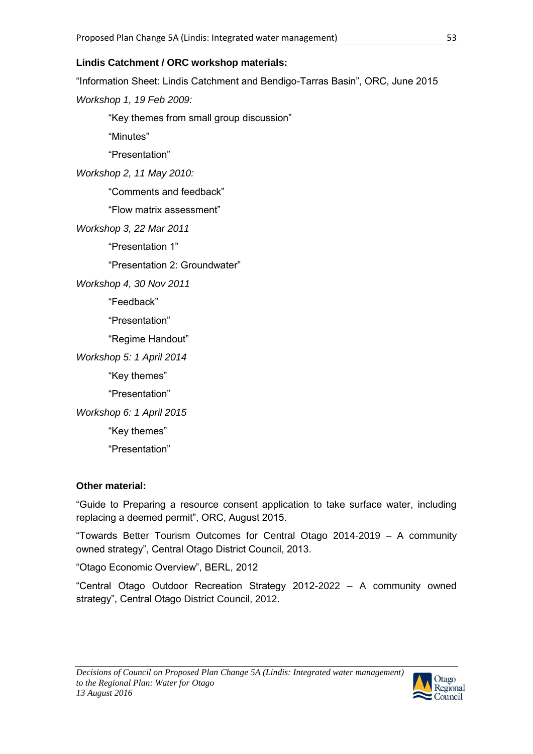**Lindis Catchment / ORC workshop materials:**

"Information Sheet: Lindis Catchment and Bendigo-Tarras Basin", ORC, June 2015

*Workshop 1, 19 Feb 2009:*

"Key themes from small group discussion"

"Minutes"

"Presentation"

*Workshop 2, 11 May 2010:*

"Comments and feedback"

"Flow matrix assessment"

*Workshop 3, 22 Mar 2011*

"Presentation 1"

"Presentation 2: Groundwater"

*Workshop 4, 30 Nov 2011*

"Feedback"

"Presentation"

"Regime Handout"

*Workshop 5: 1 April 2014*

"Key themes"

"Presentation"

*Workshop 6: 1 April 2015*

"Key themes"

"Presentation"

**Other material:**

"Guide to Preparing a resource consent application to take surface water, including replacing a deemed permit", ORC, August 2015.

"Towards Better Tourism Outcomes for Central Otago 2014-2019 – A community owned strategy", Central Otago District Council, 2013.

"Otago Economic Overview", BERL, 2012

"Central Otago Outdoor Recreation Strategy 2012-2022 – A community owned strategy", Central Otago District Council, 2012.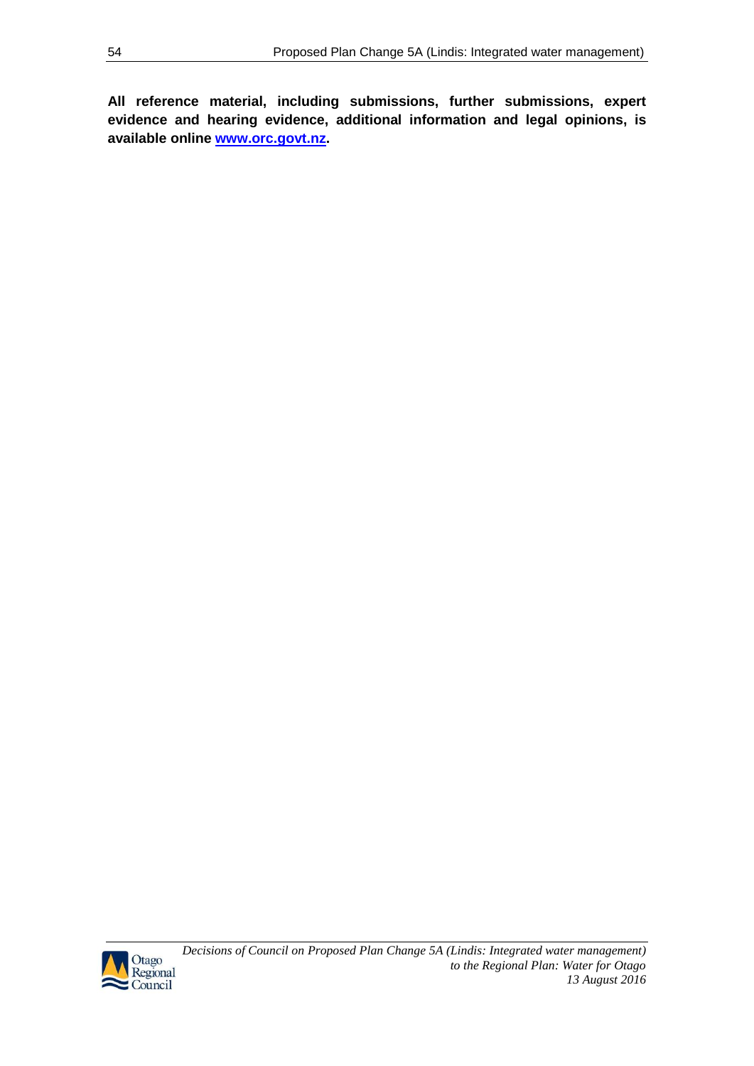**All reference material, including submissions, further submissions, expert evidence and hearing evidence, additional information and legal opinions, is available online [www.orc.govt.nz](http://www.orc.govt.nz).**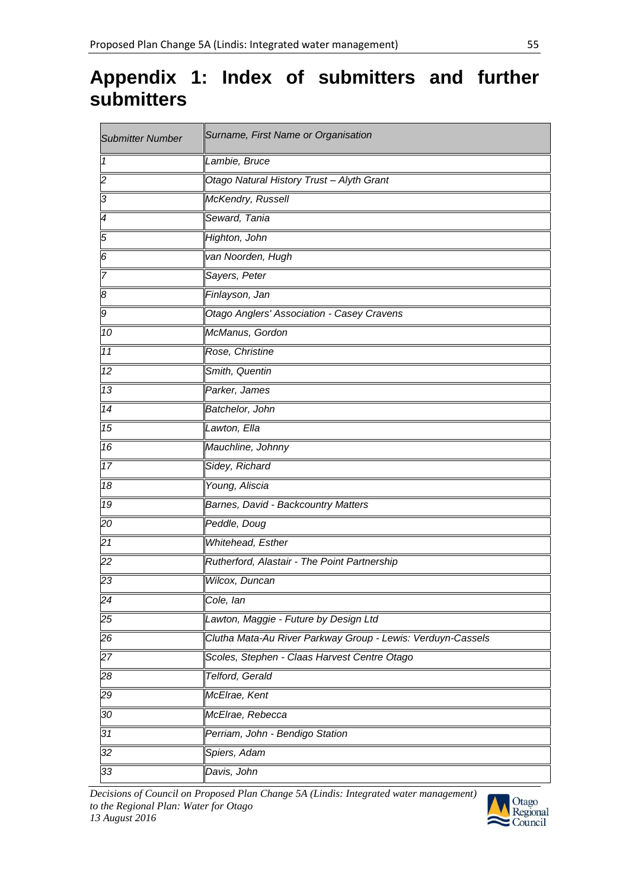# Appendix 1: Index of submitters and further submitters

| *Submitter Number* | *Surname, First Name or Organisation* |
|---|---|
| *1* | *Lambie, Bruce* |
| *2* | *Otago Natural History Trust – Alyth Grant* |
| *3* | *McKendry, Russell* |
| *4* | *Seward, Tania* |
| *5* | *Highton, John* |
| *6* | *van Noorden, Hugh* |
| *7* | *Sayers, Peter* |
| *8* | *Finlayson, Jan* |
| *9* | *Otago Anglers' Association - Casey Cravens* |
| *10* | *McManus, Gordon* |
| *11* | *Rose, Christine* |
| *12* | *Smith, Quentin* |
| *13* | *Parker, James* |
| *14* | *Batchelor, John* |
| *15* | *Lawton, Ella* |
| *16* | *Mauchline, Johnny* |
| *17* | *Sidey, Richard* |
| *18* | *Young, Aliscia* |
| *19* | *Barnes, David - Backcountry Matters* |
| *20* | *Peddle, Doug* |
| *21* | *Whitehead, Esther* |
| *22* | *Rutherford, Alastair - The Point Partnership* |
| *23* | *Wilcox, Duncan* |
| *24* | *Cole, Ian* |
| *25* | *Lawton, Maggie - Future by Design Ltd* |
| *26* | *Clutha Mata-Au River Parkway Group - Lewis: Verduyn-Cassels* |
| *27* | *Scoles, Stephen - Claas Harvest Centre Otago* |
| *28* | *Telford, Gerald* |
| *29* | *McElrae, Kent* |
| *30* | *McElrae, Rebecca* |
| *31* | *Perriam, John - Bendigo Station* |
| *32* | *Spiers, Adam* |
| *33* | *Davis, John* |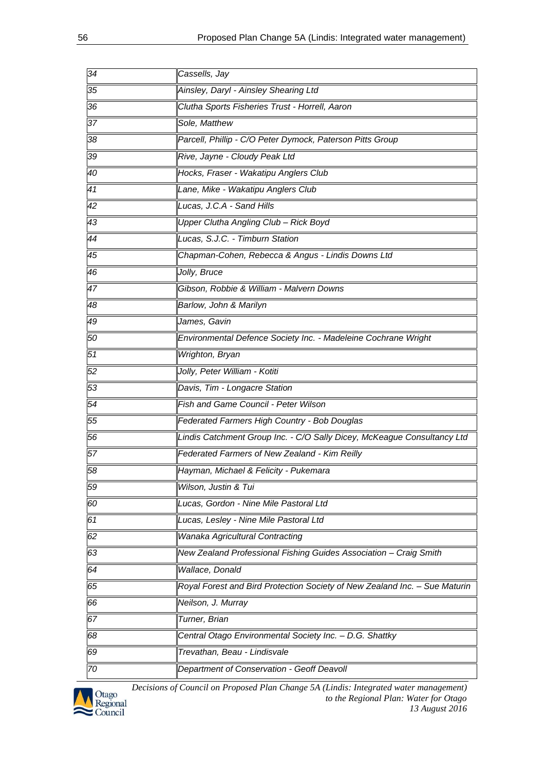| | |
|---|---|
| *34* | *Cassells, Jay* |
| *35* | *Ainsley, Daryl - Ainsley Shearing Ltd* |
| *36* | *Clutha Sports Fisheries Trust - Horrell, Aaron* |
| *37* | *Sole, Matthew* |
| *38* | *Parcell, Phillip - C/O Peter Dymock, Paterson Pitts Group* |
| *39* | *Rive, Jayne - Cloudy Peak Ltd* |
| *40* | *Hocks, Fraser - Wakatipu Anglers Club* |
| *41* | *Lane, Mike - Wakatipu Anglers Club* |
| *42* | *Lucas, J.C.A - Sand Hills* |
| *43* | *Upper Clutha Angling Club – Rick Boyd* |
| *44* | *Lucas, S.J.C. - Timburn Station* |
| *45* | *Chapman-Cohen, Rebecca & Angus - Lindis Downs Ltd* |
| *46* | *Jolly, Bruce* |
| *47* | *Gibson, Robbie & William - Malvern Downs* |
| *48* | *Barlow, John & Marilyn* |
| *49* | *James, Gavin* |
| *50* | *Environmental Defence Society Inc. - Madeleine Cochrane Wright* |
| *51* | *Wrighton, Bryan* |
| *52* | *Jolly, Peter William - Kotiti* |
| *53* | *Davis, Tim - Longacre Station* |
| *54* | *Fish and Game Council - Peter Wilson* |
| *55* | *Federated Farmers High Country - Bob Douglas* |
| *56* | *Lindis Catchment Group Inc. - C/O Sally Dicey, McKeague Consultancy Ltd* |
| *57* | *Federated Farmers of New Zealand - Kim Reilly* |
| *58* | *Hayman, Michael & Felicity - Pukemara* |
| *59* | *Wilson, Justin & Tui* |
| *60* | *Lucas, Gordon - Nine Mile Pastoral Ltd* |
| *61* | *Lucas, Lesley - Nine Mile Pastoral Ltd* |
| *62* | *Wanaka Agricultural Contracting* |
| *63* | *New Zealand Professional Fishing Guides Association – Craig Smith* |
| *64* | *Wallace, Donald* |
| *65* | *Royal Forest and Bird Protection Society of New Zealand Inc. – Sue Maturin* |
| *66* | *Neilson, J. Murray* |
| *67* | *Turner, Brian* |
| *68* | *Central Otago Environmental Society Inc. – D.G. Shattky* |
| *69* | *Trevathan, Beau - Lindisvale* |
| *70* | *Department of Conservation - Geoff Deavoll* |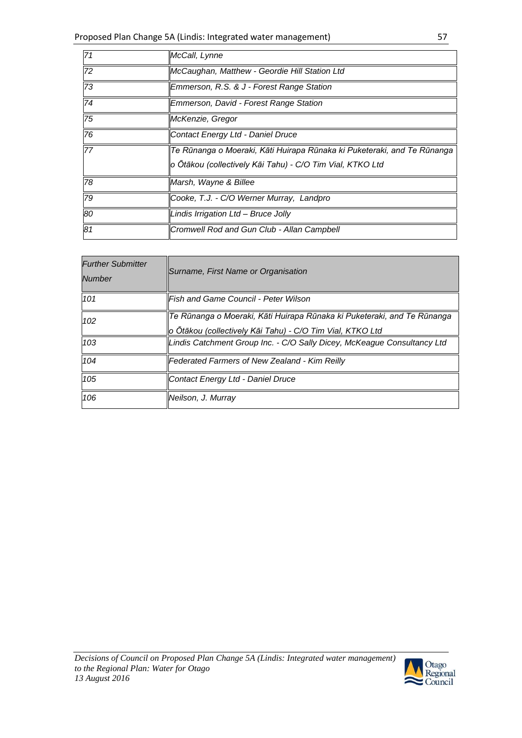| | |
|---|---|
| *71* | *McCall, Lynne* |
| *72* | *McCaughan, Matthew - Geordie Hill Station Ltd* |
| *73* | *Emmerson, R.S. & J - Forest Range Station* |
| *74* | *Emmerson, David - Forest Range Station* |
| *75* | *McKenzie, Gregor* |
| *76* | *Contact Energy Ltd - Daniel Druce* |
| *77* | *Te Rūnanga o Moeraki, Kāti Huirapa Rūnaka ki Puketeraki, and Te Rūnanga o Ōtākou (collectively Kāi Tahu) - C/O Tim Vial, KTKO Ltd* |
| *78* | *Marsh, Wayne & Billee* |
| *79* | *Cooke, T.J. - C/O Werner Murray, Landpro* |
| *80* | *Lindis Irrigation Ltd – Bruce Jolly* |
| *81* | *Cromwell Rod and Gun Club - Allan Campbell* |

| *Further Submitter Number* | *Surname, First Name or Organisation* |
|---|---|
| *101* | *Fish and Game Council - Peter Wilson* |
| *102* | *Te Rūnanga o Moeraki, Kāti Huirapa Rūnaka ki Puketeraki, and Te Rūnanga o Ōtākou (collectively Kāi Tahu) - C/O Tim Vial, KTKO Ltd* |
| *103* | *Lindis Catchment Group Inc. - C/O Sally Dicey, McKeague Consultancy Ltd* |
| *104* | *Federated Farmers of New Zealand - Kim Reilly* |
| *105* | *Contact Energy Ltd - Daniel Druce* |
| *106* | *Neilson, J. Murray* |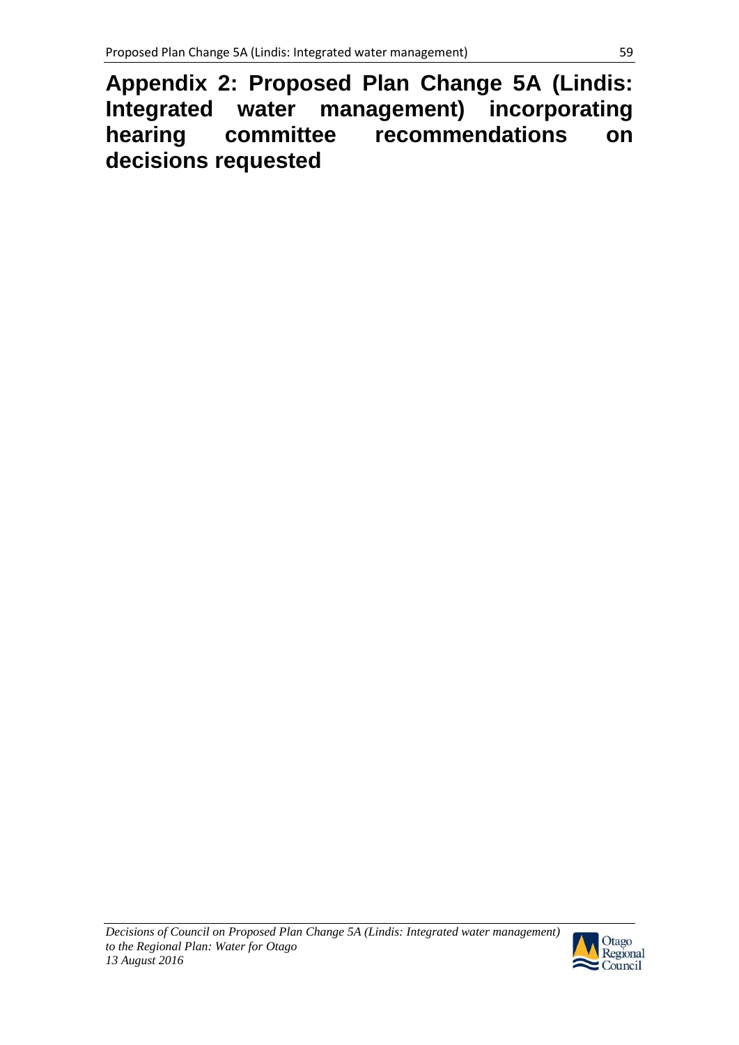# Appendix 2: Proposed Plan Change 5A (Lindis: Integrated water management) incorporating hearing committee recommendations on decisions requested